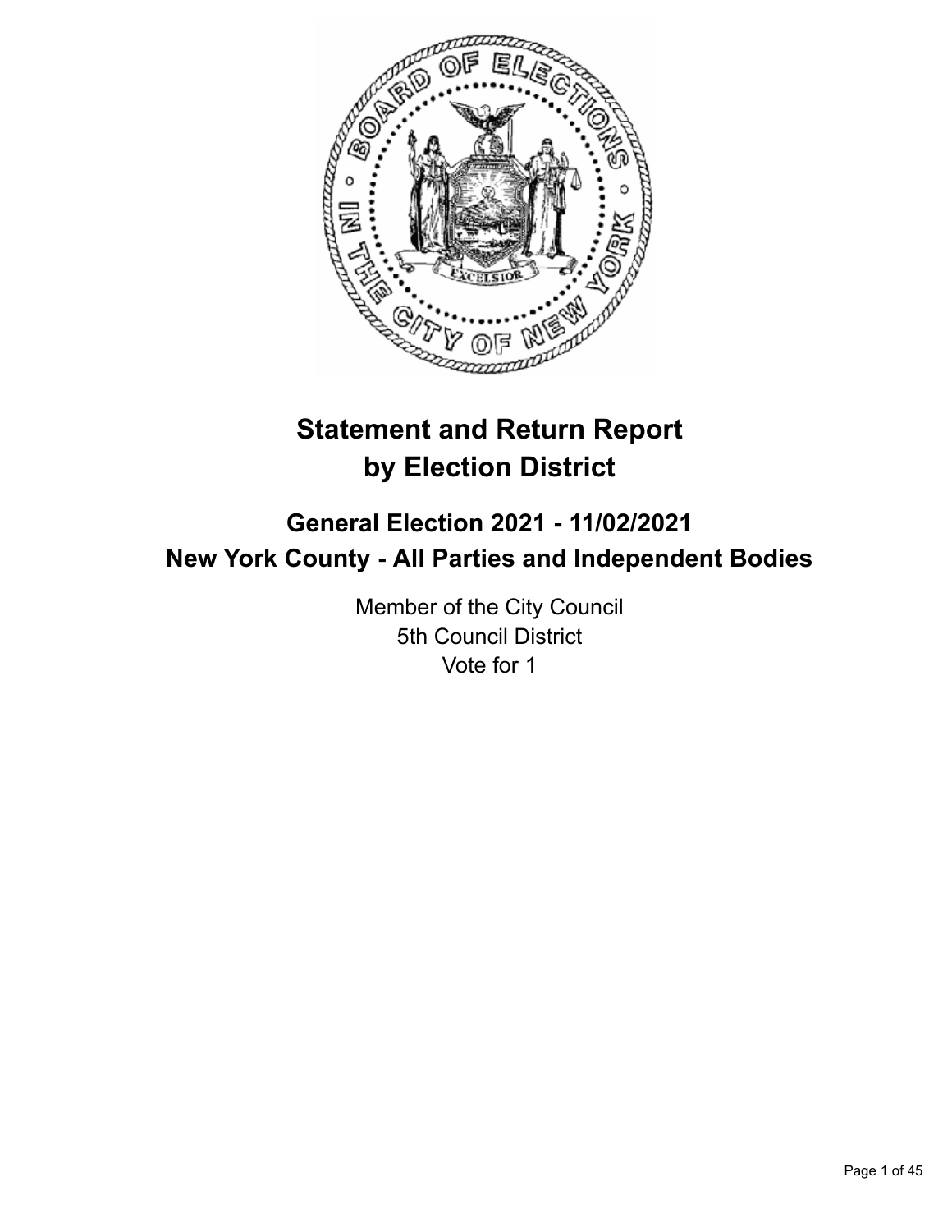# Statement and Return Report by Election District

## General Election 2021 - 11/02/2021
## New York County - All Parties and Independent Bodies

Member of the City Council
5th Council District
Vote for 1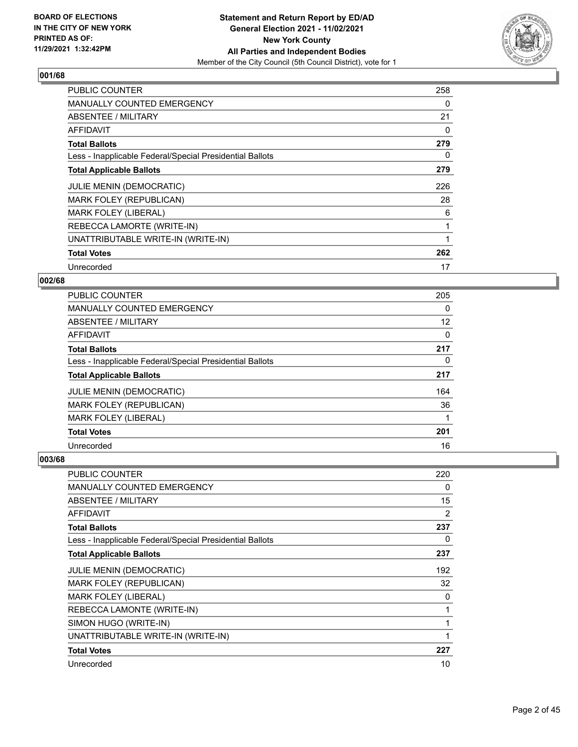## 001/68

| | |
|---|---|
| PUBLIC COUNTER | 258 |
| MANUALLY COUNTED EMERGENCY | 0 |
| ABSENTEE / MILITARY | 21 |
| AFFIDAVIT | 0 |
| **Total Ballots** | **279** |
| Less - Inapplicable Federal/Special Presidential Ballots | 0 |
| **Total Applicable Ballots** | **279** |
| JULIE MENIN (DEMOCRATIC) | 226 |
| MARK FOLEY (REPUBLICAN) | 28 |
| MARK FOLEY (LIBERAL) | 6 |
| REBECCA LAMORTE (WRITE-IN) | 1 |
| UNATTRIBUTABLE WRITE-IN (WRITE-IN) | 1 |
| **Total Votes** | **262** |
| Unrecorded | 17 |

## 002/68

| | |
|---|---|
| PUBLIC COUNTER | 205 |
| MANUALLY COUNTED EMERGENCY | 0 |
| ABSENTEE / MILITARY | 12 |
| AFFIDAVIT | 0 |
| **Total Ballots** | **217** |
| Less - Inapplicable Federal/Special Presidential Ballots | 0 |
| **Total Applicable Ballots** | **217** |
| JULIE MENIN (DEMOCRATIC) | 164 |
| MARK FOLEY (REPUBLICAN) | 36 |
| MARK FOLEY (LIBERAL) | 1 |
| **Total Votes** | **201** |
| Unrecorded | 16 |

## 003/68

| | |
|---|---|
| PUBLIC COUNTER | 220 |
| MANUALLY COUNTED EMERGENCY | 0 |
| ABSENTEE / MILITARY | 15 |
| AFFIDAVIT | 2 |
| **Total Ballots** | **237** |
| Less - Inapplicable Federal/Special Presidential Ballots | 0 |
| **Total Applicable Ballots** | **237** |
| JULIE MENIN (DEMOCRATIC) | 192 |
| MARK FOLEY (REPUBLICAN) | 32 |
| MARK FOLEY (LIBERAL) | 0 |
| REBECCA LAMONTE (WRITE-IN) | 1 |
| SIMON HUGO (WRITE-IN) | 1 |
| UNATTRIBUTABLE WRITE-IN (WRITE-IN) | 1 |
| **Total Votes** | **227** |
| Unrecorded | 10 |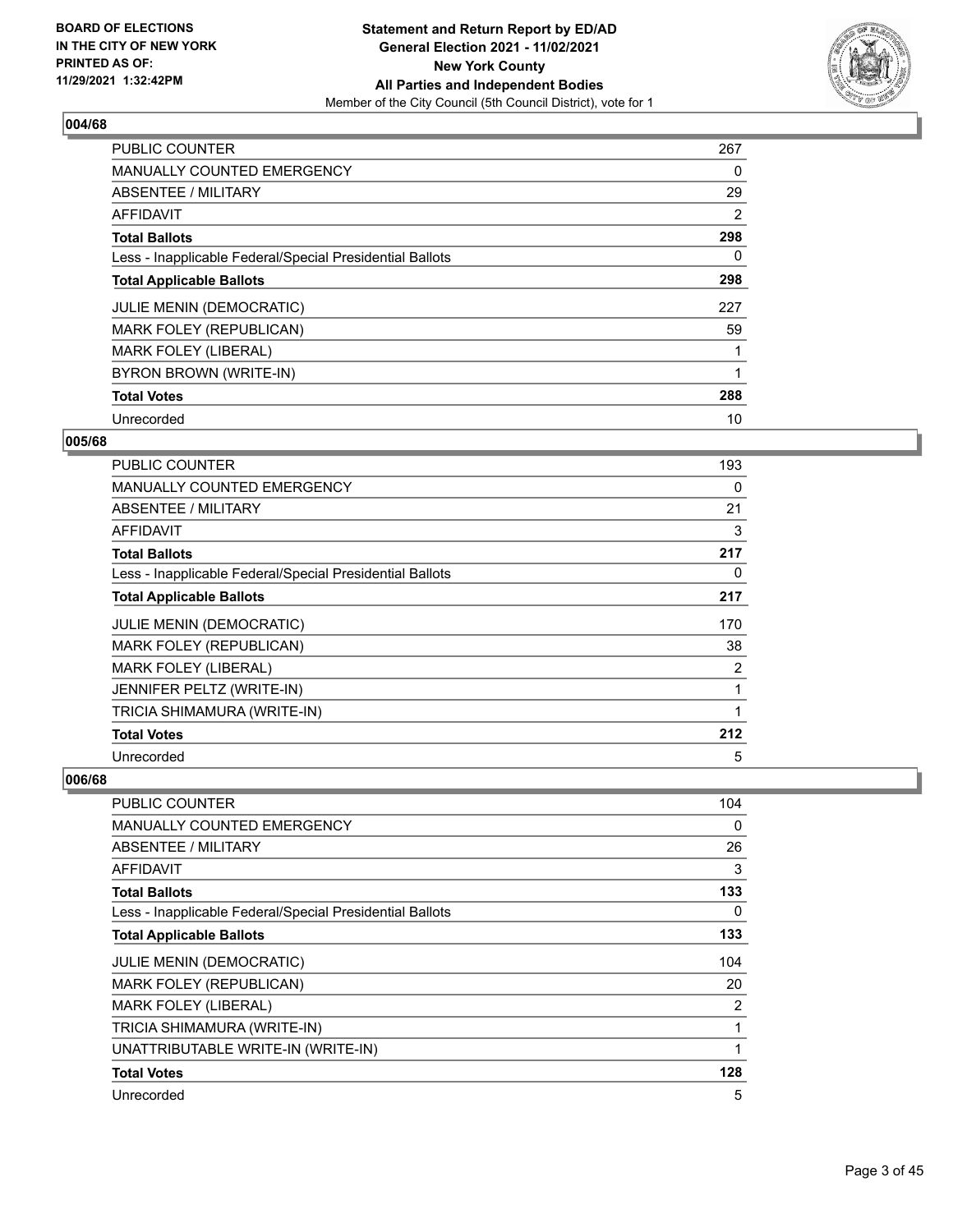**Statement and Return Report by ED/AD**
**General Election 2021 - 11/02/2021**
**New York County**
**All Parties and Independent Bodies**
Member of the City Council (5th Council District), vote for 1

BOARD OF ELECTIONS IN THE CITY OF NEW YORK PRINTED AS OF: 11/29/2021 1:32:42PM

## 004/68

| | |
|---|---|
| PUBLIC COUNTER | 267 |
| MANUALLY COUNTED EMERGENCY | 0 |
| ABSENTEE / MILITARY | 29 |
| AFFIDAVIT | 2 |
| **Total Ballots** | **298** |
| Less - Inapplicable Federal/Special Presidential Ballots | 0 |
| **Total Applicable Ballots** | **298** |
| JULIE MENIN (DEMOCRATIC) | 227 |
| MARK FOLEY (REPUBLICAN) | 59 |
| MARK FOLEY (LIBERAL) | 1 |
| BYRON BROWN (WRITE-IN) | 1 |
| **Total Votes** | **288** |
| Unrecorded | 10 |

## 005/68

| | |
|---|---|
| PUBLIC COUNTER | 193 |
| MANUALLY COUNTED EMERGENCY | 0 |
| ABSENTEE / MILITARY | 21 |
| AFFIDAVIT | 3 |
| **Total Ballots** | **217** |
| Less - Inapplicable Federal/Special Presidential Ballots | 0 |
| **Total Applicable Ballots** | **217** |
| JULIE MENIN (DEMOCRATIC) | 170 |
| MARK FOLEY (REPUBLICAN) | 38 |
| MARK FOLEY (LIBERAL) | 2 |
| JENNIFER PELTZ (WRITE-IN) | 1 |
| TRICIA SHIMAMURA (WRITE-IN) | 1 |
| **Total Votes** | **212** |
| Unrecorded | 5 |

## 006/68

| | |
|---|---|
| PUBLIC COUNTER | 104 |
| MANUALLY COUNTED EMERGENCY | 0 |
| ABSENTEE / MILITARY | 26 |
| AFFIDAVIT | 3 |
| **Total Ballots** | **133** |
| Less - Inapplicable Federal/Special Presidential Ballots | 0 |
| **Total Applicable Ballots** | **133** |
| JULIE MENIN (DEMOCRATIC) | 104 |
| MARK FOLEY (REPUBLICAN) | 20 |
| MARK FOLEY (LIBERAL) | 2 |
| TRICIA SHIMAMURA (WRITE-IN) | 1 |
| UNATTRIBUTABLE WRITE-IN (WRITE-IN) | 1 |
| **Total Votes** | **128** |
| Unrecorded | 5 |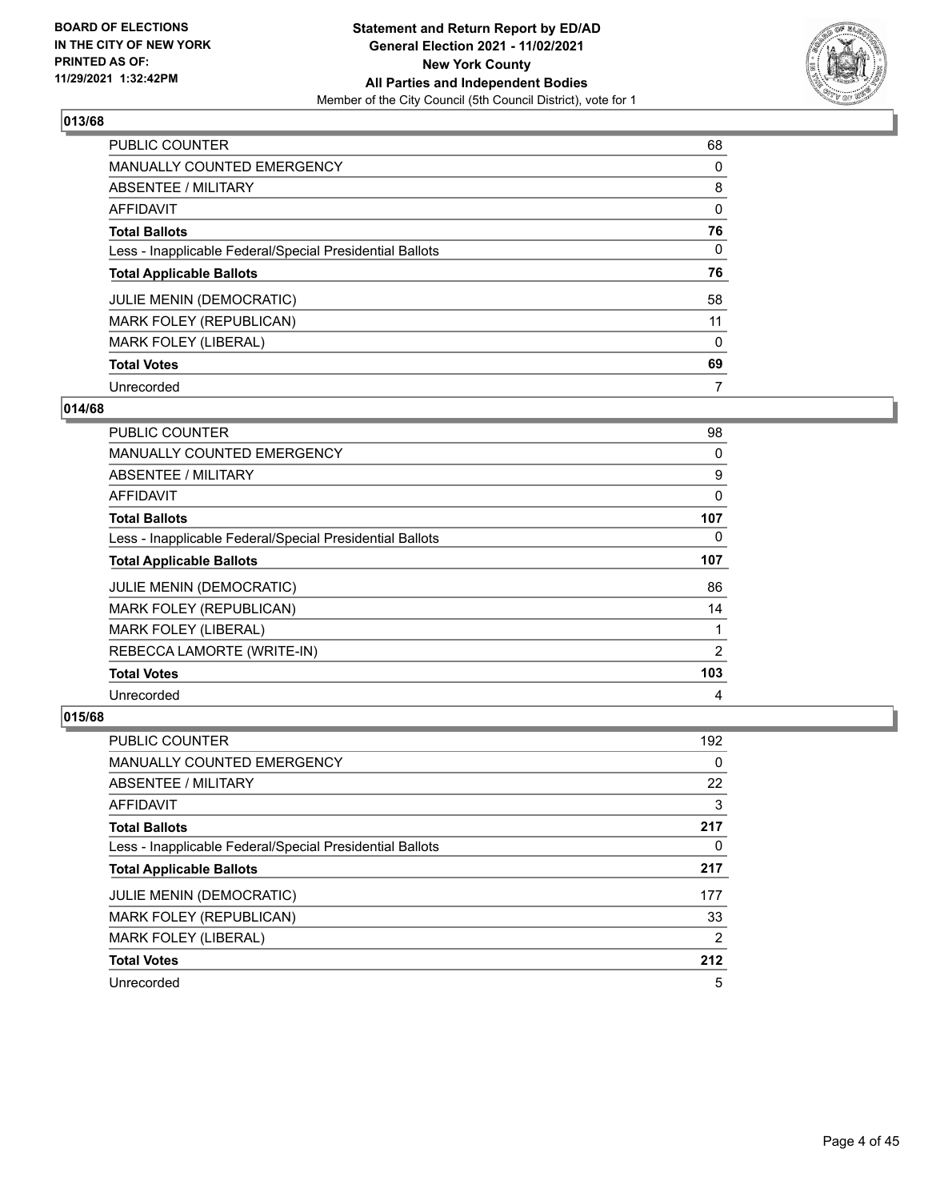**BOARD OF ELECTIONS IN THE CITY OF NEW YORK PRINTED AS OF: 11/29/2021 1:32:42PM**

**Statement and Return Report by ED/AD**
**General Election 2021 - 11/02/2021**
**New York County**
**All Parties and Independent Bodies**
Member of the City Council (5th Council District), vote for 1

### 013/68

| | |
|---|---|
| PUBLIC COUNTER | 68 |
| MANUALLY COUNTED EMERGENCY | 0 |
| ABSENTEE / MILITARY | 8 |
| AFFIDAVIT | 0 |
| **Total Ballots** | **76** |
| Less - Inapplicable Federal/Special Presidential Ballots | 0 |
| **Total Applicable Ballots** | **76** |
| JULIE MENIN (DEMOCRATIC) | 58 |
| MARK FOLEY (REPUBLICAN) | 11 |
| MARK FOLEY (LIBERAL) | 0 |
| **Total Votes** | **69** |
| Unrecorded | 7 |

### 014/68

| | |
|---|---|
| PUBLIC COUNTER | 98 |
| MANUALLY COUNTED EMERGENCY | 0 |
| ABSENTEE / MILITARY | 9 |
| AFFIDAVIT | 0 |
| **Total Ballots** | **107** |
| Less - Inapplicable Federal/Special Presidential Ballots | 0 |
| **Total Applicable Ballots** | **107** |
| JULIE MENIN (DEMOCRATIC) | 86 |
| MARK FOLEY (REPUBLICAN) | 14 |
| MARK FOLEY (LIBERAL) | 1 |
| REBECCA LAMORTE (WRITE-IN) | 2 |
| **Total Votes** | **103** |
| Unrecorded | 4 |

### 015/68

| | |
|---|---|
| PUBLIC COUNTER | 192 |
| MANUALLY COUNTED EMERGENCY | 0 |
| ABSENTEE / MILITARY | 22 |
| AFFIDAVIT | 3 |
| **Total Ballots** | **217** |
| Less - Inapplicable Federal/Special Presidential Ballots | 0 |
| **Total Applicable Ballots** | **217** |
| JULIE MENIN (DEMOCRATIC) | 177 |
| MARK FOLEY (REPUBLICAN) | 33 |
| MARK FOLEY (LIBERAL) | 2 |
| **Total Votes** | **212** |
| Unrecorded | 5 |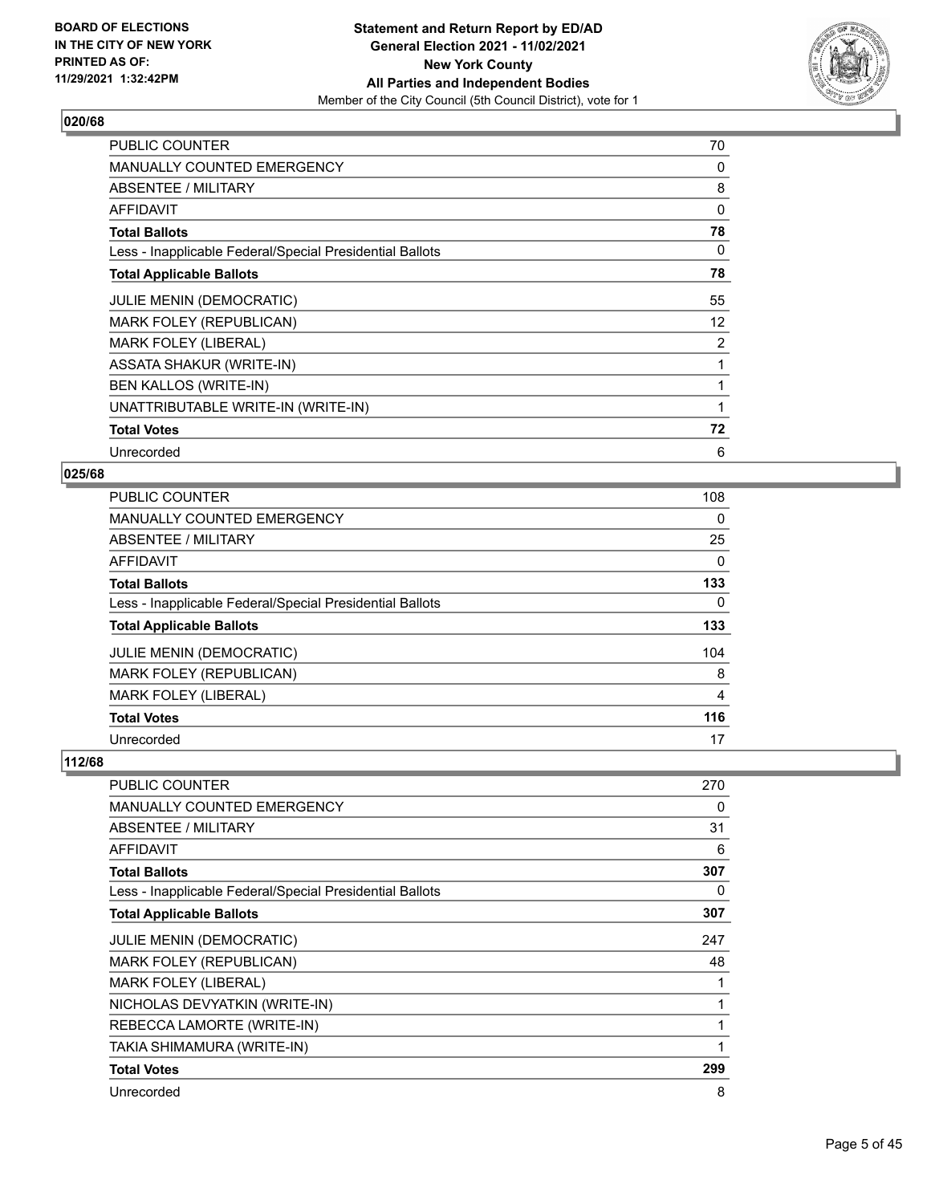**BOARD OF ELECTIONS IN THE CITY OF NEW YORK PRINTED AS OF: 11/29/2021 1:32:42PM**

**Statement and Return Report by ED/AD General Election 2021 - 11/02/2021 New York County All Parties and Independent Bodies**

Member of the City Council (5th Council District), vote for 1

## 020/68

| | |
|---|---|
| PUBLIC COUNTER | 70 |
| MANUALLY COUNTED EMERGENCY | 0 |
| ABSENTEE / MILITARY | 8 |
| AFFIDAVIT | 0 |
| **Total Ballots** | **78** |
| Less - Inapplicable Federal/Special Presidential Ballots | 0 |
| **Total Applicable Ballots** | **78** |
| JULIE MENIN (DEMOCRATIC) | 55 |
| MARK FOLEY (REPUBLICAN) | 12 |
| MARK FOLEY (LIBERAL) | 2 |
| ASSATA SHAKUR (WRITE-IN) | 1 |
| BEN KALLOS (WRITE-IN) | 1 |
| UNATTRIBUTABLE WRITE-IN (WRITE-IN) | 1 |
| **Total Votes** | **72** |
| Unrecorded | 6 |

## 025/68

| | |
|---|---|
| PUBLIC COUNTER | 108 |
| MANUALLY COUNTED EMERGENCY | 0 |
| ABSENTEE / MILITARY | 25 |
| AFFIDAVIT | 0 |
| **Total Ballots** | **133** |
| Less - Inapplicable Federal/Special Presidential Ballots | 0 |
| **Total Applicable Ballots** | **133** |
| JULIE MENIN (DEMOCRATIC) | 104 |
| MARK FOLEY (REPUBLICAN) | 8 |
| MARK FOLEY (LIBERAL) | 4 |
| **Total Votes** | **116** |
| Unrecorded | 17 |

## 112/68

| | |
|---|---|
| PUBLIC COUNTER | 270 |
| MANUALLY COUNTED EMERGENCY | 0 |
| ABSENTEE / MILITARY | 31 |
| AFFIDAVIT | 6 |
| **Total Ballots** | **307** |
| Less - Inapplicable Federal/Special Presidential Ballots | 0 |
| **Total Applicable Ballots** | **307** |
| JULIE MENIN (DEMOCRATIC) | 247 |
| MARK FOLEY (REPUBLICAN) | 48 |
| MARK FOLEY (LIBERAL) | 1 |
| NICHOLAS DEVYATKIN (WRITE-IN) | 1 |
| REBECCA LAMORTE (WRITE-IN) | 1 |
| TAKIA SHIMAMURA (WRITE-IN) | 1 |
| **Total Votes** | **299** |
| Unrecorded | 8 |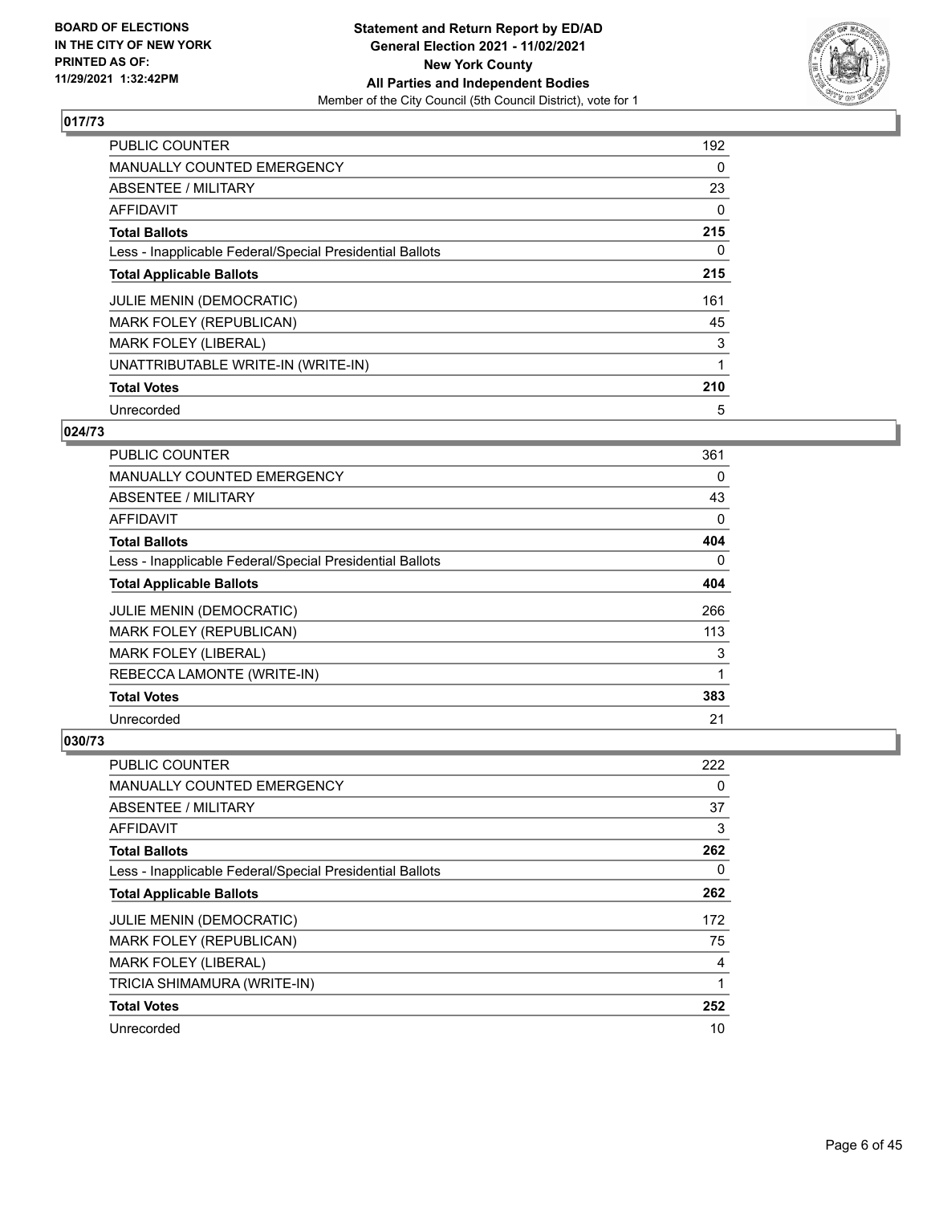## 017/73

| | |
|---|---|
| PUBLIC COUNTER | 192 |
| MANUALLY COUNTED EMERGENCY | 0 |
| ABSENTEE / MILITARY | 23 |
| AFFIDAVIT | 0 |
| **Total Ballots** | **215** |
| Less - Inapplicable Federal/Special Presidential Ballots | 0 |
| **Total Applicable Ballots** | **215** |
| JULIE MENIN (DEMOCRATIC) | 161 |
| MARK FOLEY (REPUBLICAN) | 45 |
| MARK FOLEY (LIBERAL) | 3 |
| UNATTRIBUTABLE WRITE-IN (WRITE-IN) | 1 |
| **Total Votes** | **210** |
| Unrecorded | 5 |

## 024/73

| | |
|---|---|
| PUBLIC COUNTER | 361 |
| MANUALLY COUNTED EMERGENCY | 0 |
| ABSENTEE / MILITARY | 43 |
| AFFIDAVIT | 0 |
| **Total Ballots** | **404** |
| Less - Inapplicable Federal/Special Presidential Ballots | 0 |
| **Total Applicable Ballots** | **404** |
| JULIE MENIN (DEMOCRATIC) | 266 |
| MARK FOLEY (REPUBLICAN) | 113 |
| MARK FOLEY (LIBERAL) | 3 |
| REBECCA LAMONTE (WRITE-IN) | 1 |
| **Total Votes** | **383** |
| Unrecorded | 21 |

## 030/73

| | |
|---|---|
| PUBLIC COUNTER | 222 |
| MANUALLY COUNTED EMERGENCY | 0 |
| ABSENTEE / MILITARY | 37 |
| AFFIDAVIT | 3 |
| **Total Ballots** | **262** |
| Less - Inapplicable Federal/Special Presidential Ballots | 0 |
| **Total Applicable Ballots** | **262** |
| JULIE MENIN (DEMOCRATIC) | 172 |
| MARK FOLEY (REPUBLICAN) | 75 |
| MARK FOLEY (LIBERAL) | 4 |
| TRICIA SHIMAMURA (WRITE-IN) | 1 |
| **Total Votes** | **252** |
| Unrecorded | 10 |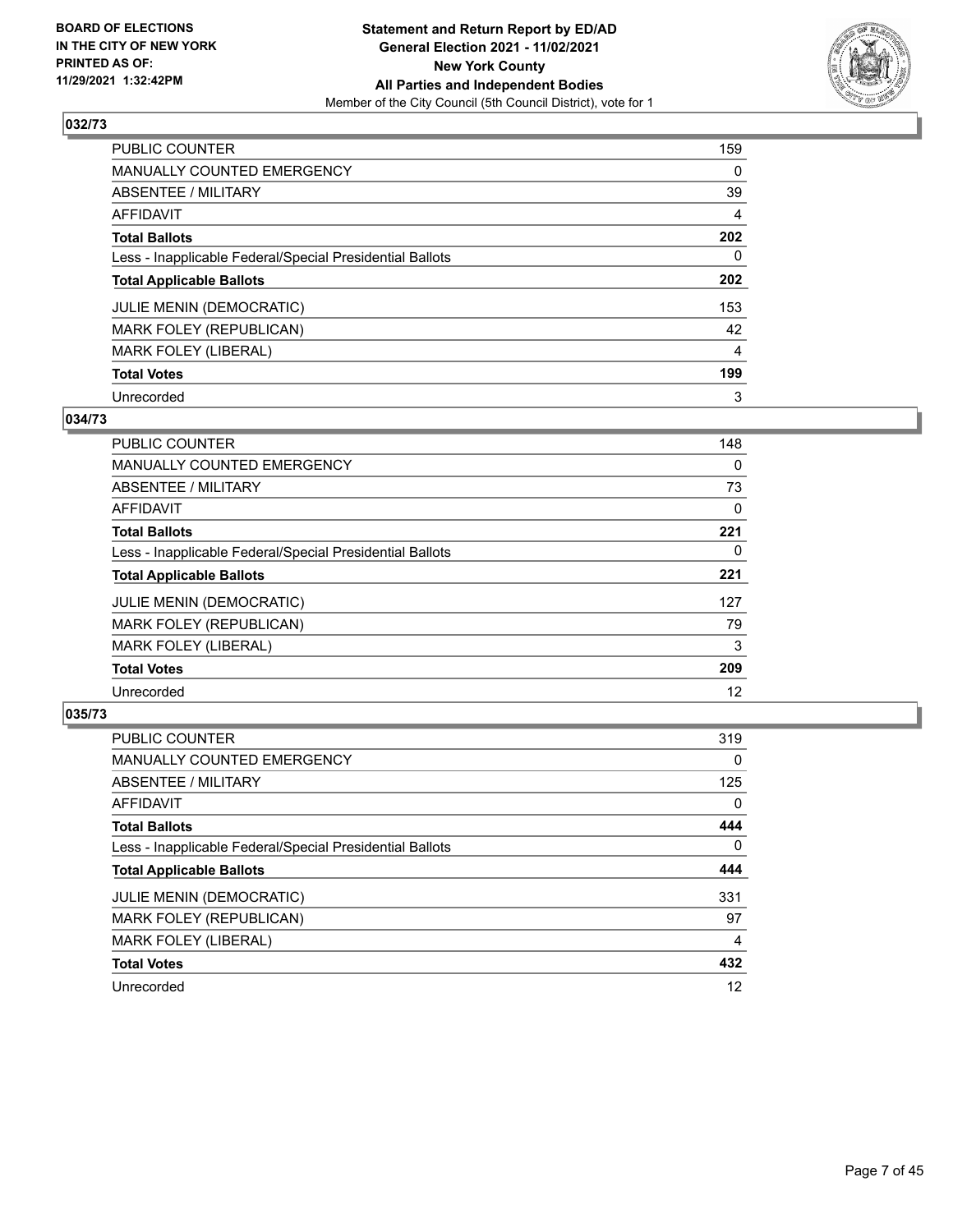BOARD OF ELECTIONS
IN THE CITY OF NEW YORK
PRINTED AS OF:
11/29/2021 1:32:42PM

**Statement and Return Report by ED/AD**
**General Election 2021 - 11/02/2021**
**New York County**
**All Parties and Independent Bodies**
Member of the City Council (5th Council District), vote for 1

### 032/73

| | |
|---|---|
| PUBLIC COUNTER | 159 |
| MANUALLY COUNTED EMERGENCY | 0 |
| ABSENTEE / MILITARY | 39 |
| AFFIDAVIT | 4 |
| **Total Ballots** | **202** |
| Less - Inapplicable Federal/Special Presidential Ballots | 0 |
| **Total Applicable Ballots** | **202** |
| JULIE MENIN (DEMOCRATIC) | 153 |
| MARK FOLEY (REPUBLICAN) | 42 |
| MARK FOLEY (LIBERAL) | 4 |
| **Total Votes** | **199** |
| Unrecorded | 3 |

### 034/73

| | |
|---|---|
| PUBLIC COUNTER | 148 |
| MANUALLY COUNTED EMERGENCY | 0 |
| ABSENTEE / MILITARY | 73 |
| AFFIDAVIT | 0 |
| **Total Ballots** | **221** |
| Less - Inapplicable Federal/Special Presidential Ballots | 0 |
| **Total Applicable Ballots** | **221** |
| JULIE MENIN (DEMOCRATIC) | 127 |
| MARK FOLEY (REPUBLICAN) | 79 |
| MARK FOLEY (LIBERAL) | 3 |
| **Total Votes** | **209** |
| Unrecorded | 12 |

### 035/73

| | |
|---|---|
| PUBLIC COUNTER | 319 |
| MANUALLY COUNTED EMERGENCY | 0 |
| ABSENTEE / MILITARY | 125 |
| AFFIDAVIT | 0 |
| **Total Ballots** | **444** |
| Less - Inapplicable Federal/Special Presidential Ballots | 0 |
| **Total Applicable Ballots** | **444** |
| JULIE MENIN (DEMOCRATIC) | 331 |
| MARK FOLEY (REPUBLICAN) | 97 |
| MARK FOLEY (LIBERAL) | 4 |
| **Total Votes** | **432** |
| Unrecorded | 12 |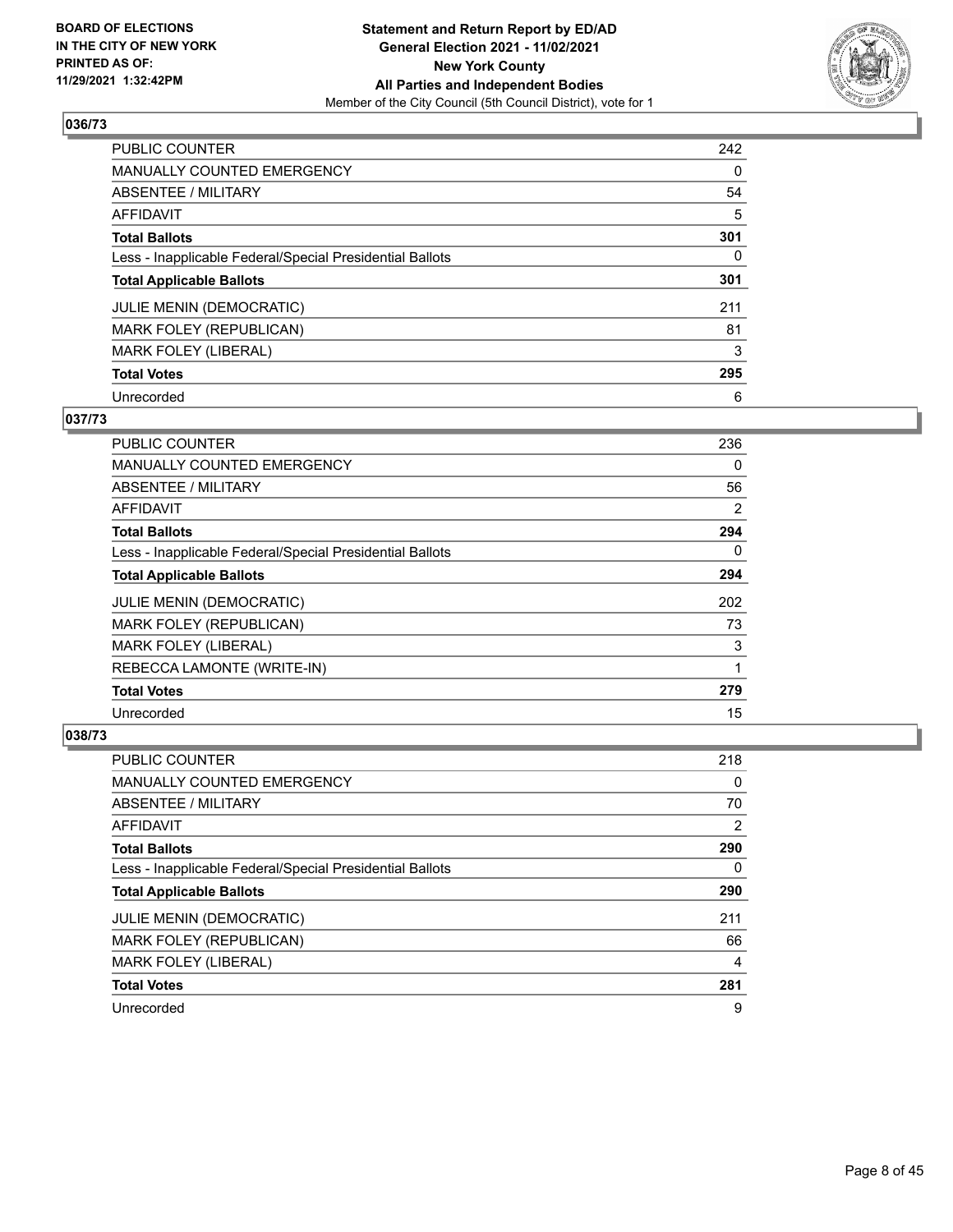BOARD OF ELECTIONS
IN THE CITY OF NEW YORK
PRINTED AS OF:
11/29/2021 1:32:42PM

**Statement and Return Report by ED/AD**
**General Election 2021 - 11/02/2021**
**New York County**
**All Parties and Independent Bodies**
Member of the City Council (5th Council District), vote for 1

### 036/73

| | |
|---|---|
| PUBLIC COUNTER | 242 |
| MANUALLY COUNTED EMERGENCY | 0 |
| ABSENTEE / MILITARY | 54 |
| AFFIDAVIT | 5 |
| **Total Ballots** | **301** |
| Less - Inapplicable Federal/Special Presidential Ballots | 0 |
| **Total Applicable Ballots** | **301** |
| JULIE MENIN (DEMOCRATIC) | 211 |
| MARK FOLEY (REPUBLICAN) | 81 |
| MARK FOLEY (LIBERAL) | 3 |
| **Total Votes** | **295** |
| Unrecorded | 6 |

### 037/73

| | |
|---|---|
| PUBLIC COUNTER | 236 |
| MANUALLY COUNTED EMERGENCY | 0 |
| ABSENTEE / MILITARY | 56 |
| AFFIDAVIT | 2 |
| **Total Ballots** | **294** |
| Less - Inapplicable Federal/Special Presidential Ballots | 0 |
| **Total Applicable Ballots** | **294** |
| JULIE MENIN (DEMOCRATIC) | 202 |
| MARK FOLEY (REPUBLICAN) | 73 |
| MARK FOLEY (LIBERAL) | 3 |
| REBECCA LAMONTE (WRITE-IN) | 1 |
| **Total Votes** | **279** |
| Unrecorded | 15 |

### 038/73

| | |
|---|---|
| PUBLIC COUNTER | 218 |
| MANUALLY COUNTED EMERGENCY | 0 |
| ABSENTEE / MILITARY | 70 |
| AFFIDAVIT | 2 |
| **Total Ballots** | **290** |
| Less - Inapplicable Federal/Special Presidential Ballots | 0 |
| **Total Applicable Ballots** | **290** |
| JULIE MENIN (DEMOCRATIC) | 211 |
| MARK FOLEY (REPUBLICAN) | 66 |
| MARK FOLEY (LIBERAL) | 4 |
| **Total Votes** | **281** |
| Unrecorded | 9 |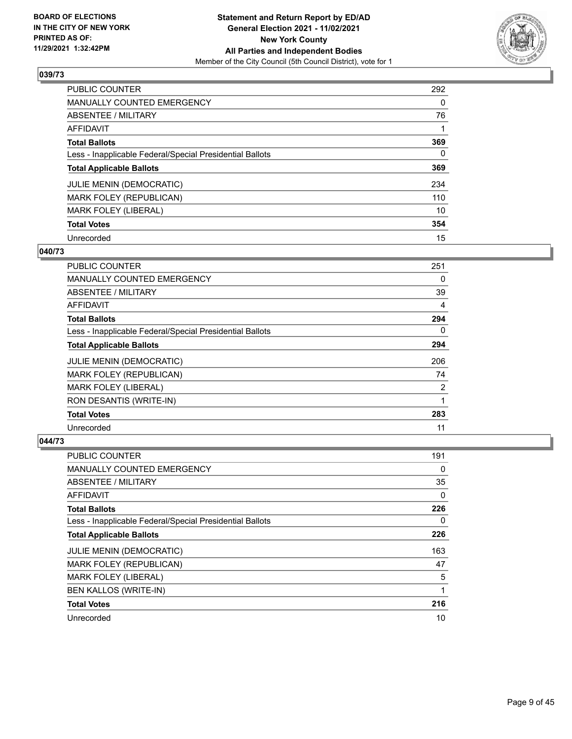## 039/73

| | |
|---|---|
| PUBLIC COUNTER | 292 |
| MANUALLY COUNTED EMERGENCY | 0 |
| ABSENTEE / MILITARY | 76 |
| AFFIDAVIT | 1 |
| **Total Ballots** | **369** |
| Less - Inapplicable Federal/Special Presidential Ballots | 0 |
| **Total Applicable Ballots** | **369** |
| JULIE MENIN (DEMOCRATIC) | 234 |
| MARK FOLEY (REPUBLICAN) | 110 |
| MARK FOLEY (LIBERAL) | 10 |
| **Total Votes** | **354** |
| Unrecorded | 15 |

## 040/73

| | |
|---|---|
| PUBLIC COUNTER | 251 |
| MANUALLY COUNTED EMERGENCY | 0 |
| ABSENTEE / MILITARY | 39 |
| AFFIDAVIT | 4 |
| **Total Ballots** | **294** |
| Less - Inapplicable Federal/Special Presidential Ballots | 0 |
| **Total Applicable Ballots** | **294** |
| JULIE MENIN (DEMOCRATIC) | 206 |
| MARK FOLEY (REPUBLICAN) | 74 |
| MARK FOLEY (LIBERAL) | 2 |
| RON DESANTIS (WRITE-IN) | 1 |
| **Total Votes** | **283** |
| Unrecorded | 11 |

## 044/73

| | |
|---|---|
| PUBLIC COUNTER | 191 |
| MANUALLY COUNTED EMERGENCY | 0 |
| ABSENTEE / MILITARY | 35 |
| AFFIDAVIT | 0 |
| **Total Ballots** | **226** |
| Less - Inapplicable Federal/Special Presidential Ballots | 0 |
| **Total Applicable Ballots** | **226** |
| JULIE MENIN (DEMOCRATIC) | 163 |
| MARK FOLEY (REPUBLICAN) | 47 |
| MARK FOLEY (LIBERAL) | 5 |
| BEN KALLOS (WRITE-IN) | 1 |
| **Total Votes** | **216** |
| Unrecorded | 10 |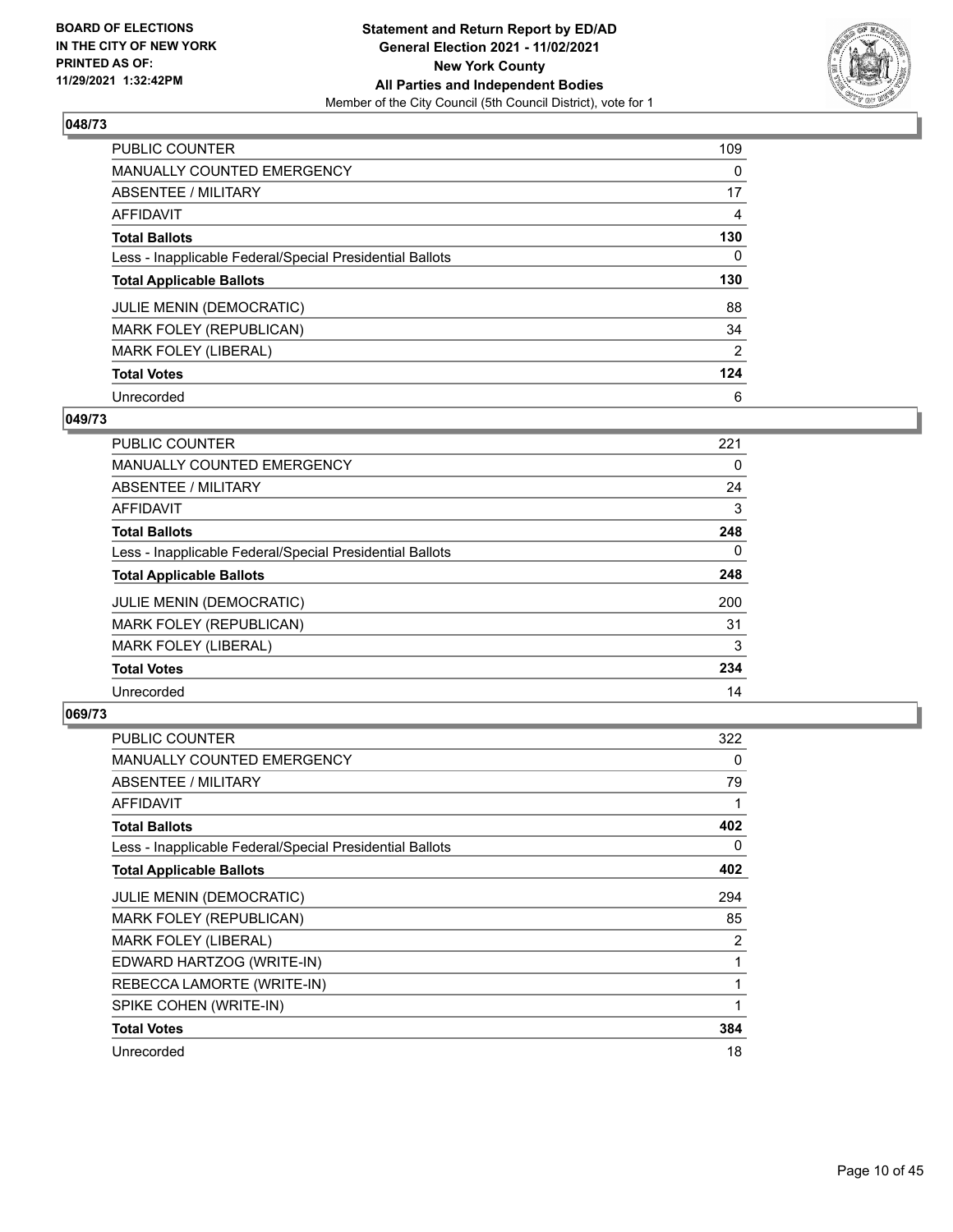## 048/73

| | |
|---|---|
| PUBLIC COUNTER | 109 |
| MANUALLY COUNTED EMERGENCY | 0 |
| ABSENTEE / MILITARY | 17 |
| AFFIDAVIT | 4 |
| **Total Ballots** | **130** |
| Less - Inapplicable Federal/Special Presidential Ballots | 0 |
| **Total Applicable Ballots** | **130** |
| JULIE MENIN (DEMOCRATIC) | 88 |
| MARK FOLEY (REPUBLICAN) | 34 |
| MARK FOLEY (LIBERAL) | 2 |
| **Total Votes** | **124** |
| Unrecorded | 6 |

## 049/73

| | |
|---|---|
| PUBLIC COUNTER | 221 |
| MANUALLY COUNTED EMERGENCY | 0 |
| ABSENTEE / MILITARY | 24 |
| AFFIDAVIT | 3 |
| **Total Ballots** | **248** |
| Less - Inapplicable Federal/Special Presidential Ballots | 0 |
| **Total Applicable Ballots** | **248** |
| JULIE MENIN (DEMOCRATIC) | 200 |
| MARK FOLEY (REPUBLICAN) | 31 |
| MARK FOLEY (LIBERAL) | 3 |
| **Total Votes** | **234** |
| Unrecorded | 14 |

## 069/73

| | |
|---|---|
| PUBLIC COUNTER | 322 |
| MANUALLY COUNTED EMERGENCY | 0 |
| ABSENTEE / MILITARY | 79 |
| AFFIDAVIT | 1 |
| **Total Ballots** | **402** |
| Less - Inapplicable Federal/Special Presidential Ballots | 0 |
| **Total Applicable Ballots** | **402** |
| JULIE MENIN (DEMOCRATIC) | 294 |
| MARK FOLEY (REPUBLICAN) | 85 |
| MARK FOLEY (LIBERAL) | 2 |
| EDWARD HARTZOG (WRITE-IN) | 1 |
| REBECCA LAMORTE (WRITE-IN) | 1 |
| SPIKE COHEN (WRITE-IN) | 1 |
| **Total Votes** | **384** |
| Unrecorded | 18 |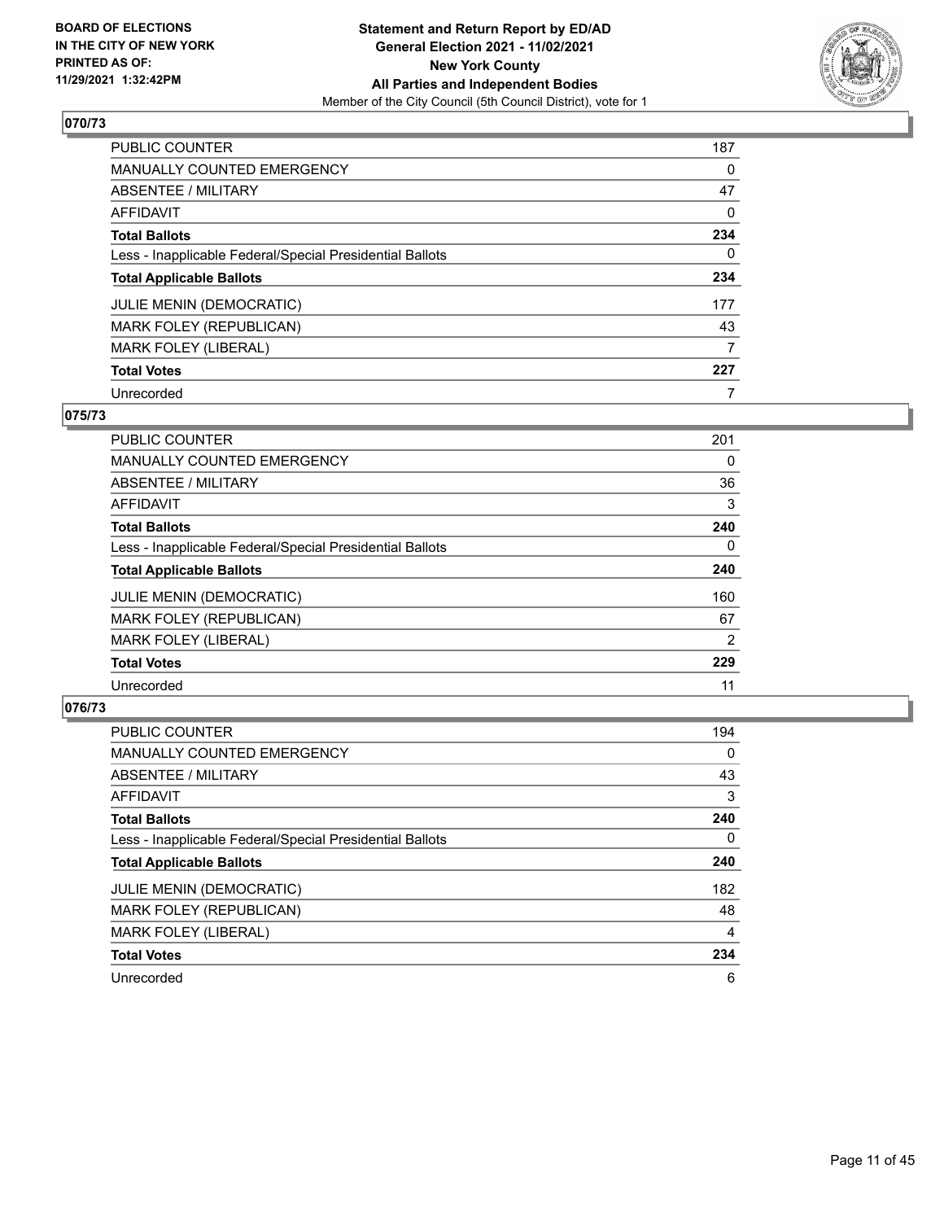**Statement and Return Report by ED/AD**
**General Election 2021 - 11/02/2021**
**New York County**
**All Parties and Independent Bodies**
Member of the City Council (5th Council District), vote for 1

BOARD OF ELECTIONS IN THE CITY OF NEW YORK PRINTED AS OF: 11/29/2021 1:32:42PM

## 070/73

| | |
|---|---|
| PUBLIC COUNTER | 187 |
| MANUALLY COUNTED EMERGENCY | 0 |
| ABSENTEE / MILITARY | 47 |
| AFFIDAVIT | 0 |
| **Total Ballots** | **234** |
| Less - Inapplicable Federal/Special Presidential Ballots | 0 |
| **Total Applicable Ballots** | **234** |
| JULIE MENIN (DEMOCRATIC) | 177 |
| MARK FOLEY (REPUBLICAN) | 43 |
| MARK FOLEY (LIBERAL) | 7 |
| **Total Votes** | **227** |
| Unrecorded | 7 |

## 075/73

| | |
|---|---|
| PUBLIC COUNTER | 201 |
| MANUALLY COUNTED EMERGENCY | 0 |
| ABSENTEE / MILITARY | 36 |
| AFFIDAVIT | 3 |
| **Total Ballots** | **240** |
| Less - Inapplicable Federal/Special Presidential Ballots | 0 |
| **Total Applicable Ballots** | **240** |
| JULIE MENIN (DEMOCRATIC) | 160 |
| MARK FOLEY (REPUBLICAN) | 67 |
| MARK FOLEY (LIBERAL) | 2 |
| **Total Votes** | **229** |
| Unrecorded | 11 |

## 076/73

| | |
|---|---|
| PUBLIC COUNTER | 194 |
| MANUALLY COUNTED EMERGENCY | 0 |
| ABSENTEE / MILITARY | 43 |
| AFFIDAVIT | 3 |
| **Total Ballots** | **240** |
| Less - Inapplicable Federal/Special Presidential Ballots | 0 |
| **Total Applicable Ballots** | **240** |
| JULIE MENIN (DEMOCRATIC) | 182 |
| MARK FOLEY (REPUBLICAN) | 48 |
| MARK FOLEY (LIBERAL) | 4 |
| **Total Votes** | **234** |
| Unrecorded | 6 |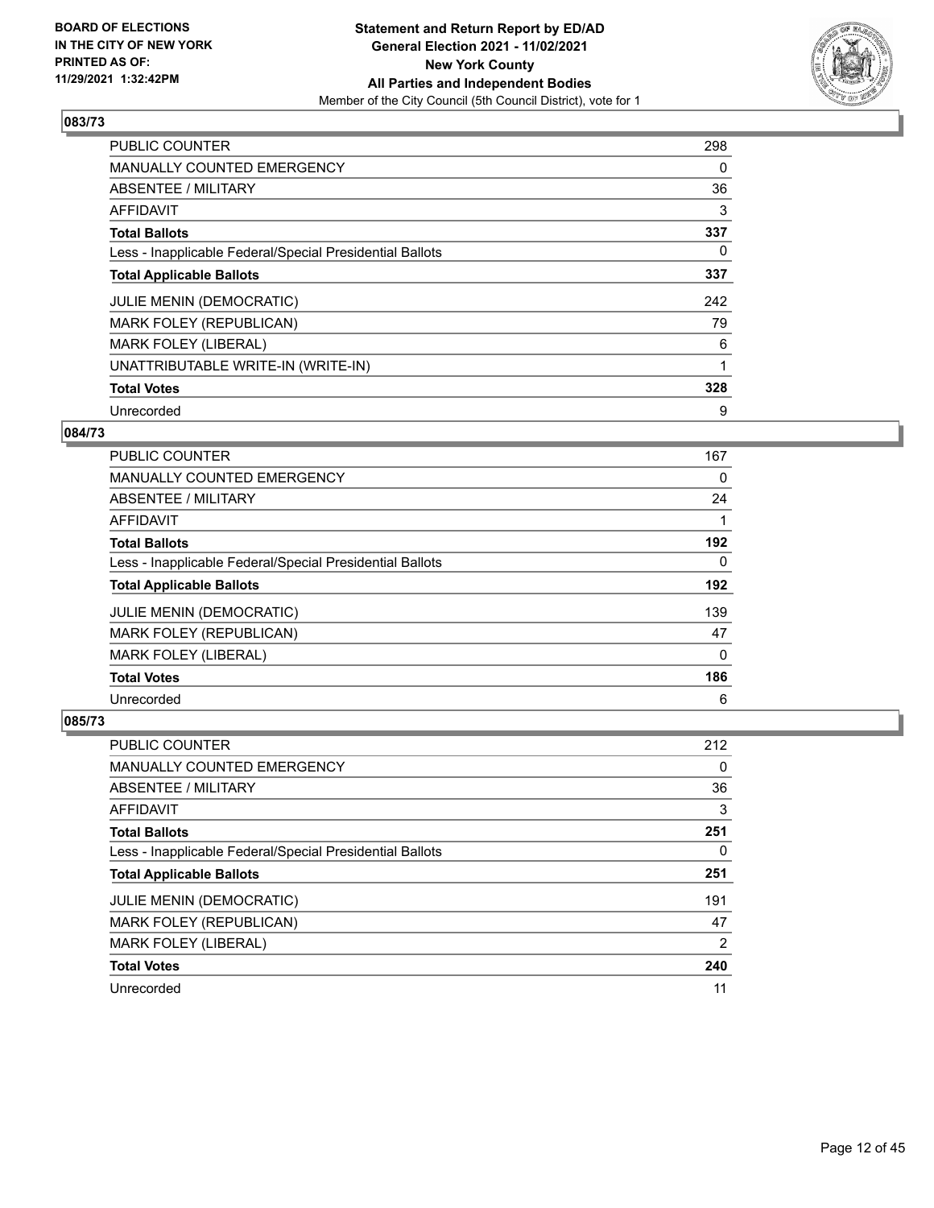BOARD OF ELECTIONS
IN THE CITY OF NEW YORK
PRINTED AS OF:
11/29/2021 1:32:42PM

**Statement and Return Report by ED/AD**
**General Election 2021 - 11/02/2021**
**New York County**
**All Parties and Independent Bodies**
Member of the City Council (5th Council District), vote for 1

### 083/73

| | |
|---|---|
| PUBLIC COUNTER | 298 |
| MANUALLY COUNTED EMERGENCY | 0 |
| ABSENTEE / MILITARY | 36 |
| AFFIDAVIT | 3 |
| **Total Ballots** | **337** |
| Less - Inapplicable Federal/Special Presidential Ballots | 0 |
| **Total Applicable Ballots** | **337** |
| JULIE MENIN (DEMOCRATIC) | 242 |
| MARK FOLEY (REPUBLICAN) | 79 |
| MARK FOLEY (LIBERAL) | 6 |
| UNATTRIBUTABLE WRITE-IN (WRITE-IN) | 1 |
| **Total Votes** | **328** |
| Unrecorded | 9 |

### 084/73

| | |
|---|---|
| PUBLIC COUNTER | 167 |
| MANUALLY COUNTED EMERGENCY | 0 |
| ABSENTEE / MILITARY | 24 |
| AFFIDAVIT | 1 |
| **Total Ballots** | **192** |
| Less - Inapplicable Federal/Special Presidential Ballots | 0 |
| **Total Applicable Ballots** | **192** |
| JULIE MENIN (DEMOCRATIC) | 139 |
| MARK FOLEY (REPUBLICAN) | 47 |
| MARK FOLEY (LIBERAL) | 0 |
| **Total Votes** | **186** |
| Unrecorded | 6 |

### 085/73

| | |
|---|---|
| PUBLIC COUNTER | 212 |
| MANUALLY COUNTED EMERGENCY | 0 |
| ABSENTEE / MILITARY | 36 |
| AFFIDAVIT | 3 |
| **Total Ballots** | **251** |
| Less - Inapplicable Federal/Special Presidential Ballots | 0 |
| **Total Applicable Ballots** | **251** |
| JULIE MENIN (DEMOCRATIC) | 191 |
| MARK FOLEY (REPUBLICAN) | 47 |
| MARK FOLEY (LIBERAL) | 2 |
| **Total Votes** | **240** |
| Unrecorded | 11 |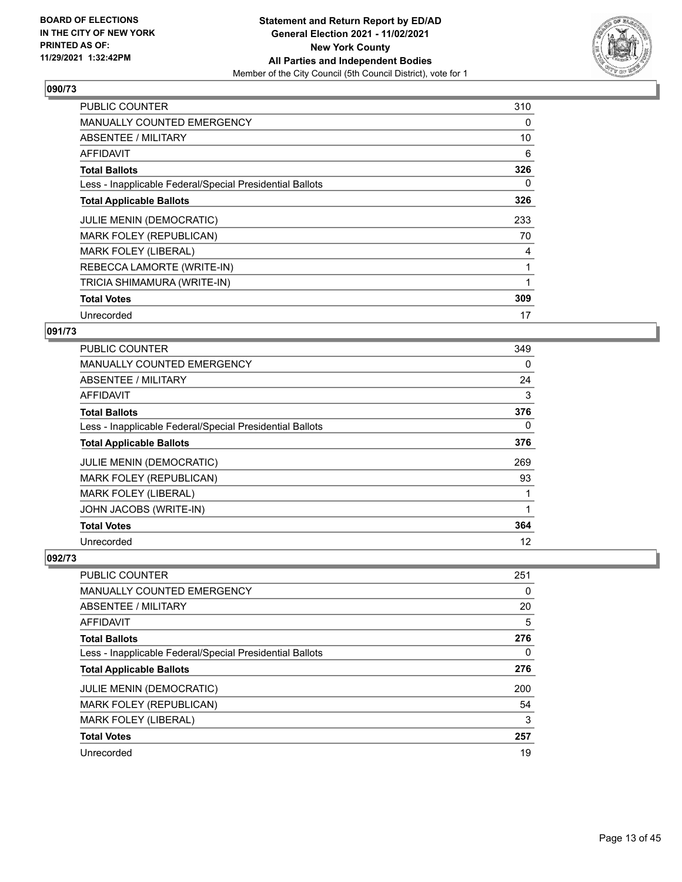## 090/73

| | |
|---|---|
| PUBLIC COUNTER | 310 |
| MANUALLY COUNTED EMERGENCY | 0 |
| ABSENTEE / MILITARY | 10 |
| AFFIDAVIT | 6 |
| **Total Ballots** | **326** |
| Less - Inapplicable Federal/Special Presidential Ballots | 0 |
| **Total Applicable Ballots** | **326** |
| JULIE MENIN (DEMOCRATIC) | 233 |
| MARK FOLEY (REPUBLICAN) | 70 |
| MARK FOLEY (LIBERAL) | 4 |
| REBECCA LAMORTE (WRITE-IN) | 1 |
| TRICIA SHIMAMURA (WRITE-IN) | 1 |
| **Total Votes** | **309** |
| Unrecorded | 17 |

## 091/73

| | |
|---|---|
| PUBLIC COUNTER | 349 |
| MANUALLY COUNTED EMERGENCY | 0 |
| ABSENTEE / MILITARY | 24 |
| AFFIDAVIT | 3 |
| **Total Ballots** | **376** |
| Less - Inapplicable Federal/Special Presidential Ballots | 0 |
| **Total Applicable Ballots** | **376** |
| JULIE MENIN (DEMOCRATIC) | 269 |
| MARK FOLEY (REPUBLICAN) | 93 |
| MARK FOLEY (LIBERAL) | 1 |
| JOHN JACOBS (WRITE-IN) | 1 |
| **Total Votes** | **364** |
| Unrecorded | 12 |

## 092/73

| | |
|---|---|
| PUBLIC COUNTER | 251 |
| MANUALLY COUNTED EMERGENCY | 0 |
| ABSENTEE / MILITARY | 20 |
| AFFIDAVIT | 5 |
| **Total Ballots** | **276** |
| Less - Inapplicable Federal/Special Presidential Ballots | 0 |
| **Total Applicable Ballots** | **276** |
| JULIE MENIN (DEMOCRATIC) | 200 |
| MARK FOLEY (REPUBLICAN) | 54 |
| MARK FOLEY (LIBERAL) | 3 |
| **Total Votes** | **257** |
| Unrecorded | 19 |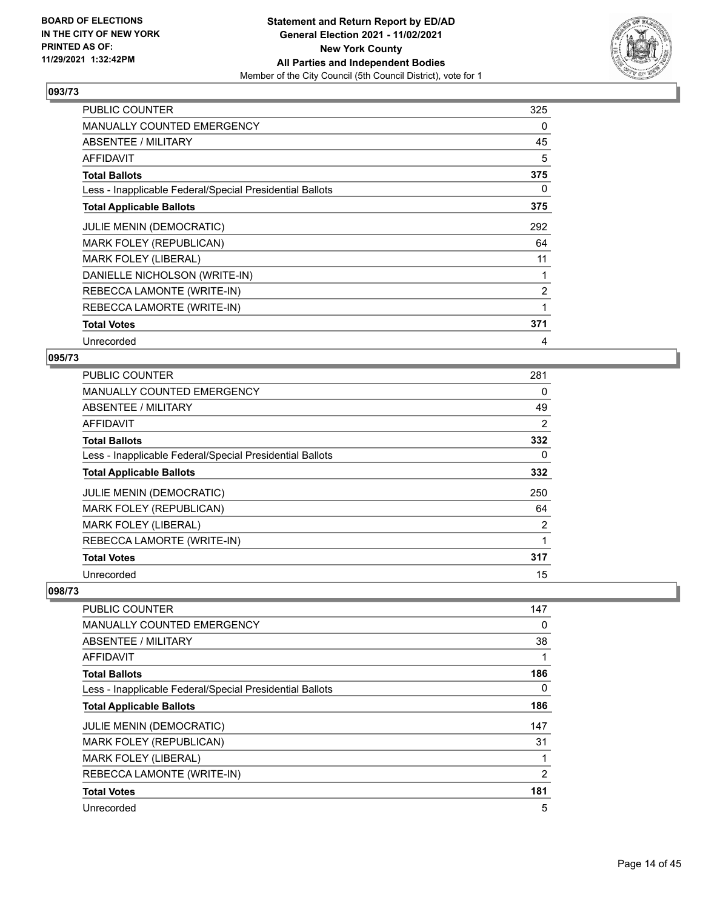**Statement and Return Report by ED/AD**
**General Election 2021 - 11/02/2021**
**New York County**
**All Parties and Independent Bodies**
Member of the City Council (5th Council District), vote for 1

BOARD OF ELECTIONS
IN THE CITY OF NEW YORK
PRINTED AS OF:
11/29/2021 1:32:42PM

### 093/73

| | |
|---|---|
| PUBLIC COUNTER | 325 |
| MANUALLY COUNTED EMERGENCY | 0 |
| ABSENTEE / MILITARY | 45 |
| AFFIDAVIT | 5 |
| **Total Ballots** | **375** |
| Less - Inapplicable Federal/Special Presidential Ballots | 0 |
| **Total Applicable Ballots** | **375** |
| JULIE MENIN (DEMOCRATIC) | 292 |
| MARK FOLEY (REPUBLICAN) | 64 |
| MARK FOLEY (LIBERAL) | 11 |
| DANIELLE NICHOLSON (WRITE-IN) | 1 |
| REBECCA LAMONTE (WRITE-IN) | 2 |
| REBECCA LAMORTE (WRITE-IN) | 1 |
| **Total Votes** | **371** |
| Unrecorded | 4 |

### 095/73

| | |
|---|---|
| PUBLIC COUNTER | 281 |
| MANUALLY COUNTED EMERGENCY | 0 |
| ABSENTEE / MILITARY | 49 |
| AFFIDAVIT | 2 |
| **Total Ballots** | **332** |
| Less - Inapplicable Federal/Special Presidential Ballots | 0 |
| **Total Applicable Ballots** | **332** |
| JULIE MENIN (DEMOCRATIC) | 250 |
| MARK FOLEY (REPUBLICAN) | 64 |
| MARK FOLEY (LIBERAL) | 2 |
| REBECCA LAMORTE (WRITE-IN) | 1 |
| **Total Votes** | **317** |
| Unrecorded | 15 |

### 098/73

| | |
|---|---|
| PUBLIC COUNTER | 147 |
| MANUALLY COUNTED EMERGENCY | 0 |
| ABSENTEE / MILITARY | 38 |
| AFFIDAVIT | 1 |
| **Total Ballots** | **186** |
| Less - Inapplicable Federal/Special Presidential Ballots | 0 |
| **Total Applicable Ballots** | **186** |
| JULIE MENIN (DEMOCRATIC) | 147 |
| MARK FOLEY (REPUBLICAN) | 31 |
| MARK FOLEY (LIBERAL) | 1 |
| REBECCA LAMONTE (WRITE-IN) | 2 |
| **Total Votes** | **181** |
| Unrecorded | 5 |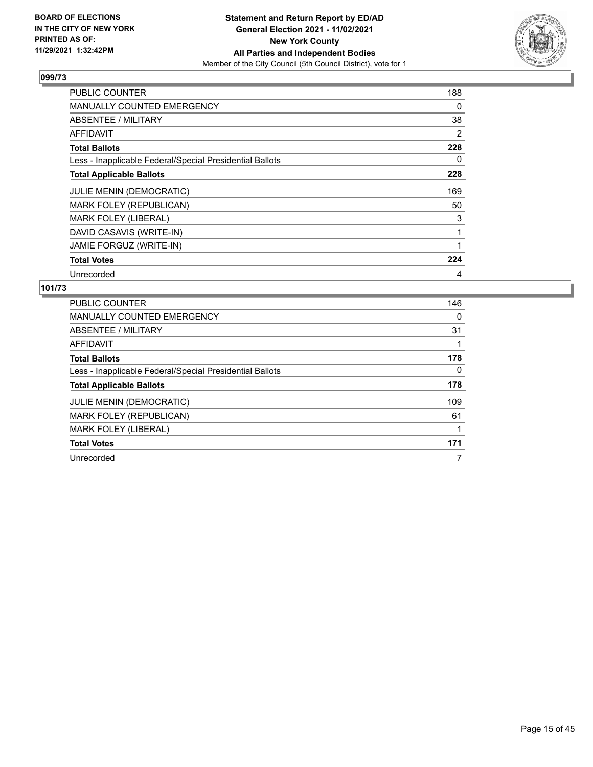## 099/73

| | |
|---|---|
| PUBLIC COUNTER | 188 |
| MANUALLY COUNTED EMERGENCY | 0 |
| ABSENTEE / MILITARY | 38 |
| AFFIDAVIT | 2 |
| **Total Ballots** | **228** |
| Less - Inapplicable Federal/Special Presidential Ballots | 0 |
| **Total Applicable Ballots** | **228** |
| JULIE MENIN (DEMOCRATIC) | 169 |
| MARK FOLEY (REPUBLICAN) | 50 |
| MARK FOLEY (LIBERAL) | 3 |
| DAVID CASAVIS (WRITE-IN) | 1 |
| JAMIE FORGUZ (WRITE-IN) | 1 |
| **Total Votes** | **224** |
| Unrecorded | 4 |

## 101/73

| | |
|---|---|
| PUBLIC COUNTER | 146 |
| MANUALLY COUNTED EMERGENCY | 0 |
| ABSENTEE / MILITARY | 31 |
| AFFIDAVIT | 1 |
| **Total Ballots** | **178** |
| Less - Inapplicable Federal/Special Presidential Ballots | 0 |
| **Total Applicable Ballots** | **178** |
| JULIE MENIN (DEMOCRATIC) | 109 |
| MARK FOLEY (REPUBLICAN) | 61 |
| MARK FOLEY (LIBERAL) | 1 |
| **Total Votes** | **171** |
| Unrecorded | 7 |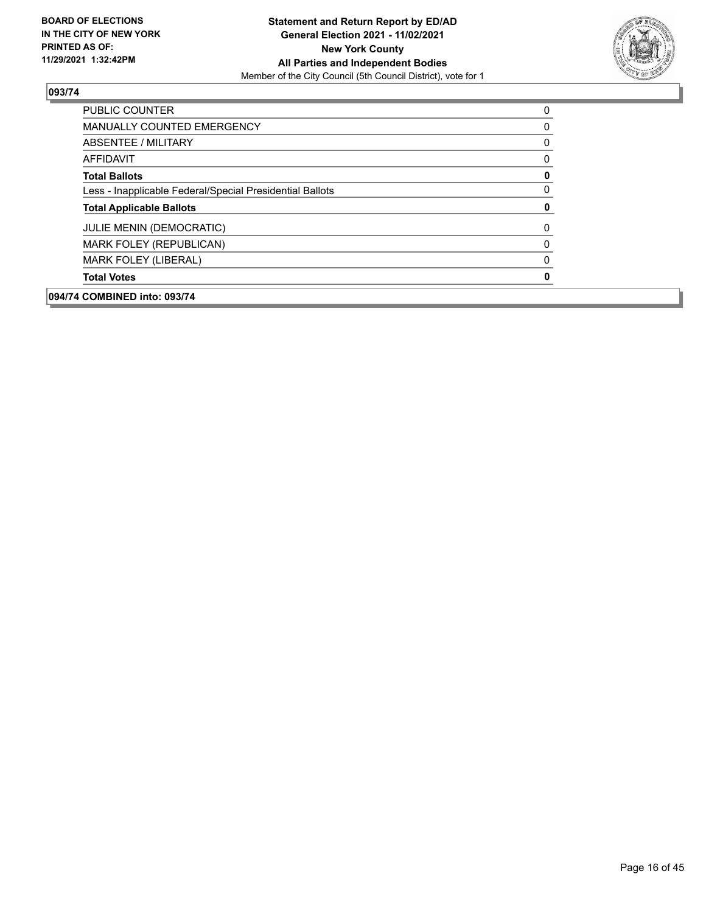**BOARD OF ELECTIONS IN THE CITY OF NEW YORK PRINTED AS OF: 11/29/2021 1:32:42PM**

**Statement and Return Report by ED/AD**
**General Election 2021 - 11/02/2021**
**New York County**
**All Parties and Independent Bodies**
Member of the City Council (5th Council District), vote for 1

## 093/74

| | |
|---|---|
| PUBLIC COUNTER | 0 |
| MANUALLY COUNTED EMERGENCY | 0 |
| ABSENTEE / MILITARY | 0 |
| AFFIDAVIT | 0 |
| **Total Ballots** | **0** |
| Less - Inapplicable Federal/Special Presidential Ballots | 0 |
| **Total Applicable Ballots** | **0** |
| JULIE MENIN (DEMOCRATIC) | 0 |
| MARK FOLEY (REPUBLICAN) | 0 |
| MARK FOLEY (LIBERAL) | 0 |
| **Total Votes** | **0** |

## 094/74 COMBINED into: 093/74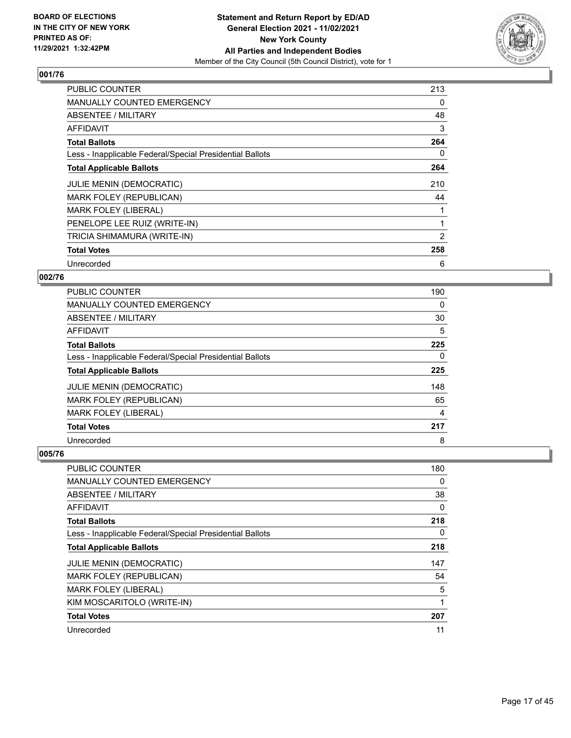**BOARD OF ELECTIONS IN THE CITY OF NEW YORK PRINTED AS OF: 11/29/2021 1:32:42PM**

**Statement and Return Report by ED/AD General Election 2021 - 11/02/2021 New York County All Parties and Independent Bodies**
Member of the City Council (5th Council District), vote for 1

### 001/76

| | |
|---|---|
| PUBLIC COUNTER | 213 |
| MANUALLY COUNTED EMERGENCY | 0 |
| ABSENTEE / MILITARY | 48 |
| AFFIDAVIT | 3 |
| **Total Ballots** | **264** |
| Less - Inapplicable Federal/Special Presidential Ballots | 0 |
| **Total Applicable Ballots** | **264** |
| JULIE MENIN (DEMOCRATIC) | 210 |
| MARK FOLEY (REPUBLICAN) | 44 |
| MARK FOLEY (LIBERAL) | 1 |
| PENELOPE LEE RUIZ (WRITE-IN) | 1 |
| TRICIA SHIMAMURA (WRITE-IN) | 2 |
| **Total Votes** | **258** |
| Unrecorded | 6 |

### 002/76

| | |
|---|---|
| PUBLIC COUNTER | 190 |
| MANUALLY COUNTED EMERGENCY | 0 |
| ABSENTEE / MILITARY | 30 |
| AFFIDAVIT | 5 |
| **Total Ballots** | **225** |
| Less - Inapplicable Federal/Special Presidential Ballots | 0 |
| **Total Applicable Ballots** | **225** |
| JULIE MENIN (DEMOCRATIC) | 148 |
| MARK FOLEY (REPUBLICAN) | 65 |
| MARK FOLEY (LIBERAL) | 4 |
| **Total Votes** | **217** |
| Unrecorded | 8 |

### 005/76

| | |
|---|---|
| PUBLIC COUNTER | 180 |
| MANUALLY COUNTED EMERGENCY | 0 |
| ABSENTEE / MILITARY | 38 |
| AFFIDAVIT | 0 |
| **Total Ballots** | **218** |
| Less - Inapplicable Federal/Special Presidential Ballots | 0 |
| **Total Applicable Ballots** | **218** |
| JULIE MENIN (DEMOCRATIC) | 147 |
| MARK FOLEY (REPUBLICAN) | 54 |
| MARK FOLEY (LIBERAL) | 5 |
| KIM MOSCARITOLO (WRITE-IN) | 1 |
| **Total Votes** | **207** |
| Unrecorded | 11 |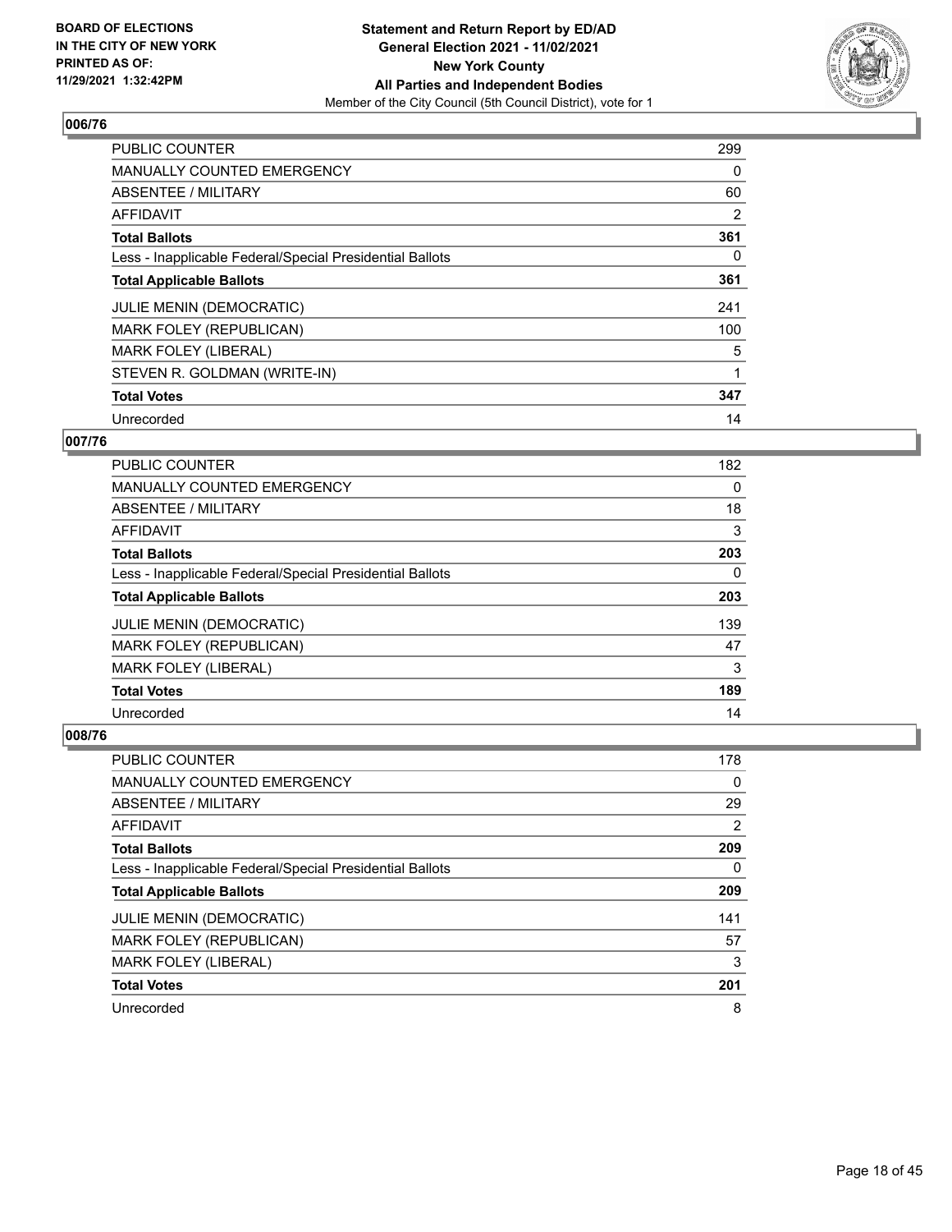BOARD OF ELECTIONS
IN THE CITY OF NEW YORK
PRINTED AS OF:
11/29/2021 1:32:42PM

**Statement and Return Report by ED/AD**
**General Election 2021 - 11/02/2021**
**New York County**
**All Parties and Independent Bodies**
Member of the City Council (5th Council District), vote for 1

## 006/76

| | |
|---|---|
| PUBLIC COUNTER | 299 |
| MANUALLY COUNTED EMERGENCY | 0 |
| ABSENTEE / MILITARY | 60 |
| AFFIDAVIT | 2 |
| **Total Ballots** | **361** |
| Less - Inapplicable Federal/Special Presidential Ballots | 0 |
| **Total Applicable Ballots** | **361** |
| JULIE MENIN (DEMOCRATIC) | 241 |
| MARK FOLEY (REPUBLICAN) | 100 |
| MARK FOLEY (LIBERAL) | 5 |
| STEVEN R. GOLDMAN (WRITE-IN) | 1 |
| **Total Votes** | **347** |
| Unrecorded | 14 |

## 007/76

| | |
|---|---|
| PUBLIC COUNTER | 182 |
| MANUALLY COUNTED EMERGENCY | 0 |
| ABSENTEE / MILITARY | 18 |
| AFFIDAVIT | 3 |
| **Total Ballots** | **203** |
| Less - Inapplicable Federal/Special Presidential Ballots | 0 |
| **Total Applicable Ballots** | **203** |
| JULIE MENIN (DEMOCRATIC) | 139 |
| MARK FOLEY (REPUBLICAN) | 47 |
| MARK FOLEY (LIBERAL) | 3 |
| **Total Votes** | **189** |
| Unrecorded | 14 |

## 008/76

| | |
|---|---|
| PUBLIC COUNTER | 178 |
| MANUALLY COUNTED EMERGENCY | 0 |
| ABSENTEE / MILITARY | 29 |
| AFFIDAVIT | 2 |
| **Total Ballots** | **209** |
| Less - Inapplicable Federal/Special Presidential Ballots | 0 |
| **Total Applicable Ballots** | **209** |
| JULIE MENIN (DEMOCRATIC) | 141 |
| MARK FOLEY (REPUBLICAN) | 57 |
| MARK FOLEY (LIBERAL) | 3 |
| **Total Votes** | **201** |
| Unrecorded | 8 |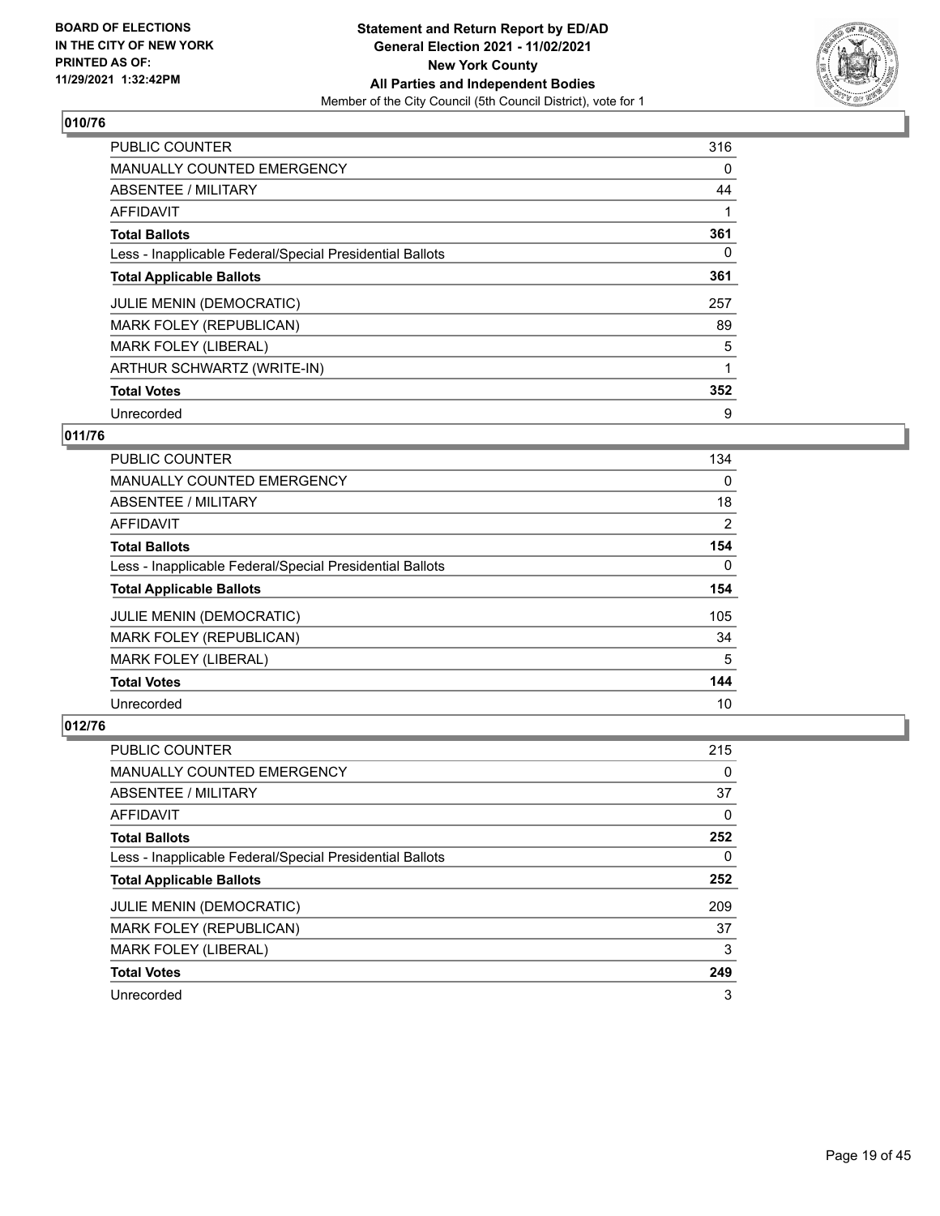BOARD OF ELECTIONS
IN THE CITY OF NEW YORK
PRINTED AS OF:
11/29/2021 1:32:42PM

**Statement and Return Report by ED/AD**
**General Election 2021 - 11/02/2021**
**New York County**
**All Parties and Independent Bodies**
Member of the City Council (5th Council District), vote for 1

### 010/76

| | |
|---|---|
| PUBLIC COUNTER | 316 |
| MANUALLY COUNTED EMERGENCY | 0 |
| ABSENTEE / MILITARY | 44 |
| AFFIDAVIT | 1 |
| **Total Ballots** | **361** |
| Less - Inapplicable Federal/Special Presidential Ballots | 0 |
| **Total Applicable Ballots** | **361** |
| JULIE MENIN (DEMOCRATIC) | 257 |
| MARK FOLEY (REPUBLICAN) | 89 |
| MARK FOLEY (LIBERAL) | 5 |
| ARTHUR SCHWARTZ (WRITE-IN) | 1 |
| **Total Votes** | **352** |
| Unrecorded | 9 |

### 011/76

| | |
|---|---|
| PUBLIC COUNTER | 134 |
| MANUALLY COUNTED EMERGENCY | 0 |
| ABSENTEE / MILITARY | 18 |
| AFFIDAVIT | 2 |
| **Total Ballots** | **154** |
| Less - Inapplicable Federal/Special Presidential Ballots | 0 |
| **Total Applicable Ballots** | **154** |
| JULIE MENIN (DEMOCRATIC) | 105 |
| MARK FOLEY (REPUBLICAN) | 34 |
| MARK FOLEY (LIBERAL) | 5 |
| **Total Votes** | **144** |
| Unrecorded | 10 |

### 012/76

| | |
|---|---|
| PUBLIC COUNTER | 215 |
| MANUALLY COUNTED EMERGENCY | 0 |
| ABSENTEE / MILITARY | 37 |
| AFFIDAVIT | 0 |
| **Total Ballots** | **252** |
| Less - Inapplicable Federal/Special Presidential Ballots | 0 |
| **Total Applicable Ballots** | **252** |
| JULIE MENIN (DEMOCRATIC) | 209 |
| MARK FOLEY (REPUBLICAN) | 37 |
| MARK FOLEY (LIBERAL) | 3 |
| **Total Votes** | **249** |
| Unrecorded | 3 |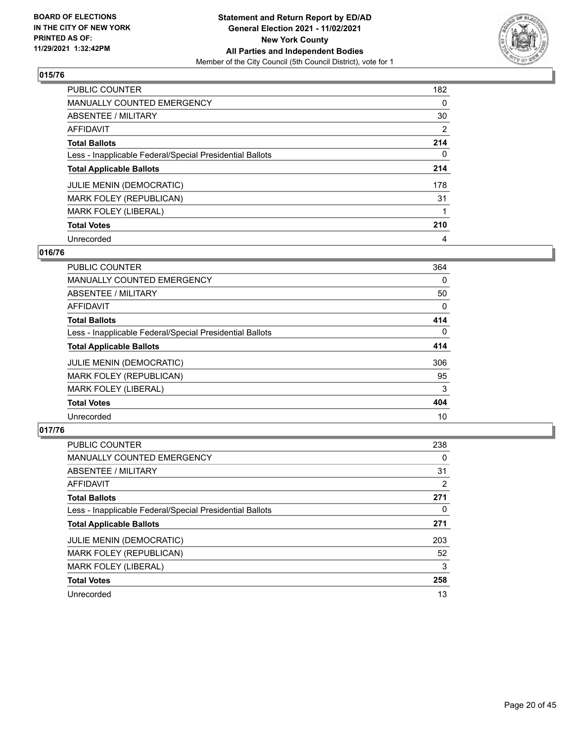**BOARD OF ELECTIONS IN THE CITY OF NEW YORK PRINTED AS OF: 11/29/2021 1:32:42PM**

**Statement and Return Report by ED/AD General Election 2021 - 11/02/2021 New York County All Parties and Independent Bodies**

Member of the City Council (5th Council District), vote for 1

### 015/76

| | |
|---|---|
| PUBLIC COUNTER | 182 |
| MANUALLY COUNTED EMERGENCY | 0 |
| ABSENTEE / MILITARY | 30 |
| AFFIDAVIT | 2 |
| **Total Ballots** | **214** |
| Less - Inapplicable Federal/Special Presidential Ballots | 0 |
| **Total Applicable Ballots** | **214** |
| JULIE MENIN (DEMOCRATIC) | 178 |
| MARK FOLEY (REPUBLICAN) | 31 |
| MARK FOLEY (LIBERAL) | 1 |
| **Total Votes** | **210** |
| Unrecorded | 4 |

### 016/76

| | |
|---|---|
| PUBLIC COUNTER | 364 |
| MANUALLY COUNTED EMERGENCY | 0 |
| ABSENTEE / MILITARY | 50 |
| AFFIDAVIT | 0 |
| **Total Ballots** | **414** |
| Less - Inapplicable Federal/Special Presidential Ballots | 0 |
| **Total Applicable Ballots** | **414** |
| JULIE MENIN (DEMOCRATIC) | 306 |
| MARK FOLEY (REPUBLICAN) | 95 |
| MARK FOLEY (LIBERAL) | 3 |
| **Total Votes** | **404** |
| Unrecorded | 10 |

### 017/76

| | |
|---|---|
| PUBLIC COUNTER | 238 |
| MANUALLY COUNTED EMERGENCY | 0 |
| ABSENTEE / MILITARY | 31 |
| AFFIDAVIT | 2 |
| **Total Ballots** | **271** |
| Less - Inapplicable Federal/Special Presidential Ballots | 0 |
| **Total Applicable Ballots** | **271** |
| JULIE MENIN (DEMOCRATIC) | 203 |
| MARK FOLEY (REPUBLICAN) | 52 |
| MARK FOLEY (LIBERAL) | 3 |
| **Total Votes** | **258** |
| Unrecorded | 13 |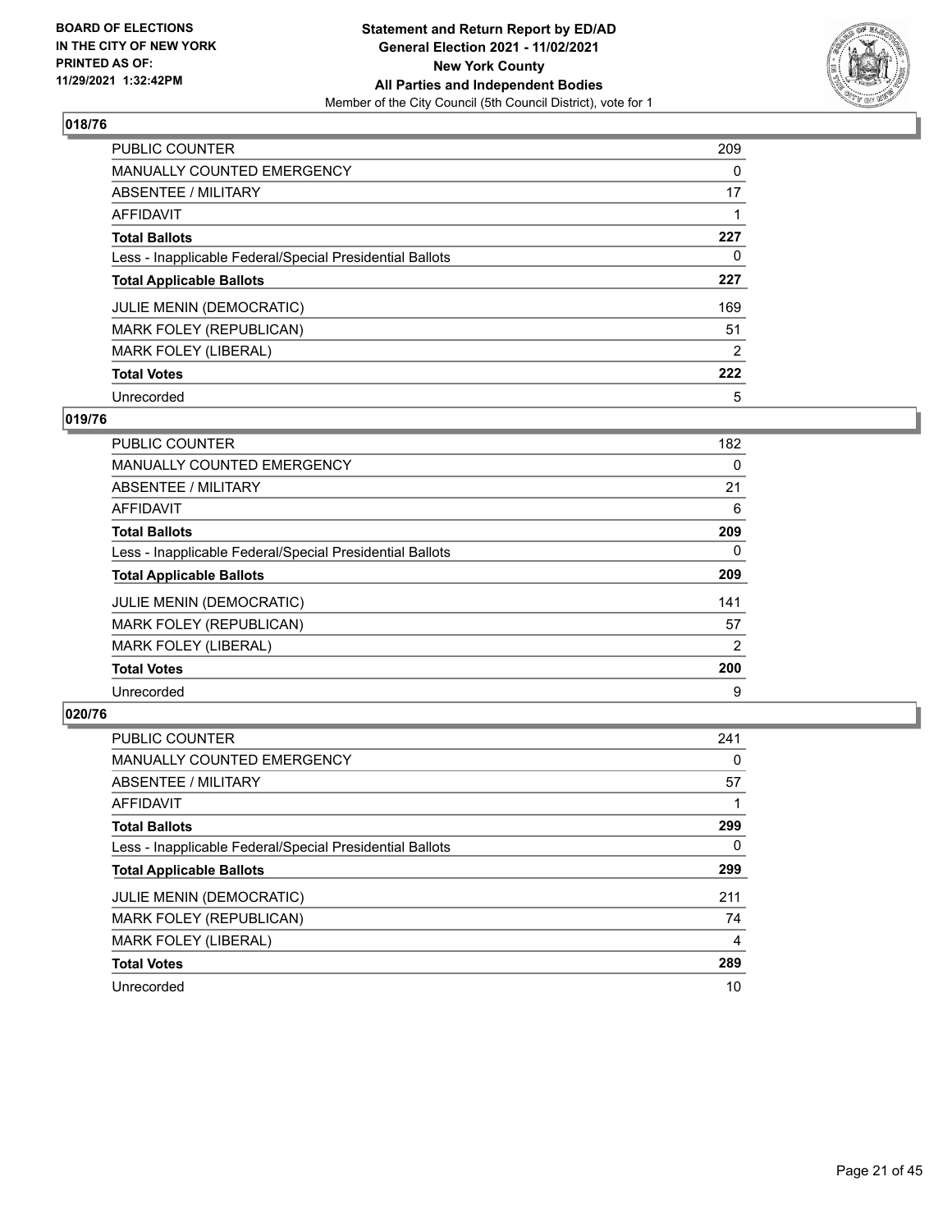**BOARD OF ELECTIONS IN THE CITY OF NEW YORK PRINTED AS OF: 11/29/2021 1:32:42PM**

**Statement and Return Report by ED/AD General Election 2021 - 11/02/2021 New York County All Parties and Independent Bodies**

Member of the City Council (5th Council District), vote for 1

## 018/76

| | |
|---|---|
| PUBLIC COUNTER | 209 |
| MANUALLY COUNTED EMERGENCY | 0 |
| ABSENTEE / MILITARY | 17 |
| AFFIDAVIT | 1 |
| **Total Ballots** | **227** |
| Less - Inapplicable Federal/Special Presidential Ballots | 0 |
| **Total Applicable Ballots** | **227** |
| JULIE MENIN (DEMOCRATIC) | 169 |
| MARK FOLEY (REPUBLICAN) | 51 |
| MARK FOLEY (LIBERAL) | 2 |
| **Total Votes** | **222** |
| Unrecorded | 5 |

## 019/76

| | |
|---|---|
| PUBLIC COUNTER | 182 |
| MANUALLY COUNTED EMERGENCY | 0 |
| ABSENTEE / MILITARY | 21 |
| AFFIDAVIT | 6 |
| **Total Ballots** | **209** |
| Less - Inapplicable Federal/Special Presidential Ballots | 0 |
| **Total Applicable Ballots** | **209** |
| JULIE MENIN (DEMOCRATIC) | 141 |
| MARK FOLEY (REPUBLICAN) | 57 |
| MARK FOLEY (LIBERAL) | 2 |
| **Total Votes** | **200** |
| Unrecorded | 9 |

## 020/76

| | |
|---|---|
| PUBLIC COUNTER | 241 |
| MANUALLY COUNTED EMERGENCY | 0 |
| ABSENTEE / MILITARY | 57 |
| AFFIDAVIT | 1 |
| **Total Ballots** | **299** |
| Less - Inapplicable Federal/Special Presidential Ballots | 0 |
| **Total Applicable Ballots** | **299** |
| JULIE MENIN (DEMOCRATIC) | 211 |
| MARK FOLEY (REPUBLICAN) | 74 |
| MARK FOLEY (LIBERAL) | 4 |
| **Total Votes** | **289** |
| Unrecorded | 10 |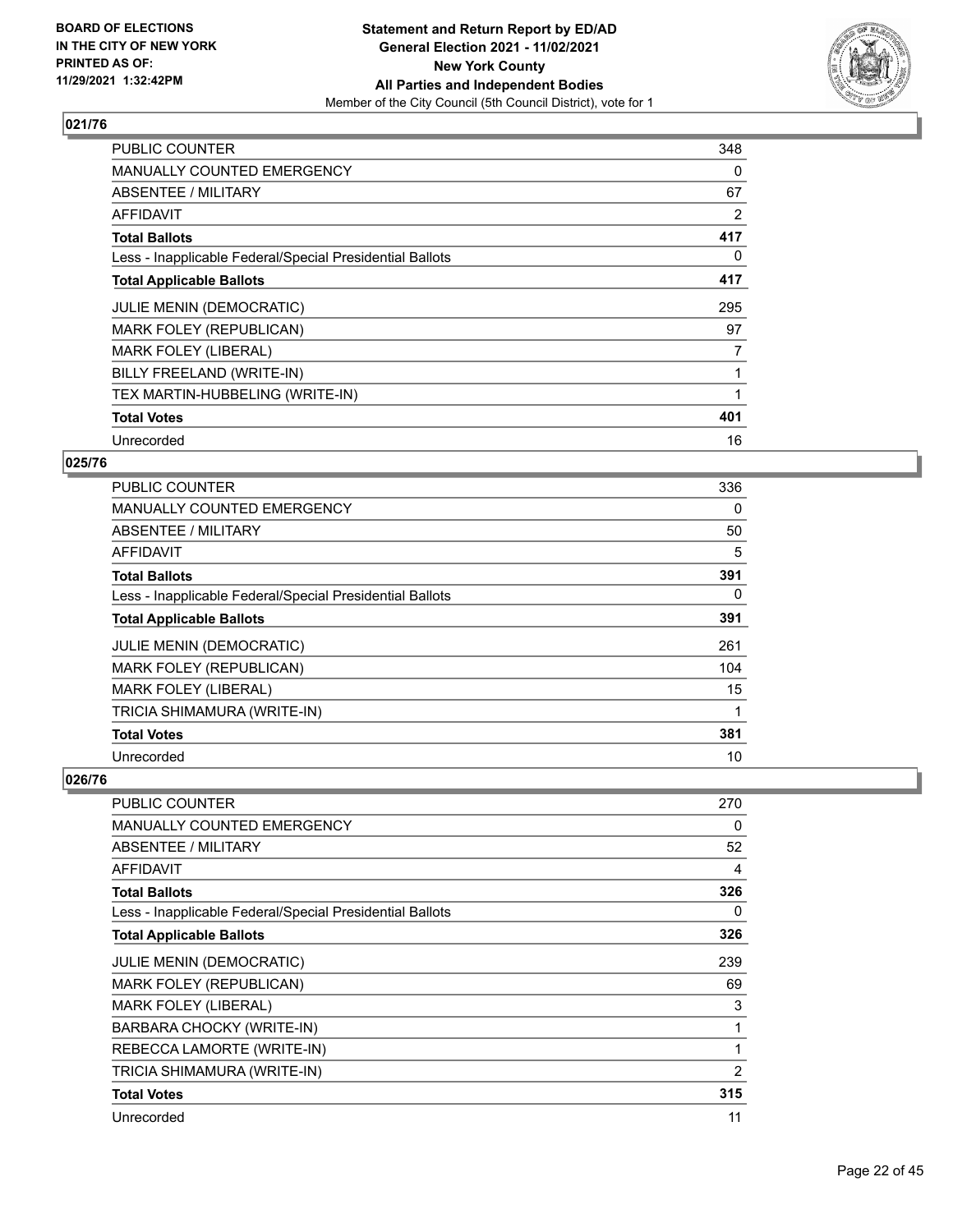**Statement and Return Report by ED/AD**
**General Election 2021 - 11/02/2021**
**New York County**
**All Parties and Independent Bodies**
Member of the City Council (5th Council District), vote for 1

BOARD OF ELECTIONS
IN THE CITY OF NEW YORK
PRINTED AS OF:
11/29/2021 1:32:42PM

## 021/76

| | |
|---|---|
| PUBLIC COUNTER | 348 |
| MANUALLY COUNTED EMERGENCY | 0 |
| ABSENTEE / MILITARY | 67 |
| AFFIDAVIT | 2 |
| **Total Ballots** | **417** |
| Less - Inapplicable Federal/Special Presidential Ballots | 0 |
| **Total Applicable Ballots** | **417** |
| JULIE MENIN (DEMOCRATIC) | 295 |
| MARK FOLEY (REPUBLICAN) | 97 |
| MARK FOLEY (LIBERAL) | 7 |
| BILLY FREELAND (WRITE-IN) | 1 |
| TEX MARTIN-HUBBELING (WRITE-IN) | 1 |
| **Total Votes** | **401** |
| Unrecorded | 16 |

## 025/76

| | |
|---|---|
| PUBLIC COUNTER | 336 |
| MANUALLY COUNTED EMERGENCY | 0 |
| ABSENTEE / MILITARY | 50 |
| AFFIDAVIT | 5 |
| **Total Ballots** | **391** |
| Less - Inapplicable Federal/Special Presidential Ballots | 0 |
| **Total Applicable Ballots** | **391** |
| JULIE MENIN (DEMOCRATIC) | 261 |
| MARK FOLEY (REPUBLICAN) | 104 |
| MARK FOLEY (LIBERAL) | 15 |
| TRICIA SHIMAMURA (WRITE-IN) | 1 |
| **Total Votes** | **381** |
| Unrecorded | 10 |

## 026/76

| | |
|---|---|
| PUBLIC COUNTER | 270 |
| MANUALLY COUNTED EMERGENCY | 0 |
| ABSENTEE / MILITARY | 52 |
| AFFIDAVIT | 4 |
| **Total Ballots** | **326** |
| Less - Inapplicable Federal/Special Presidential Ballots | 0 |
| **Total Applicable Ballots** | **326** |
| JULIE MENIN (DEMOCRATIC) | 239 |
| MARK FOLEY (REPUBLICAN) | 69 |
| MARK FOLEY (LIBERAL) | 3 |
| BARBARA CHOCKY (WRITE-IN) | 1 |
| REBECCA LAMORTE (WRITE-IN) | 1 |
| TRICIA SHIMAMURA (WRITE-IN) | 2 |
| **Total Votes** | **315** |
| Unrecorded | 11 |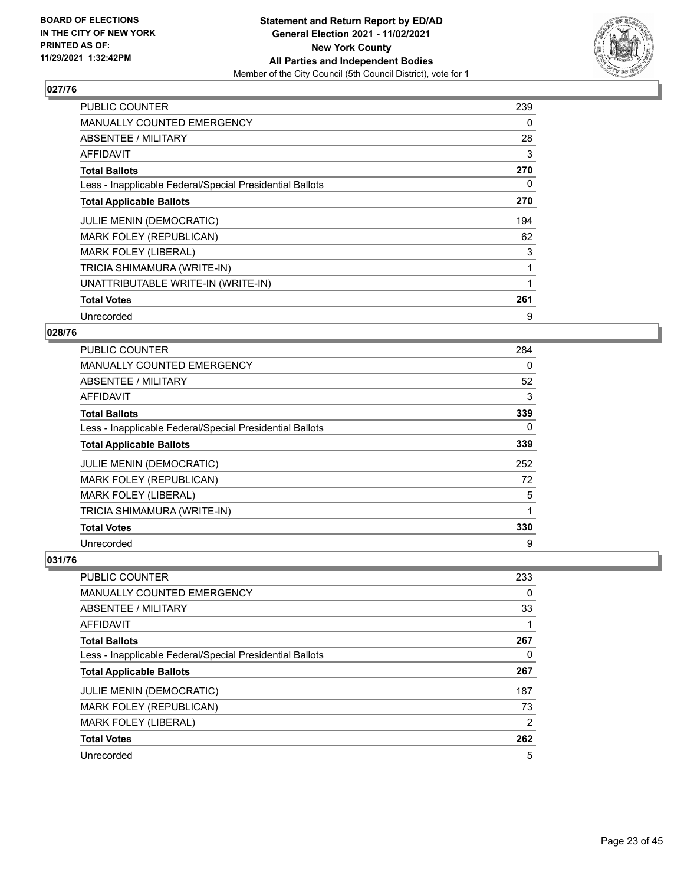## 027/76

| | |
|---|---|
| PUBLIC COUNTER | 239 |
| MANUALLY COUNTED EMERGENCY | 0 |
| ABSENTEE / MILITARY | 28 |
| AFFIDAVIT | 3 |
| **Total Ballots** | **270** |
| Less - Inapplicable Federal/Special Presidential Ballots | 0 |
| **Total Applicable Ballots** | **270** |
| JULIE MENIN (DEMOCRATIC) | 194 |
| MARK FOLEY (REPUBLICAN) | 62 |
| MARK FOLEY (LIBERAL) | 3 |
| TRICIA SHIMAMURA (WRITE-IN) | 1 |
| UNATTRIBUTABLE WRITE-IN (WRITE-IN) | 1 |
| **Total Votes** | **261** |
| Unrecorded | 9 |

## 028/76

| | |
|---|---|
| PUBLIC COUNTER | 284 |
| MANUALLY COUNTED EMERGENCY | 0 |
| ABSENTEE / MILITARY | 52 |
| AFFIDAVIT | 3 |
| **Total Ballots** | **339** |
| Less - Inapplicable Federal/Special Presidential Ballots | 0 |
| **Total Applicable Ballots** | **339** |
| JULIE MENIN (DEMOCRATIC) | 252 |
| MARK FOLEY (REPUBLICAN) | 72 |
| MARK FOLEY (LIBERAL) | 5 |
| TRICIA SHIMAMURA (WRITE-IN) | 1 |
| **Total Votes** | **330** |
| Unrecorded | 9 |

## 031/76

| | |
|---|---|
| PUBLIC COUNTER | 233 |
| MANUALLY COUNTED EMERGENCY | 0 |
| ABSENTEE / MILITARY | 33 |
| AFFIDAVIT | 1 |
| **Total Ballots** | **267** |
| Less - Inapplicable Federal/Special Presidential Ballots | 0 |
| **Total Applicable Ballots** | **267** |
| JULIE MENIN (DEMOCRATIC) | 187 |
| MARK FOLEY (REPUBLICAN) | 73 |
| MARK FOLEY (LIBERAL) | 2 |
| **Total Votes** | **262** |
| Unrecorded | 5 |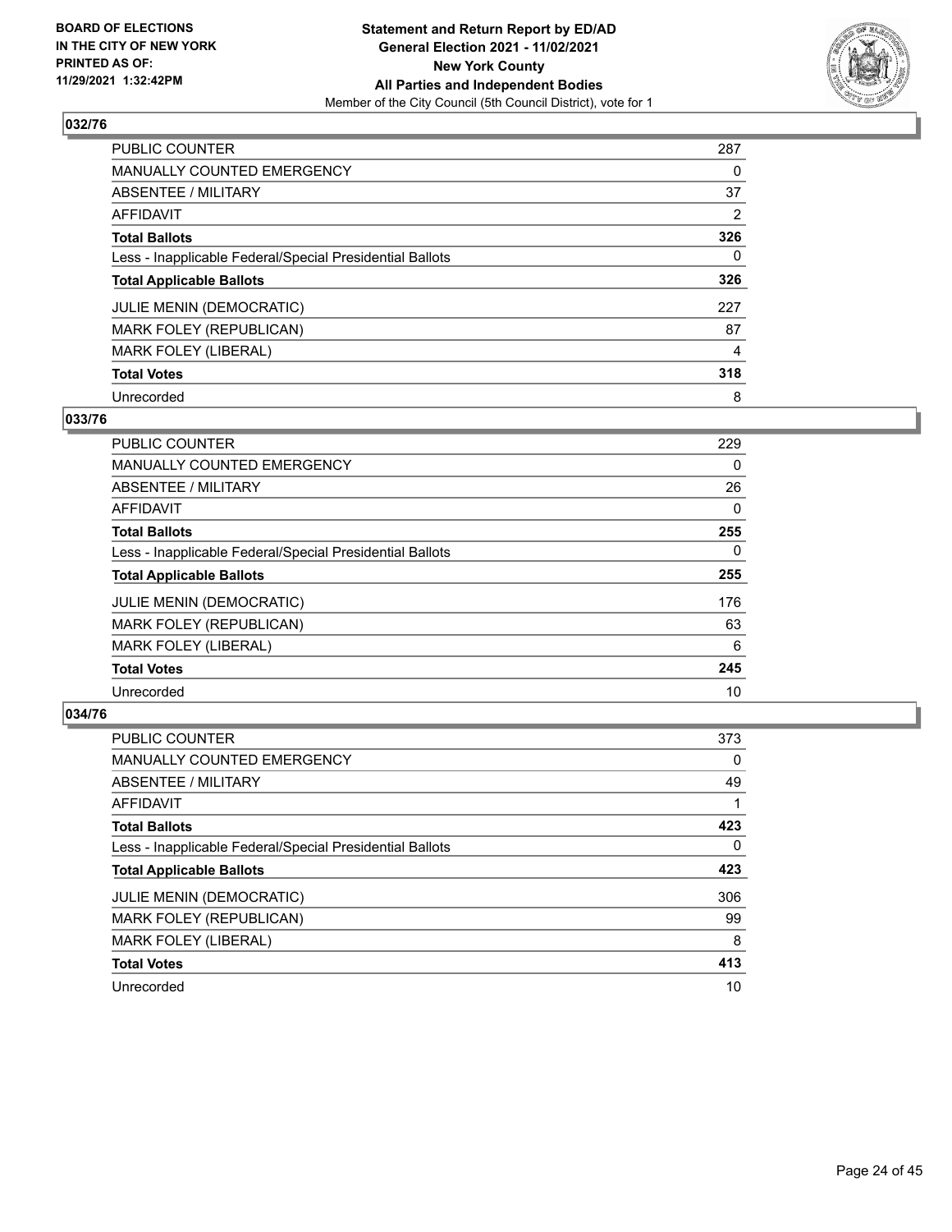BOARD OF ELECTIONS
IN THE CITY OF NEW YORK
PRINTED AS OF:
11/29/2021 1:32:42PM

**Statement and Return Report by ED/AD**
**General Election 2021 - 11/02/2021**
**New York County**
**All Parties and Independent Bodies**
Member of the City Council (5th Council District), vote for 1

### 032/76

| | |
|---|---|
| PUBLIC COUNTER | 287 |
| MANUALLY COUNTED EMERGENCY | 0 |
| ABSENTEE / MILITARY | 37 |
| AFFIDAVIT | 2 |
| **Total Ballots** | **326** |
| Less - Inapplicable Federal/Special Presidential Ballots | 0 |
| **Total Applicable Ballots** | **326** |
| JULIE MENIN (DEMOCRATIC) | 227 |
| MARK FOLEY (REPUBLICAN) | 87 |
| MARK FOLEY (LIBERAL) | 4 |
| **Total Votes** | **318** |
| Unrecorded | 8 |

### 033/76

| | |
|---|---|
| PUBLIC COUNTER | 229 |
| MANUALLY COUNTED EMERGENCY | 0 |
| ABSENTEE / MILITARY | 26 |
| AFFIDAVIT | 0 |
| **Total Ballots** | **255** |
| Less - Inapplicable Federal/Special Presidential Ballots | 0 |
| **Total Applicable Ballots** | **255** |
| JULIE MENIN (DEMOCRATIC) | 176 |
| MARK FOLEY (REPUBLICAN) | 63 |
| MARK FOLEY (LIBERAL) | 6 |
| **Total Votes** | **245** |
| Unrecorded | 10 |

### 034/76

| | |
|---|---|
| PUBLIC COUNTER | 373 |
| MANUALLY COUNTED EMERGENCY | 0 |
| ABSENTEE / MILITARY | 49 |
| AFFIDAVIT | 1 |
| **Total Ballots** | **423** |
| Less - Inapplicable Federal/Special Presidential Ballots | 0 |
| **Total Applicable Ballots** | **423** |
| JULIE MENIN (DEMOCRATIC) | 306 |
| MARK FOLEY (REPUBLICAN) | 99 |
| MARK FOLEY (LIBERAL) | 8 |
| **Total Votes** | **413** |
| Unrecorded | 10 |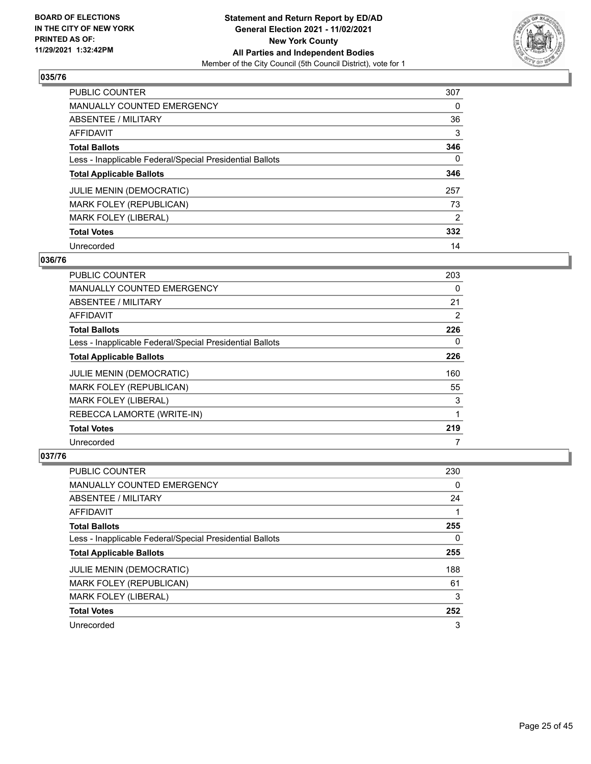### 035/76

| | |
|---|---|
| PUBLIC COUNTER | 307 |
| MANUALLY COUNTED EMERGENCY | 0 |
| ABSENTEE / MILITARY | 36 |
| AFFIDAVIT | 3 |
| **Total Ballots** | **346** |
| Less - Inapplicable Federal/Special Presidential Ballots | 0 |
| **Total Applicable Ballots** | **346** |
| JULIE MENIN (DEMOCRATIC) | 257 |
| MARK FOLEY (REPUBLICAN) | 73 |
| MARK FOLEY (LIBERAL) | 2 |
| **Total Votes** | **332** |
| Unrecorded | 14 |

### 036/76

| | |
|---|---|
| PUBLIC COUNTER | 203 |
| MANUALLY COUNTED EMERGENCY | 0 |
| ABSENTEE / MILITARY | 21 |
| AFFIDAVIT | 2 |
| **Total Ballots** | **226** |
| Less - Inapplicable Federal/Special Presidential Ballots | 0 |
| **Total Applicable Ballots** | **226** |
| JULIE MENIN (DEMOCRATIC) | 160 |
| MARK FOLEY (REPUBLICAN) | 55 |
| MARK FOLEY (LIBERAL) | 3 |
| REBECCA LAMORTE (WRITE-IN) | 1 |
| **Total Votes** | **219** |
| Unrecorded | 7 |

### 037/76

| | |
|---|---|
| PUBLIC COUNTER | 230 |
| MANUALLY COUNTED EMERGENCY | 0 |
| ABSENTEE / MILITARY | 24 |
| AFFIDAVIT | 1 |
| **Total Ballots** | **255** |
| Less - Inapplicable Federal/Special Presidential Ballots | 0 |
| **Total Applicable Ballots** | **255** |
| JULIE MENIN (DEMOCRATIC) | 188 |
| MARK FOLEY (REPUBLICAN) | 61 |
| MARK FOLEY (LIBERAL) | 3 |
| **Total Votes** | **252** |
| Unrecorded | 3 |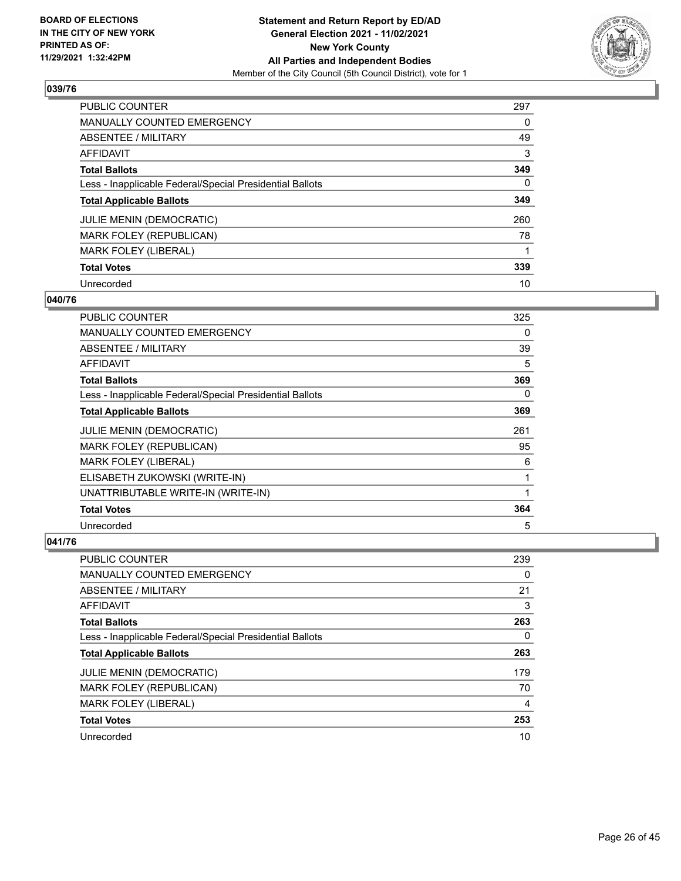**BOARD OF ELECTIONS IN THE CITY OF NEW YORK PRINTED AS OF: 11/29/2021 1:32:42PM**

**Statement and Return Report by ED/AD General Election 2021 - 11/02/2021 New York County All Parties and Independent Bodies**
Member of the City Council (5th Council District), vote for 1

## 039/76

| | |
|---|---|
| PUBLIC COUNTER | 297 |
| MANUALLY COUNTED EMERGENCY | 0 |
| ABSENTEE / MILITARY | 49 |
| AFFIDAVIT | 3 |
| **Total Ballots** | **349** |
| Less - Inapplicable Federal/Special Presidential Ballots | 0 |
| **Total Applicable Ballots** | **349** |
| JULIE MENIN (DEMOCRATIC) | 260 |
| MARK FOLEY (REPUBLICAN) | 78 |
| MARK FOLEY (LIBERAL) | 1 |
| **Total Votes** | **339** |
| Unrecorded | 10 |

## 040/76

| | |
|---|---|
| PUBLIC COUNTER | 325 |
| MANUALLY COUNTED EMERGENCY | 0 |
| ABSENTEE / MILITARY | 39 |
| AFFIDAVIT | 5 |
| **Total Ballots** | **369** |
| Less - Inapplicable Federal/Special Presidential Ballots | 0 |
| **Total Applicable Ballots** | **369** |
| JULIE MENIN (DEMOCRATIC) | 261 |
| MARK FOLEY (REPUBLICAN) | 95 |
| MARK FOLEY (LIBERAL) | 6 |
| ELISABETH ZUKOWSKI (WRITE-IN) | 1 |
| UNATTRIBUTABLE WRITE-IN (WRITE-IN) | 1 |
| **Total Votes** | **364** |
| Unrecorded | 5 |

## 041/76

| | |
|---|---|
| PUBLIC COUNTER | 239 |
| MANUALLY COUNTED EMERGENCY | 0 |
| ABSENTEE / MILITARY | 21 |
| AFFIDAVIT | 3 |
| **Total Ballots** | **263** |
| Less - Inapplicable Federal/Special Presidential Ballots | 0 |
| **Total Applicable Ballots** | **263** |
| JULIE MENIN (DEMOCRATIC) | 179 |
| MARK FOLEY (REPUBLICAN) | 70 |
| MARK FOLEY (LIBERAL) | 4 |
| **Total Votes** | **253** |
| Unrecorded | 10 |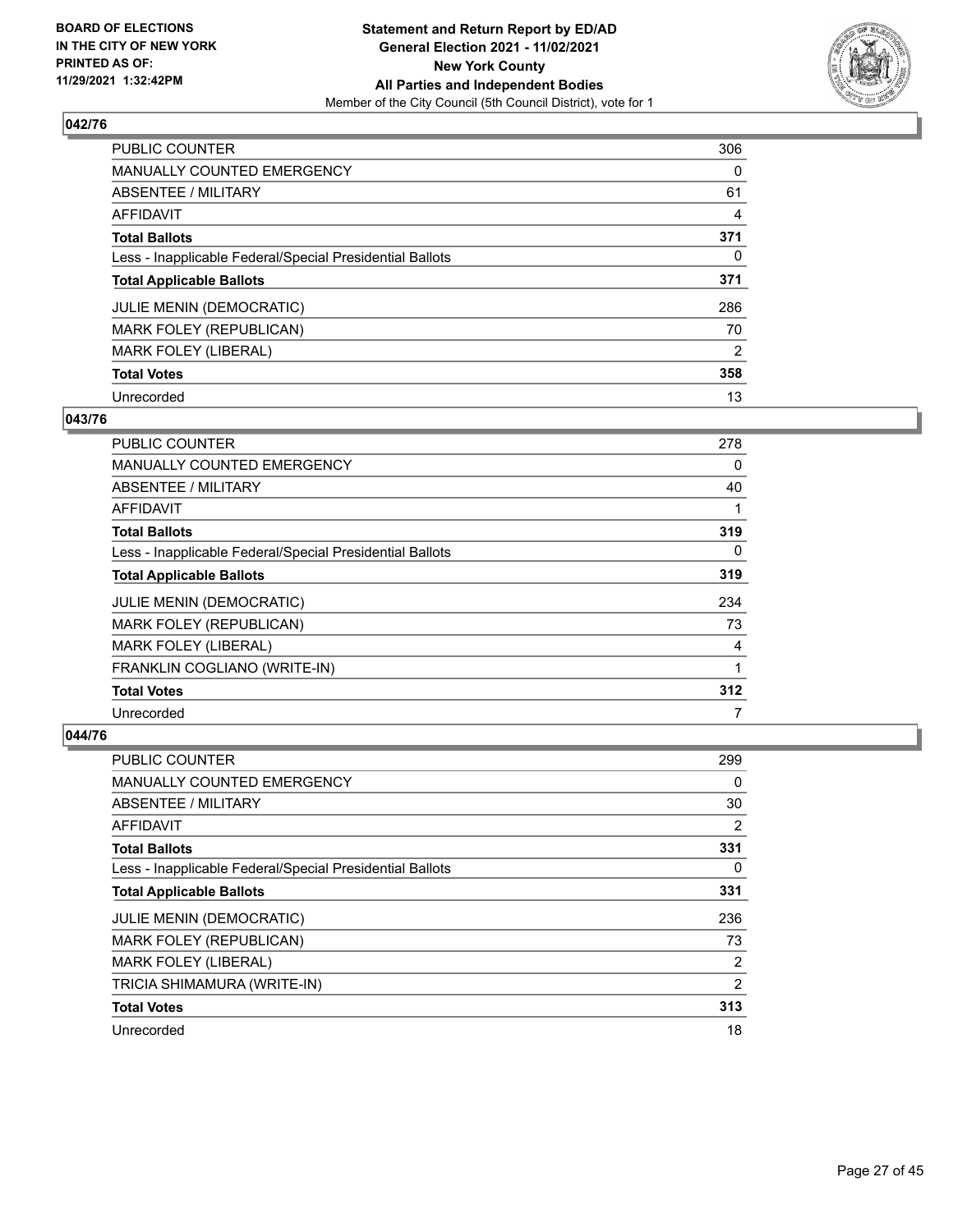**BOARD OF ELECTIONS IN THE CITY OF NEW YORK PRINTED AS OF: 11/29/2021 1:32:42PM**

**Statement and Return Report by ED/AD**
**General Election 2021 - 11/02/2021**
**New York County**
**All Parties and Independent Bodies**
Member of the City Council (5th Council District), vote for 1

### 042/76

| | |
|---|---|
| PUBLIC COUNTER | 306 |
| MANUALLY COUNTED EMERGENCY | 0 |
| ABSENTEE / MILITARY | 61 |
| AFFIDAVIT | 4 |
| **Total Ballots** | **371** |
| Less - Inapplicable Federal/Special Presidential Ballots | 0 |
| **Total Applicable Ballots** | **371** |
| JULIE MENIN (DEMOCRATIC) | 286 |
| MARK FOLEY (REPUBLICAN) | 70 |
| MARK FOLEY (LIBERAL) | 2 |
| **Total Votes** | **358** |
| Unrecorded | 13 |

### 043/76

| | |
|---|---|
| PUBLIC COUNTER | 278 |
| MANUALLY COUNTED EMERGENCY | 0 |
| ABSENTEE / MILITARY | 40 |
| AFFIDAVIT | 1 |
| **Total Ballots** | **319** |
| Less - Inapplicable Federal/Special Presidential Ballots | 0 |
| **Total Applicable Ballots** | **319** |
| JULIE MENIN (DEMOCRATIC) | 234 |
| MARK FOLEY (REPUBLICAN) | 73 |
| MARK FOLEY (LIBERAL) | 4 |
| FRANKLIN COGLIANO (WRITE-IN) | 1 |
| **Total Votes** | **312** |
| Unrecorded | 7 |

### 044/76

| | |
|---|---|
| PUBLIC COUNTER | 299 |
| MANUALLY COUNTED EMERGENCY | 0 |
| ABSENTEE / MILITARY | 30 |
| AFFIDAVIT | 2 |
| **Total Ballots** | **331** |
| Less - Inapplicable Federal/Special Presidential Ballots | 0 |
| **Total Applicable Ballots** | **331** |
| JULIE MENIN (DEMOCRATIC) | 236 |
| MARK FOLEY (REPUBLICAN) | 73 |
| MARK FOLEY (LIBERAL) | 2 |
| TRICIA SHIMAMURA (WRITE-IN) | 2 |
| **Total Votes** | **313** |
| Unrecorded | 18 |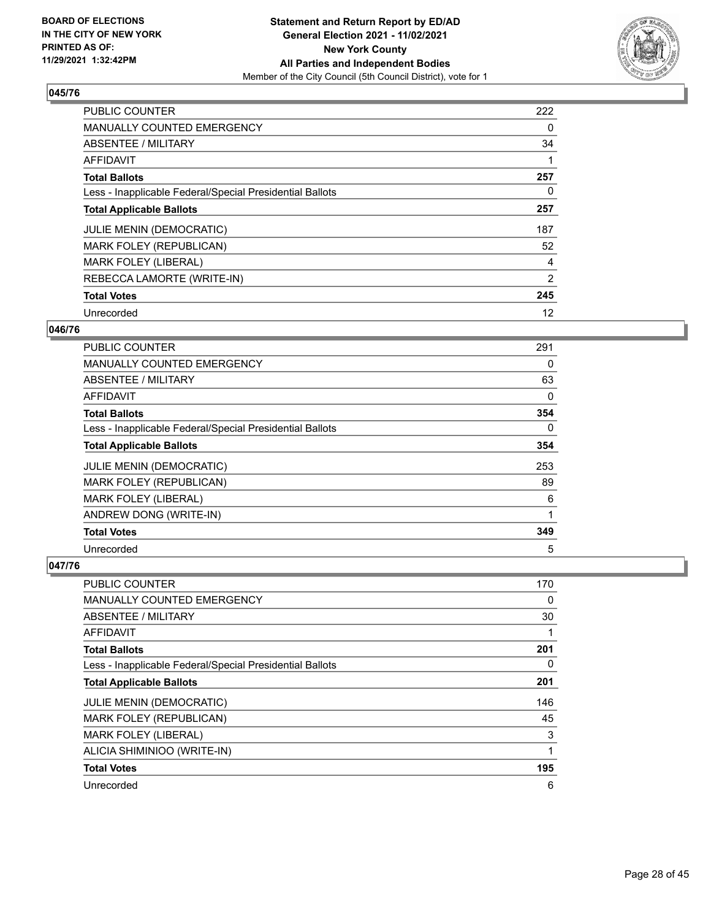**BOARD OF ELECTIONS IN THE CITY OF NEW YORK PRINTED AS OF: 11/29/2021 1:32:42PM**

**Statement and Return Report by ED/AD General Election 2021 - 11/02/2021 New York County All Parties and Independent Bodies**

Member of the City Council (5th Council District), vote for 1

### 045/76

| | |
|---|---|
| PUBLIC COUNTER | 222 |
| MANUALLY COUNTED EMERGENCY | 0 |
| ABSENTEE / MILITARY | 34 |
| AFFIDAVIT | 1 |
| **Total Ballots** | **257** |
| Less - Inapplicable Federal/Special Presidential Ballots | 0 |
| **Total Applicable Ballots** | **257** |
| JULIE MENIN (DEMOCRATIC) | 187 |
| MARK FOLEY (REPUBLICAN) | 52 |
| MARK FOLEY (LIBERAL) | 4 |
| REBECCA LAMORTE (WRITE-IN) | 2 |
| **Total Votes** | **245** |
| Unrecorded | 12 |

### 046/76

| | |
|---|---|
| PUBLIC COUNTER | 291 |
| MANUALLY COUNTED EMERGENCY | 0 |
| ABSENTEE / MILITARY | 63 |
| AFFIDAVIT | 0 |
| **Total Ballots** | **354** |
| Less - Inapplicable Federal/Special Presidential Ballots | 0 |
| **Total Applicable Ballots** | **354** |
| JULIE MENIN (DEMOCRATIC) | 253 |
| MARK FOLEY (REPUBLICAN) | 89 |
| MARK FOLEY (LIBERAL) | 6 |
| ANDREW DONG (WRITE-IN) | 1 |
| **Total Votes** | **349** |
| Unrecorded | 5 |

### 047/76

| | |
|---|---|
| PUBLIC COUNTER | 170 |
| MANUALLY COUNTED EMERGENCY | 0 |
| ABSENTEE / MILITARY | 30 |
| AFFIDAVIT | 1 |
| **Total Ballots** | **201** |
| Less - Inapplicable Federal/Special Presidential Ballots | 0 |
| **Total Applicable Ballots** | **201** |
| JULIE MENIN (DEMOCRATIC) | 146 |
| MARK FOLEY (REPUBLICAN) | 45 |
| MARK FOLEY (LIBERAL) | 3 |
| ALICIA SHIMINIOO (WRITE-IN) | 1 |
| **Total Votes** | **195** |
| Unrecorded | 6 |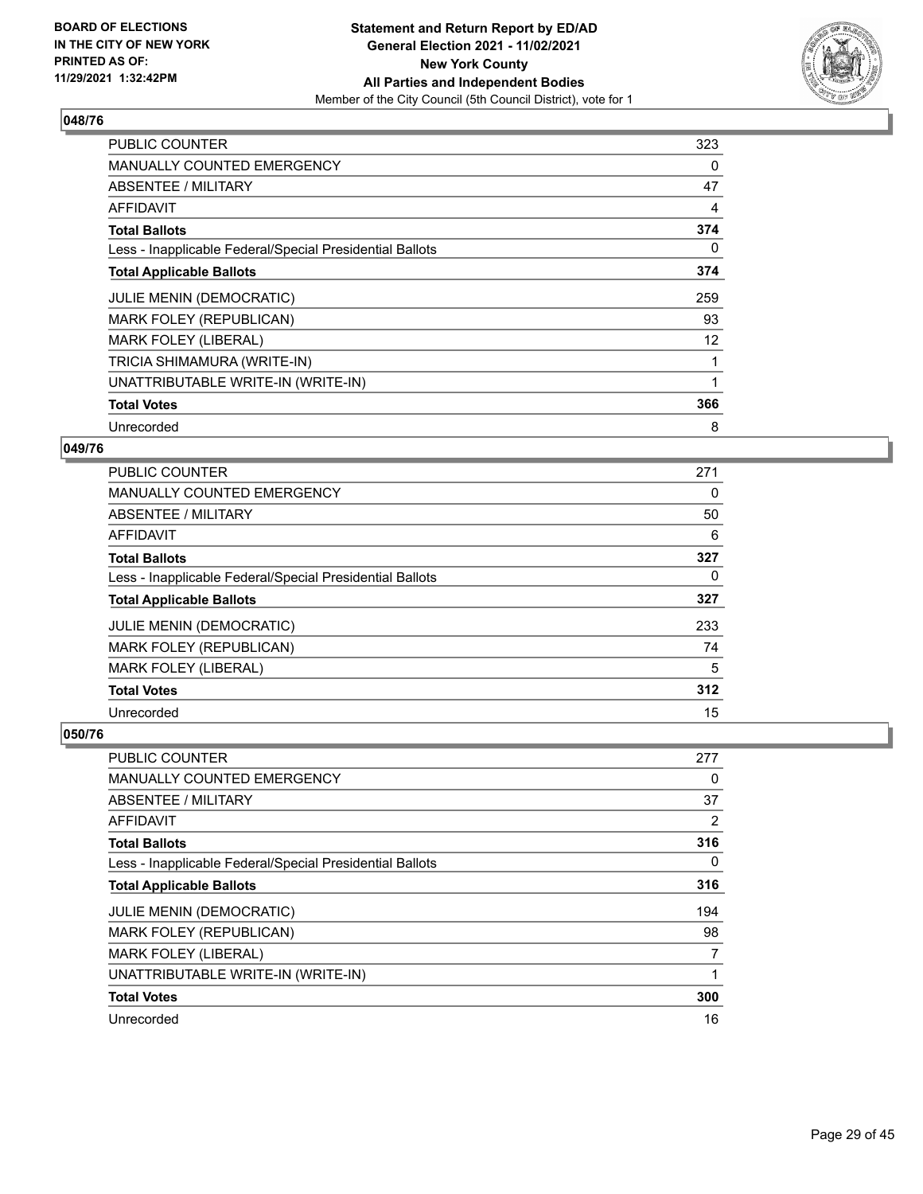**BOARD OF ELECTIONS IN THE CITY OF NEW YORK PRINTED AS OF: 11/29/2021 1:32:42PM**

**Statement and Return Report by ED/AD General Election 2021 - 11/02/2021 New York County All Parties and Independent Bodies**

Member of the City Council (5th Council District), vote for 1

## 048/76

| | |
|---|---|
| PUBLIC COUNTER | 323 |
| MANUALLY COUNTED EMERGENCY | 0 |
| ABSENTEE / MILITARY | 47 |
| AFFIDAVIT | 4 |
| **Total Ballots** | **374** |
| Less - Inapplicable Federal/Special Presidential Ballots | 0 |
| **Total Applicable Ballots** | **374** |
| JULIE MENIN (DEMOCRATIC) | 259 |
| MARK FOLEY (REPUBLICAN) | 93 |
| MARK FOLEY (LIBERAL) | 12 |
| TRICIA SHIMAMURA (WRITE-IN) | 1 |
| UNATTRIBUTABLE WRITE-IN (WRITE-IN) | 1 |
| **Total Votes** | **366** |
| Unrecorded | 8 |

## 049/76

| | |
|---|---|
| PUBLIC COUNTER | 271 |
| MANUALLY COUNTED EMERGENCY | 0 |
| ABSENTEE / MILITARY | 50 |
| AFFIDAVIT | 6 |
| **Total Ballots** | **327** |
| Less - Inapplicable Federal/Special Presidential Ballots | 0 |
| **Total Applicable Ballots** | **327** |
| JULIE MENIN (DEMOCRATIC) | 233 |
| MARK FOLEY (REPUBLICAN) | 74 |
| MARK FOLEY (LIBERAL) | 5 |
| **Total Votes** | **312** |
| Unrecorded | 15 |

## 050/76

| | |
|---|---|
| PUBLIC COUNTER | 277 |
| MANUALLY COUNTED EMERGENCY | 0 |
| ABSENTEE / MILITARY | 37 |
| AFFIDAVIT | 2 |
| **Total Ballots** | **316** |
| Less - Inapplicable Federal/Special Presidential Ballots | 0 |
| **Total Applicable Ballots** | **316** |
| JULIE MENIN (DEMOCRATIC) | 194 |
| MARK FOLEY (REPUBLICAN) | 98 |
| MARK FOLEY (LIBERAL) | 7 |
| UNATTRIBUTABLE WRITE-IN (WRITE-IN) | 1 |
| **Total Votes** | **300** |
| Unrecorded | 16 |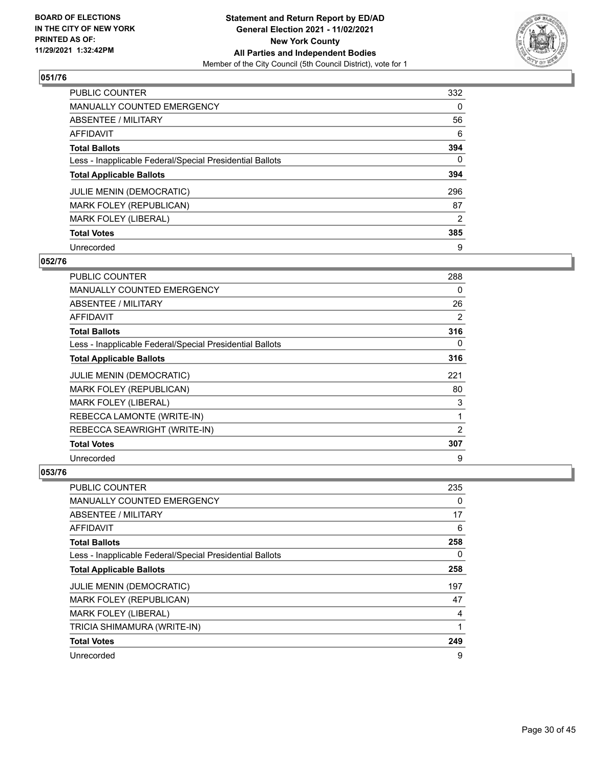**BOARD OF ELECTIONS IN THE CITY OF NEW YORK PRINTED AS OF: 11/29/2021 1:32:42PM**

**Statement and Return Report by ED/AD General Election 2021 - 11/02/2021 New York County All Parties and Independent Bodies**
Member of the City Council (5th Council District), vote for 1

### 051/76

| | |
|---|---|
| PUBLIC COUNTER | 332 |
| MANUALLY COUNTED EMERGENCY | 0 |
| ABSENTEE / MILITARY | 56 |
| AFFIDAVIT | 6 |
| **Total Ballots** | **394** |
| Less - Inapplicable Federal/Special Presidential Ballots | 0 |
| **Total Applicable Ballots** | **394** |
| JULIE MENIN (DEMOCRATIC) | 296 |
| MARK FOLEY (REPUBLICAN) | 87 |
| MARK FOLEY (LIBERAL) | 2 |
| **Total Votes** | **385** |
| Unrecorded | 9 |

### 052/76

| | |
|---|---|
| PUBLIC COUNTER | 288 |
| MANUALLY COUNTED EMERGENCY | 0 |
| ABSENTEE / MILITARY | 26 |
| AFFIDAVIT | 2 |
| **Total Ballots** | **316** |
| Less - Inapplicable Federal/Special Presidential Ballots | 0 |
| **Total Applicable Ballots** | **316** |
| JULIE MENIN (DEMOCRATIC) | 221 |
| MARK FOLEY (REPUBLICAN) | 80 |
| MARK FOLEY (LIBERAL) | 3 |
| REBECCA LAMONTE (WRITE-IN) | 1 |
| REBECCA SEAWRIGHT (WRITE-IN) | 2 |
| **Total Votes** | **307** |
| Unrecorded | 9 |

### 053/76

| | |
|---|---|
| PUBLIC COUNTER | 235 |
| MANUALLY COUNTED EMERGENCY | 0 |
| ABSENTEE / MILITARY | 17 |
| AFFIDAVIT | 6 |
| **Total Ballots** | **258** |
| Less - Inapplicable Federal/Special Presidential Ballots | 0 |
| **Total Applicable Ballots** | **258** |
| JULIE MENIN (DEMOCRATIC) | 197 |
| MARK FOLEY (REPUBLICAN) | 47 |
| MARK FOLEY (LIBERAL) | 4 |
| TRICIA SHIMAMURA (WRITE-IN) | 1 |
| **Total Votes** | **249** |
| Unrecorded | 9 |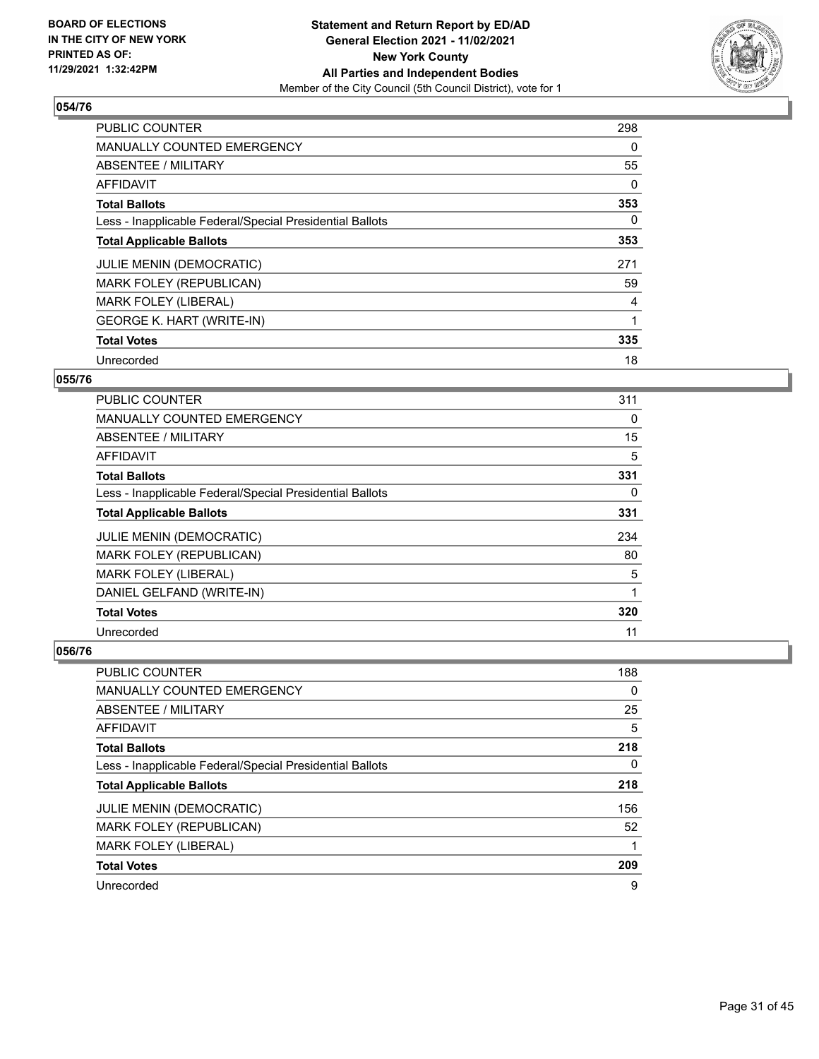**BOARD OF ELECTIONS IN THE CITY OF NEW YORK PRINTED AS OF: 11/29/2021 1:32:42PM**

**Statement and Return Report by ED/AD General Election 2021 - 11/02/2021 New York County All Parties and Independent Bodies**

Member of the City Council (5th Council District), vote for 1

## 054/76

| | |
|---|---|
| PUBLIC COUNTER | 298 |
| MANUALLY COUNTED EMERGENCY | 0 |
| ABSENTEE / MILITARY | 55 |
| AFFIDAVIT | 0 |
| **Total Ballots** | **353** |
| Less - Inapplicable Federal/Special Presidential Ballots | 0 |
| **Total Applicable Ballots** | **353** |
| JULIE MENIN (DEMOCRATIC) | 271 |
| MARK FOLEY (REPUBLICAN) | 59 |
| MARK FOLEY (LIBERAL) | 4 |
| GEORGE K. HART (WRITE-IN) | 1 |
| **Total Votes** | **335** |
| Unrecorded | 18 |

## 055/76

| | |
|---|---|
| PUBLIC COUNTER | 311 |
| MANUALLY COUNTED EMERGENCY | 0 |
| ABSENTEE / MILITARY | 15 |
| AFFIDAVIT | 5 |
| **Total Ballots** | **331** |
| Less - Inapplicable Federal/Special Presidential Ballots | 0 |
| **Total Applicable Ballots** | **331** |
| JULIE MENIN (DEMOCRATIC) | 234 |
| MARK FOLEY (REPUBLICAN) | 80 |
| MARK FOLEY (LIBERAL) | 5 |
| DANIEL GELFAND (WRITE-IN) | 1 |
| **Total Votes** | **320** |
| Unrecorded | 11 |

## 056/76

| | |
|---|---|
| PUBLIC COUNTER | 188 |
| MANUALLY COUNTED EMERGENCY | 0 |
| ABSENTEE / MILITARY | 25 |
| AFFIDAVIT | 5 |
| **Total Ballots** | **218** |
| Less - Inapplicable Federal/Special Presidential Ballots | 0 |
| **Total Applicable Ballots** | **218** |
| JULIE MENIN (DEMOCRATIC) | 156 |
| MARK FOLEY (REPUBLICAN) | 52 |
| MARK FOLEY (LIBERAL) | 1 |
| **Total Votes** | **209** |
| Unrecorded | 9 |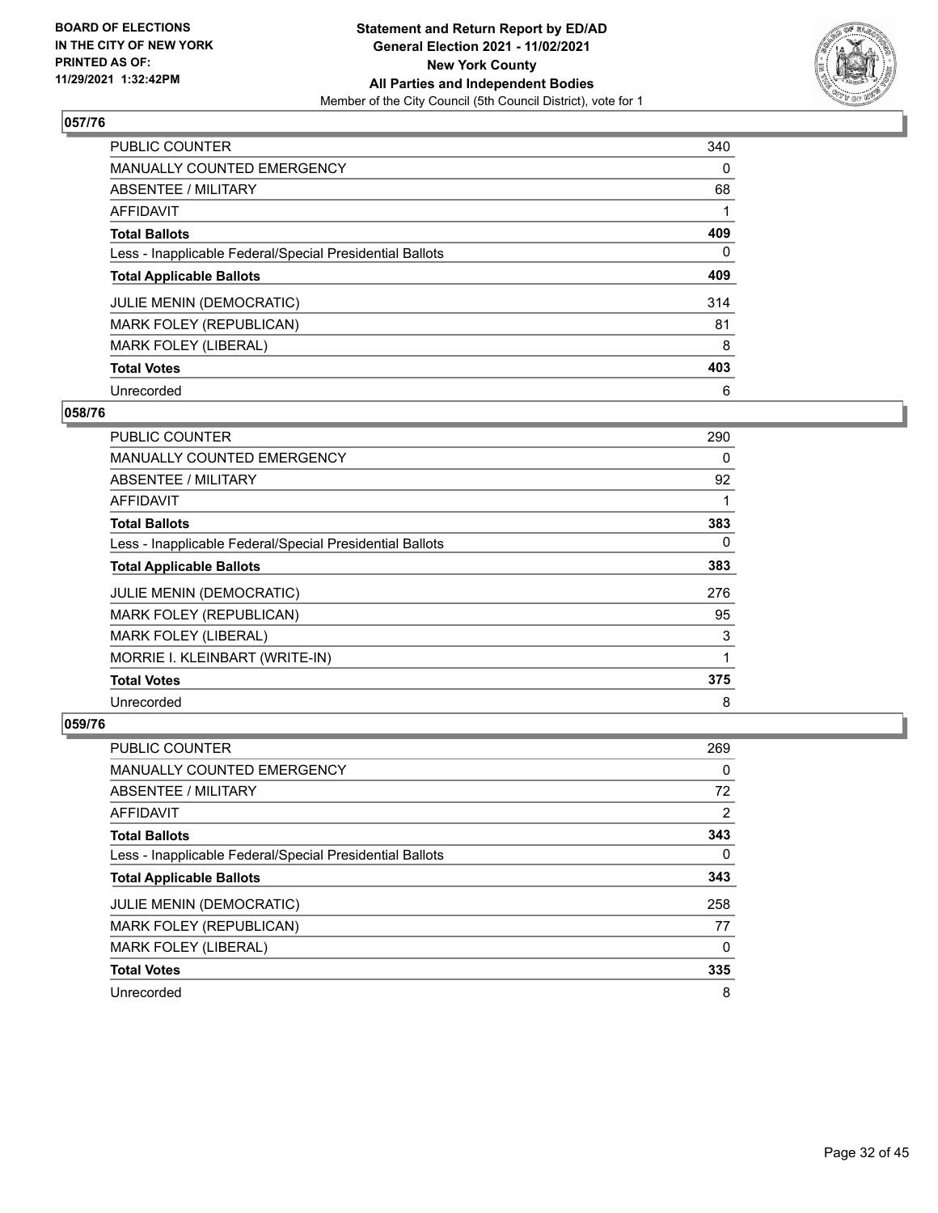**BOARD OF ELECTIONS IN THE CITY OF NEW YORK PRINTED AS OF: 11/29/2021 1:32:42PM**

**Statement and Return Report by ED/AD General Election 2021 - 11/02/2021 New York County All Parties and Independent Bodies**
Member of the City Council (5th Council District), vote for 1

## 057/76

| | |
|---|---|
| PUBLIC COUNTER | 340 |
| MANUALLY COUNTED EMERGENCY | 0 |
| ABSENTEE / MILITARY | 68 |
| AFFIDAVIT | 1 |
| **Total Ballots** | **409** |
| Less - Inapplicable Federal/Special Presidential Ballots | 0 |
| **Total Applicable Ballots** | **409** |
| JULIE MENIN (DEMOCRATIC) | 314 |
| MARK FOLEY (REPUBLICAN) | 81 |
| MARK FOLEY (LIBERAL) | 8 |
| **Total Votes** | **403** |
| Unrecorded | 6 |

## 058/76

| | |
|---|---|
| PUBLIC COUNTER | 290 |
| MANUALLY COUNTED EMERGENCY | 0 |
| ABSENTEE / MILITARY | 92 |
| AFFIDAVIT | 1 |
| **Total Ballots** | **383** |
| Less - Inapplicable Federal/Special Presidential Ballots | 0 |
| **Total Applicable Ballots** | **383** |
| JULIE MENIN (DEMOCRATIC) | 276 |
| MARK FOLEY (REPUBLICAN) | 95 |
| MARK FOLEY (LIBERAL) | 3 |
| MORRIE I. KLEINBART (WRITE-IN) | 1 |
| **Total Votes** | **375** |
| Unrecorded | 8 |

## 059/76

| | |
|---|---|
| PUBLIC COUNTER | 269 |
| MANUALLY COUNTED EMERGENCY | 0 |
| ABSENTEE / MILITARY | 72 |
| AFFIDAVIT | 2 |
| **Total Ballots** | **343** |
| Less - Inapplicable Federal/Special Presidential Ballots | 0 |
| **Total Applicable Ballots** | **343** |
| JULIE MENIN (DEMOCRATIC) | 258 |
| MARK FOLEY (REPUBLICAN) | 77 |
| MARK FOLEY (LIBERAL) | 0 |
| **Total Votes** | **335** |
| Unrecorded | 8 |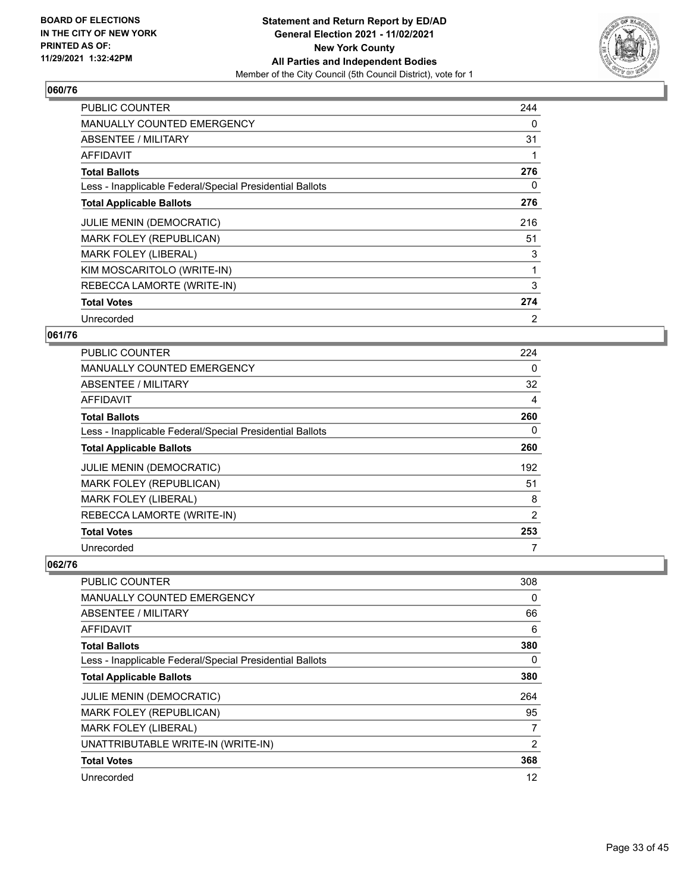**BOARD OF ELECTIONS IN THE CITY OF NEW YORK PRINTED AS OF: 11/29/2021 1:32:42PM**

**Statement and Return Report by ED/AD General Election 2021 - 11/02/2021 New York County All Parties and Independent Bodies**
Member of the City Council (5th Council District), vote for 1

## 060/76

| | |
|---|---|
| PUBLIC COUNTER | 244 |
| MANUALLY COUNTED EMERGENCY | 0 |
| ABSENTEE / MILITARY | 31 |
| AFFIDAVIT | 1 |
| **Total Ballots** | **276** |
| Less - Inapplicable Federal/Special Presidential Ballots | 0 |
| **Total Applicable Ballots** | **276** |
| JULIE MENIN (DEMOCRATIC) | 216 |
| MARK FOLEY (REPUBLICAN) | 51 |
| MARK FOLEY (LIBERAL) | 3 |
| KIM MOSCARITOLO (WRITE-IN) | 1 |
| REBECCA LAMORTE (WRITE-IN) | 3 |
| **Total Votes** | **274** |
| Unrecorded | 2 |

## 061/76

| | |
|---|---|
| PUBLIC COUNTER | 224 |
| MANUALLY COUNTED EMERGENCY | 0 |
| ABSENTEE / MILITARY | 32 |
| AFFIDAVIT | 4 |
| **Total Ballots** | **260** |
| Less - Inapplicable Federal/Special Presidential Ballots | 0 |
| **Total Applicable Ballots** | **260** |
| JULIE MENIN (DEMOCRATIC) | 192 |
| MARK FOLEY (REPUBLICAN) | 51 |
| MARK FOLEY (LIBERAL) | 8 |
| REBECCA LAMORTE (WRITE-IN) | 2 |
| **Total Votes** | **253** |
| Unrecorded | 7 |

## 062/76

| | |
|---|---|
| PUBLIC COUNTER | 308 |
| MANUALLY COUNTED EMERGENCY | 0 |
| ABSENTEE / MILITARY | 66 |
| AFFIDAVIT | 6 |
| **Total Ballots** | **380** |
| Less - Inapplicable Federal/Special Presidential Ballots | 0 |
| **Total Applicable Ballots** | **380** |
| JULIE MENIN (DEMOCRATIC) | 264 |
| MARK FOLEY (REPUBLICAN) | 95 |
| MARK FOLEY (LIBERAL) | 7 |
| UNATTRIBUTABLE WRITE-IN (WRITE-IN) | 2 |
| **Total Votes** | **368** |
| Unrecorded | 12 |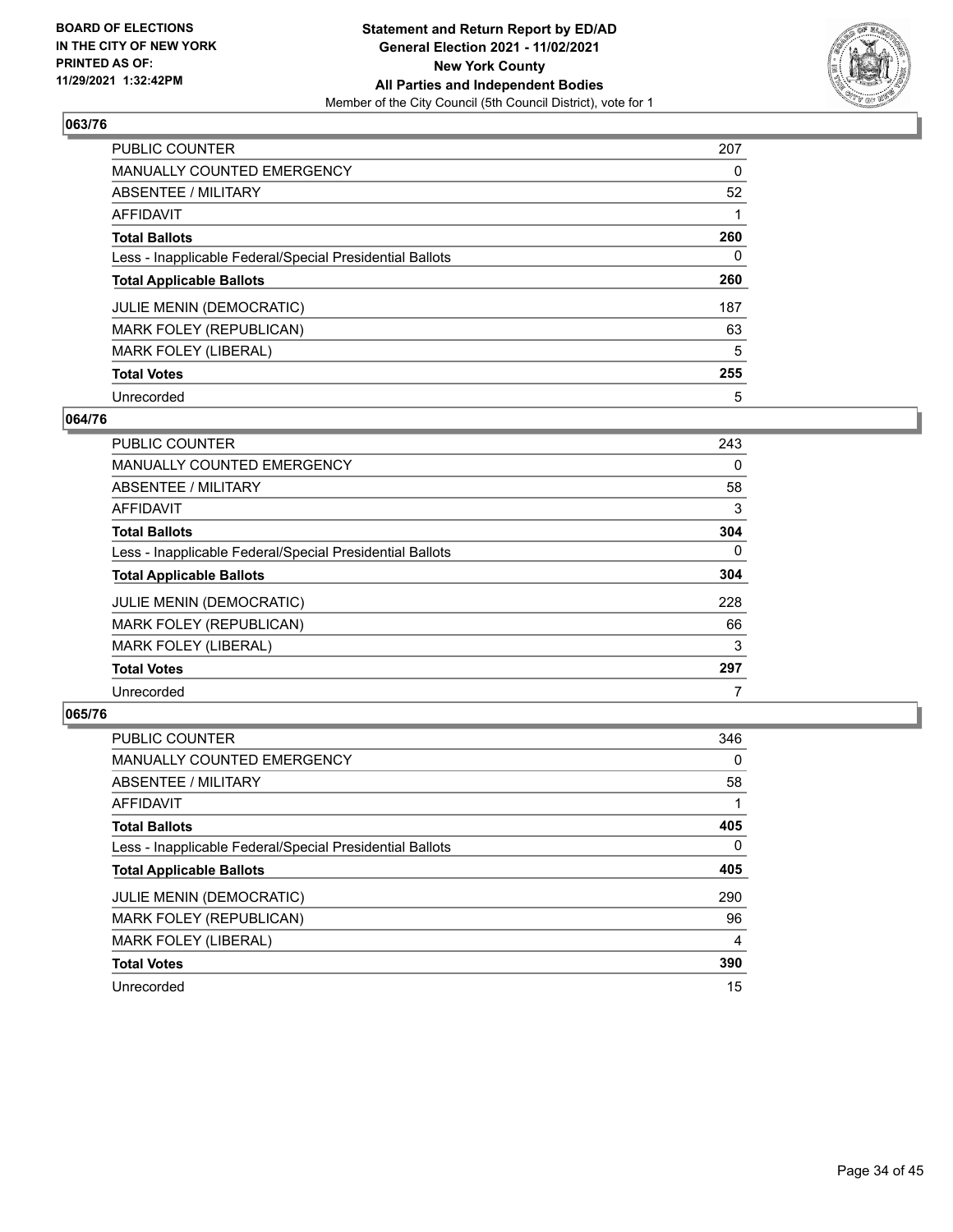BOARD OF ELECTIONS
IN THE CITY OF NEW YORK
PRINTED AS OF:
11/29/2021 1:32:42PM

**Statement and Return Report by ED/AD**
**General Election 2021 - 11/02/2021**
**New York County**
**All Parties and Independent Bodies**
Member of the City Council (5th Council District), vote for 1

## 063/76

| | |
|---|---|
| PUBLIC COUNTER | 207 |
| MANUALLY COUNTED EMERGENCY | 0 |
| ABSENTEE / MILITARY | 52 |
| AFFIDAVIT | 1 |
| **Total Ballots** | **260** |
| Less - Inapplicable Federal/Special Presidential Ballots | 0 |
| **Total Applicable Ballots** | **260** |
| JULIE MENIN (DEMOCRATIC) | 187 |
| MARK FOLEY (REPUBLICAN) | 63 |
| MARK FOLEY (LIBERAL) | 5 |
| **Total Votes** | **255** |
| Unrecorded | 5 |

## 064/76

| | |
|---|---|
| PUBLIC COUNTER | 243 |
| MANUALLY COUNTED EMERGENCY | 0 |
| ABSENTEE / MILITARY | 58 |
| AFFIDAVIT | 3 |
| **Total Ballots** | **304** |
| Less - Inapplicable Federal/Special Presidential Ballots | 0 |
| **Total Applicable Ballots** | **304** |
| JULIE MENIN (DEMOCRATIC) | 228 |
| MARK FOLEY (REPUBLICAN) | 66 |
| MARK FOLEY (LIBERAL) | 3 |
| **Total Votes** | **297** |
| Unrecorded | 7 |

## 065/76

| | |
|---|---|
| PUBLIC COUNTER | 346 |
| MANUALLY COUNTED EMERGENCY | 0 |
| ABSENTEE / MILITARY | 58 |
| AFFIDAVIT | 1 |
| **Total Ballots** | **405** |
| Less - Inapplicable Federal/Special Presidential Ballots | 0 |
| **Total Applicable Ballots** | **405** |
| JULIE MENIN (DEMOCRATIC) | 290 |
| MARK FOLEY (REPUBLICAN) | 96 |
| MARK FOLEY (LIBERAL) | 4 |
| **Total Votes** | **390** |
| Unrecorded | 15 |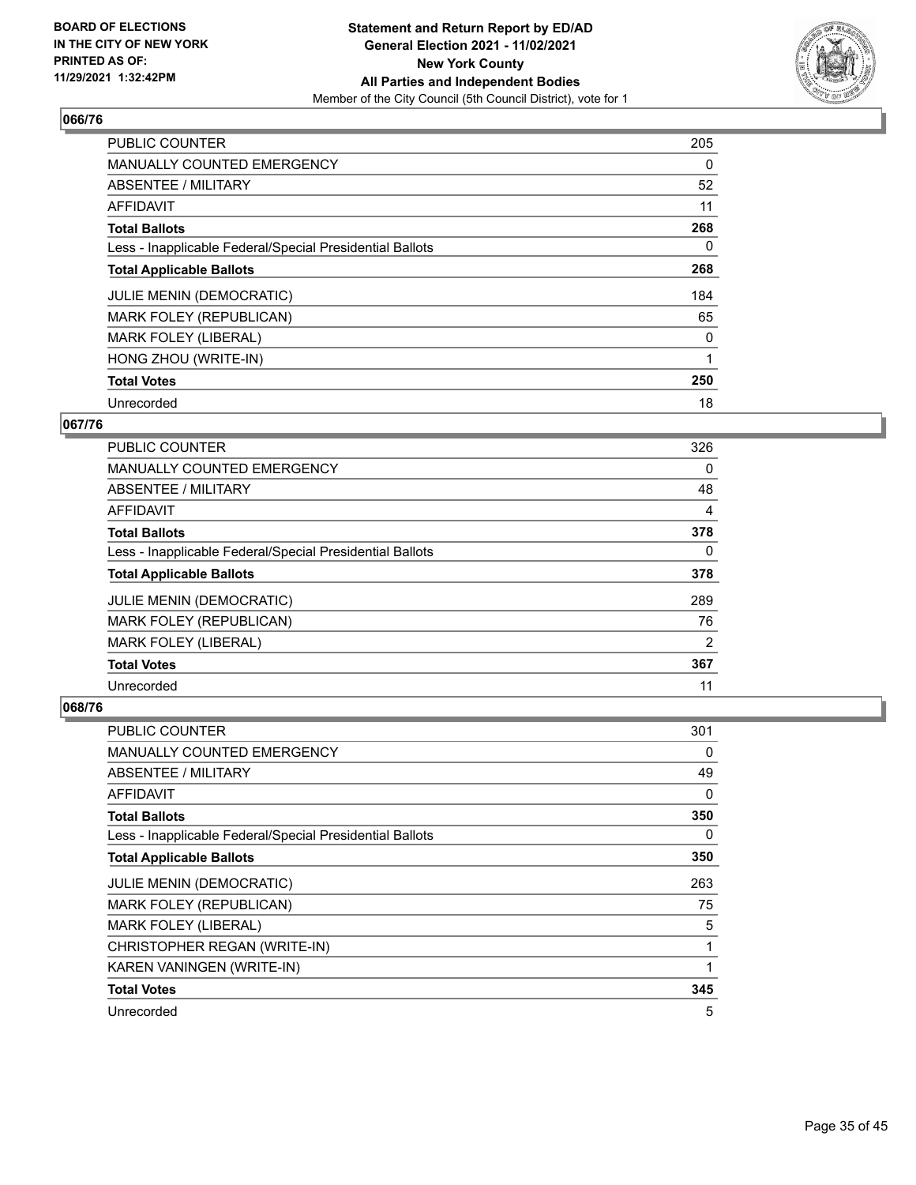BOARD OF ELECTIONS IN THE CITY OF NEW YORK PRINTED AS OF: 11/29/2021 1:32:42PM

**Statement and Return Report by ED/AD**
**General Election 2021 - 11/02/2021**
**New York County**
**All Parties and Independent Bodies**
Member of the City Council (5th Council District), vote for 1

### 066/76

| | |
|---|---|
| PUBLIC COUNTER | 205 |
| MANUALLY COUNTED EMERGENCY | 0 |
| ABSENTEE / MILITARY | 52 |
| AFFIDAVIT | 11 |
| **Total Ballots** | **268** |
| Less - Inapplicable Federal/Special Presidential Ballots | 0 |
| **Total Applicable Ballots** | **268** |
| JULIE MENIN (DEMOCRATIC) | 184 |
| MARK FOLEY (REPUBLICAN) | 65 |
| MARK FOLEY (LIBERAL) | 0 |
| HONG ZHOU (WRITE-IN) | 1 |
| **Total Votes** | **250** |
| Unrecorded | 18 |

### 067/76

| | |
|---|---|
| PUBLIC COUNTER | 326 |
| MANUALLY COUNTED EMERGENCY | 0 |
| ABSENTEE / MILITARY | 48 |
| AFFIDAVIT | 4 |
| **Total Ballots** | **378** |
| Less - Inapplicable Federal/Special Presidential Ballots | 0 |
| **Total Applicable Ballots** | **378** |
| JULIE MENIN (DEMOCRATIC) | 289 |
| MARK FOLEY (REPUBLICAN) | 76 |
| MARK FOLEY (LIBERAL) | 2 |
| **Total Votes** | **367** |
| Unrecorded | 11 |

### 068/76

| | |
|---|---|
| PUBLIC COUNTER | 301 |
| MANUALLY COUNTED EMERGENCY | 0 |
| ABSENTEE / MILITARY | 49 |
| AFFIDAVIT | 0 |
| **Total Ballots** | **350** |
| Less - Inapplicable Federal/Special Presidential Ballots | 0 |
| **Total Applicable Ballots** | **350** |
| JULIE MENIN (DEMOCRATIC) | 263 |
| MARK FOLEY (REPUBLICAN) | 75 |
| MARK FOLEY (LIBERAL) | 5 |
| CHRISTOPHER REGAN (WRITE-IN) | 1 |
| KAREN VANINGEN (WRITE-IN) | 1 |
| **Total Votes** | **345** |
| Unrecorded | 5 |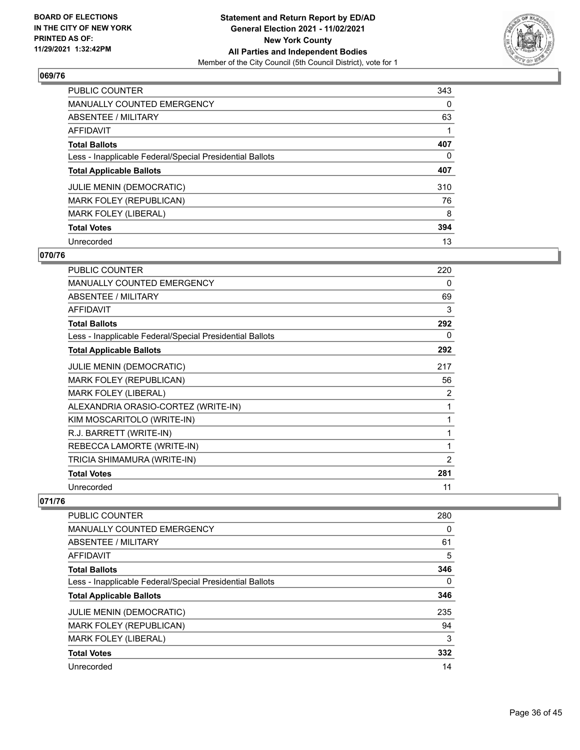**BOARD OF ELECTIONS IN THE CITY OF NEW YORK PRINTED AS OF: 11/29/2021 1:32:42PM**

**Statement and Return Report by ED/AD General Election 2021 - 11/02/2021 New York County All Parties and Independent Bodies**
Member of the City Council (5th Council District), vote for 1

## 069/76

| | |
|---|---|
| PUBLIC COUNTER | 343 |
| MANUALLY COUNTED EMERGENCY | 0 |
| ABSENTEE / MILITARY | 63 |
| AFFIDAVIT | 1 |
| **Total Ballots** | **407** |
| Less - Inapplicable Federal/Special Presidential Ballots | 0 |
| **Total Applicable Ballots** | **407** |
| JULIE MENIN (DEMOCRATIC) | 310 |
| MARK FOLEY (REPUBLICAN) | 76 |
| MARK FOLEY (LIBERAL) | 8 |
| **Total Votes** | **394** |
| Unrecorded | 13 |

## 070/76

| | |
|---|---|
| PUBLIC COUNTER | 220 |
| MANUALLY COUNTED EMERGENCY | 0 |
| ABSENTEE / MILITARY | 69 |
| AFFIDAVIT | 3 |
| **Total Ballots** | **292** |
| Less - Inapplicable Federal/Special Presidential Ballots | 0 |
| **Total Applicable Ballots** | **292** |
| JULIE MENIN (DEMOCRATIC) | 217 |
| MARK FOLEY (REPUBLICAN) | 56 |
| MARK FOLEY (LIBERAL) | 2 |
| ALEXANDRIA ORASIO-CORTEZ (WRITE-IN) | 1 |
| KIM MOSCARITOLO (WRITE-IN) | 1 |
| R.J. BARRETT (WRITE-IN) | 1 |
| REBECCA LAMORTE (WRITE-IN) | 1 |
| TRICIA SHIMAMURA (WRITE-IN) | 2 |
| **Total Votes** | **281** |
| Unrecorded | 11 |

## 071/76

| | |
|---|---|
| PUBLIC COUNTER | 280 |
| MANUALLY COUNTED EMERGENCY | 0 |
| ABSENTEE / MILITARY | 61 |
| AFFIDAVIT | 5 |
| **Total Ballots** | **346** |
| Less - Inapplicable Federal/Special Presidential Ballots | 0 |
| **Total Applicable Ballots** | **346** |
| JULIE MENIN (DEMOCRATIC) | 235 |
| MARK FOLEY (REPUBLICAN) | 94 |
| MARK FOLEY (LIBERAL) | 3 |
| **Total Votes** | **332** |
| Unrecorded | 14 |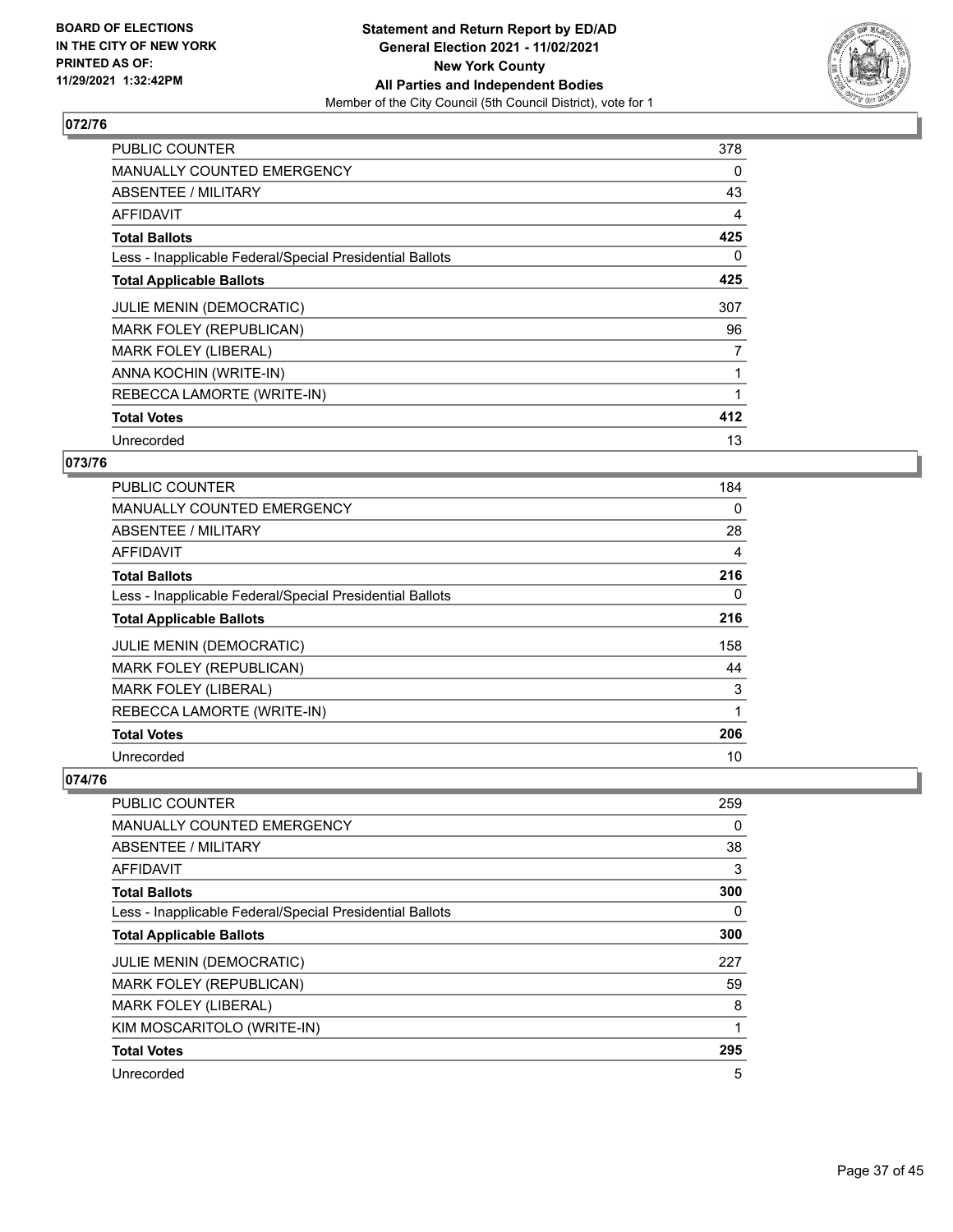**BOARD OF ELECTIONS IN THE CITY OF NEW YORK PRINTED AS OF: 11/29/2021 1:32:42PM**

**Statement and Return Report by ED/AD General Election 2021 - 11/02/2021 New York County All Parties and Independent Bodies**

Member of the City Council (5th Council District), vote for 1

## 072/76

| | |
|---|---|
| PUBLIC COUNTER | 378 |
| MANUALLY COUNTED EMERGENCY | 0 |
| ABSENTEE / MILITARY | 43 |
| AFFIDAVIT | 4 |
| **Total Ballots** | **425** |
| Less - Inapplicable Federal/Special Presidential Ballots | 0 |
| **Total Applicable Ballots** | **425** |
| JULIE MENIN (DEMOCRATIC) | 307 |
| MARK FOLEY (REPUBLICAN) | 96 |
| MARK FOLEY (LIBERAL) | 7 |
| ANNA KOCHIN (WRITE-IN) | 1 |
| REBECCA LAMORTE (WRITE-IN) | 1 |
| **Total Votes** | **412** |
| Unrecorded | 13 |

## 073/76

| | |
|---|---|
| PUBLIC COUNTER | 184 |
| MANUALLY COUNTED EMERGENCY | 0 |
| ABSENTEE / MILITARY | 28 |
| AFFIDAVIT | 4 |
| **Total Ballots** | **216** |
| Less - Inapplicable Federal/Special Presidential Ballots | 0 |
| **Total Applicable Ballots** | **216** |
| JULIE MENIN (DEMOCRATIC) | 158 |
| MARK FOLEY (REPUBLICAN) | 44 |
| MARK FOLEY (LIBERAL) | 3 |
| REBECCA LAMORTE (WRITE-IN) | 1 |
| **Total Votes** | **206** |
| Unrecorded | 10 |

## 074/76

| | |
|---|---|
| PUBLIC COUNTER | 259 |
| MANUALLY COUNTED EMERGENCY | 0 |
| ABSENTEE / MILITARY | 38 |
| AFFIDAVIT | 3 |
| **Total Ballots** | **300** |
| Less - Inapplicable Federal/Special Presidential Ballots | 0 |
| **Total Applicable Ballots** | **300** |
| JULIE MENIN (DEMOCRATIC) | 227 |
| MARK FOLEY (REPUBLICAN) | 59 |
| MARK FOLEY (LIBERAL) | 8 |
| KIM MOSCARITOLO (WRITE-IN) | 1 |
| **Total Votes** | **295** |
| Unrecorded | 5 |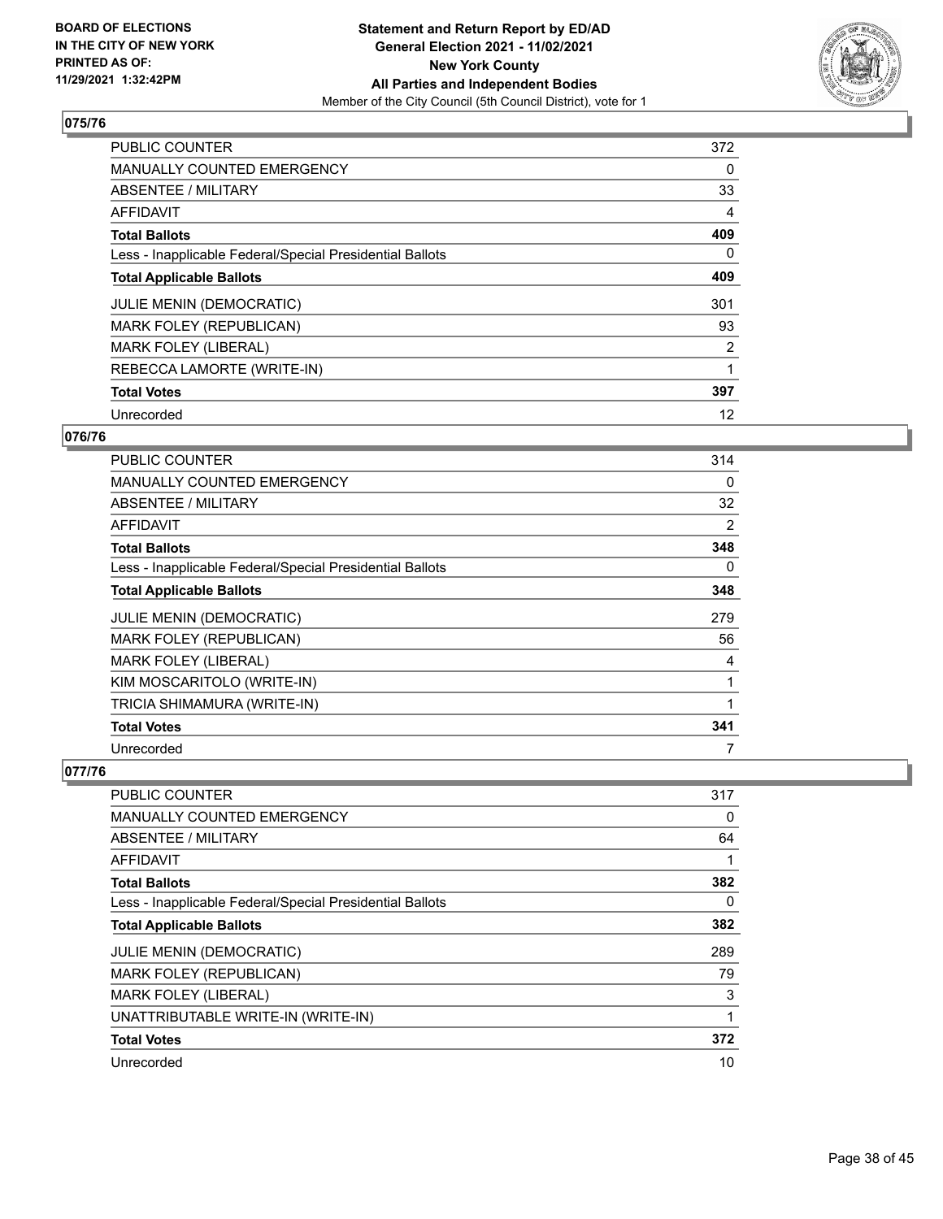**BOARD OF ELECTIONS IN THE CITY OF NEW YORK PRINTED AS OF: 11/29/2021 1:32:42PM**

**Statement and Return Report by ED/AD General Election 2021 - 11/02/2021 New York County All Parties and Independent Bodies**

Member of the City Council (5th Council District), vote for 1

## 075/76

| | |
|---|---|
| PUBLIC COUNTER | 372 |
| MANUALLY COUNTED EMERGENCY | 0 |
| ABSENTEE / MILITARY | 33 |
| AFFIDAVIT | 4 |
| **Total Ballots** | **409** |
| Less - Inapplicable Federal/Special Presidential Ballots | 0 |
| **Total Applicable Ballots** | **409** |
| JULIE MENIN (DEMOCRATIC) | 301 |
| MARK FOLEY (REPUBLICAN) | 93 |
| MARK FOLEY (LIBERAL) | 2 |
| REBECCA LAMORTE (WRITE-IN) | 1 |
| **Total Votes** | **397** |
| Unrecorded | 12 |

## 076/76

| | |
|---|---|
| PUBLIC COUNTER | 314 |
| MANUALLY COUNTED EMERGENCY | 0 |
| ABSENTEE / MILITARY | 32 |
| AFFIDAVIT | 2 |
| **Total Ballots** | **348** |
| Less - Inapplicable Federal/Special Presidential Ballots | 0 |
| **Total Applicable Ballots** | **348** |
| JULIE MENIN (DEMOCRATIC) | 279 |
| MARK FOLEY (REPUBLICAN) | 56 |
| MARK FOLEY (LIBERAL) | 4 |
| KIM MOSCARITOLO (WRITE-IN) | 1 |
| TRICIA SHIMAMURA (WRITE-IN) | 1 |
| **Total Votes** | **341** |
| Unrecorded | 7 |

## 077/76

| | |
|---|---|
| PUBLIC COUNTER | 317 |
| MANUALLY COUNTED EMERGENCY | 0 |
| ABSENTEE / MILITARY | 64 |
| AFFIDAVIT | 1 |
| **Total Ballots** | **382** |
| Less - Inapplicable Federal/Special Presidential Ballots | 0 |
| **Total Applicable Ballots** | **382** |
| JULIE MENIN (DEMOCRATIC) | 289 |
| MARK FOLEY (REPUBLICAN) | 79 |
| MARK FOLEY (LIBERAL) | 3 |
| UNATTRIBUTABLE WRITE-IN (WRITE-IN) | 1 |
| **Total Votes** | **372** |
| Unrecorded | 10 |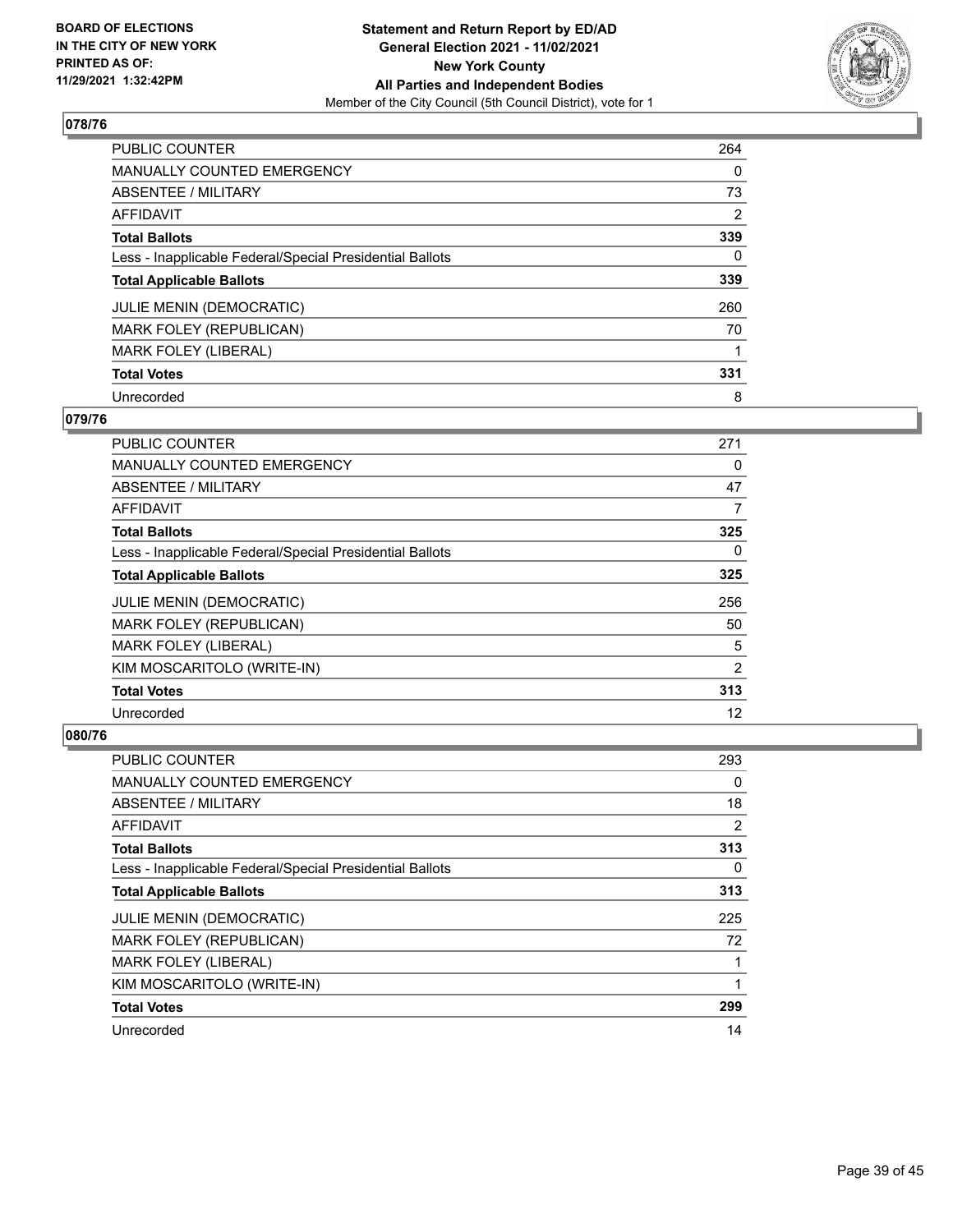**BOARD OF ELECTIONS IN THE CITY OF NEW YORK PRINTED AS OF: 11/29/2021 1:32:42PM**

**Statement and Return Report by ED/AD**
**General Election 2021 - 11/02/2021**
**New York County**
**All Parties and Independent Bodies**
Member of the City Council (5th Council District), vote for 1

## 078/76

| | |
|---|---|
| PUBLIC COUNTER | 264 |
| MANUALLY COUNTED EMERGENCY | 0 |
| ABSENTEE / MILITARY | 73 |
| AFFIDAVIT | 2 |
| **Total Ballots** | **339** |
| Less - Inapplicable Federal/Special Presidential Ballots | 0 |
| **Total Applicable Ballots** | **339** |
| JULIE MENIN (DEMOCRATIC) | 260 |
| MARK FOLEY (REPUBLICAN) | 70 |
| MARK FOLEY (LIBERAL) | 1 |
| **Total Votes** | **331** |
| Unrecorded | 8 |

## 079/76

| | |
|---|---|
| PUBLIC COUNTER | 271 |
| MANUALLY COUNTED EMERGENCY | 0 |
| ABSENTEE / MILITARY | 47 |
| AFFIDAVIT | 7 |
| **Total Ballots** | **325** |
| Less - Inapplicable Federal/Special Presidential Ballots | 0 |
| **Total Applicable Ballots** | **325** |
| JULIE MENIN (DEMOCRATIC) | 256 |
| MARK FOLEY (REPUBLICAN) | 50 |
| MARK FOLEY (LIBERAL) | 5 |
| KIM MOSCARITOLO (WRITE-IN) | 2 |
| **Total Votes** | **313** |
| Unrecorded | 12 |

## 080/76

| | |
|---|---|
| PUBLIC COUNTER | 293 |
| MANUALLY COUNTED EMERGENCY | 0 |
| ABSENTEE / MILITARY | 18 |
| AFFIDAVIT | 2 |
| **Total Ballots** | **313** |
| Less - Inapplicable Federal/Special Presidential Ballots | 0 |
| **Total Applicable Ballots** | **313** |
| JULIE MENIN (DEMOCRATIC) | 225 |
| MARK FOLEY (REPUBLICAN) | 72 |
| MARK FOLEY (LIBERAL) | 1 |
| KIM MOSCARITOLO (WRITE-IN) | 1 |
| **Total Votes** | **299** |
| Unrecorded | 14 |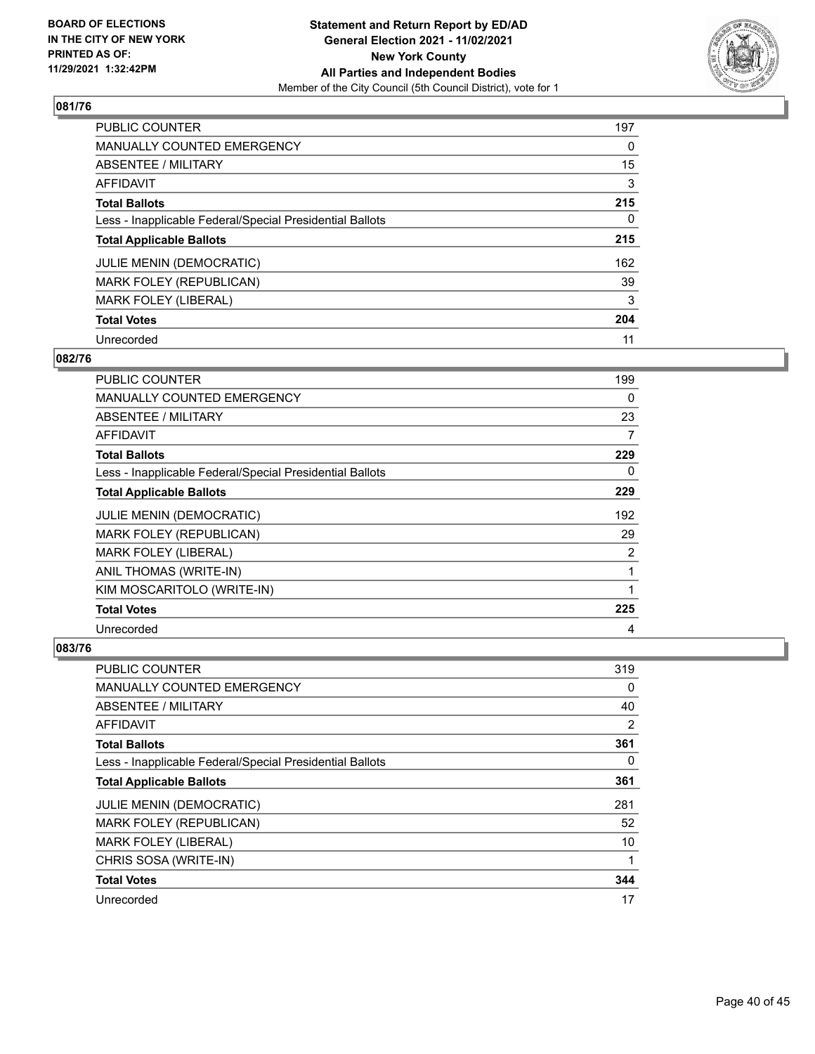**BOARD OF ELECTIONS IN THE CITY OF NEW YORK PRINTED AS OF: 11/29/2021 1:32:42PM**

**Statement and Return Report by ED/AD General Election 2021 - 11/02/2021 New York County All Parties and Independent Bodies**
Member of the City Council (5th Council District), vote for 1

## 081/76

| | |
|---|---|
| PUBLIC COUNTER | 197 |
| MANUALLY COUNTED EMERGENCY | 0 |
| ABSENTEE / MILITARY | 15 |
| AFFIDAVIT | 3 |
| **Total Ballots** | **215** |
| Less - Inapplicable Federal/Special Presidential Ballots | 0 |
| **Total Applicable Ballots** | **215** |
| JULIE MENIN (DEMOCRATIC) | 162 |
| MARK FOLEY (REPUBLICAN) | 39 |
| MARK FOLEY (LIBERAL) | 3 |
| **Total Votes** | **204** |
| Unrecorded | 11 |

## 082/76

| | |
|---|---|
| PUBLIC COUNTER | 199 |
| MANUALLY COUNTED EMERGENCY | 0 |
| ABSENTEE / MILITARY | 23 |
| AFFIDAVIT | 7 |
| **Total Ballots** | **229** |
| Less - Inapplicable Federal/Special Presidential Ballots | 0 |
| **Total Applicable Ballots** | **229** |
| JULIE MENIN (DEMOCRATIC) | 192 |
| MARK FOLEY (REPUBLICAN) | 29 |
| MARK FOLEY (LIBERAL) | 2 |
| ANIL THOMAS (WRITE-IN) | 1 |
| KIM MOSCARITOLO (WRITE-IN) | 1 |
| **Total Votes** | **225** |
| Unrecorded | 4 |

## 083/76

| | |
|---|---|
| PUBLIC COUNTER | 319 |
| MANUALLY COUNTED EMERGENCY | 0 |
| ABSENTEE / MILITARY | 40 |
| AFFIDAVIT | 2 |
| **Total Ballots** | **361** |
| Less - Inapplicable Federal/Special Presidential Ballots | 0 |
| **Total Applicable Ballots** | **361** |
| JULIE MENIN (DEMOCRATIC) | 281 |
| MARK FOLEY (REPUBLICAN) | 52 |
| MARK FOLEY (LIBERAL) | 10 |
| CHRIS SOSA (WRITE-IN) | 1 |
| **Total Votes** | **344** |
| Unrecorded | 17 |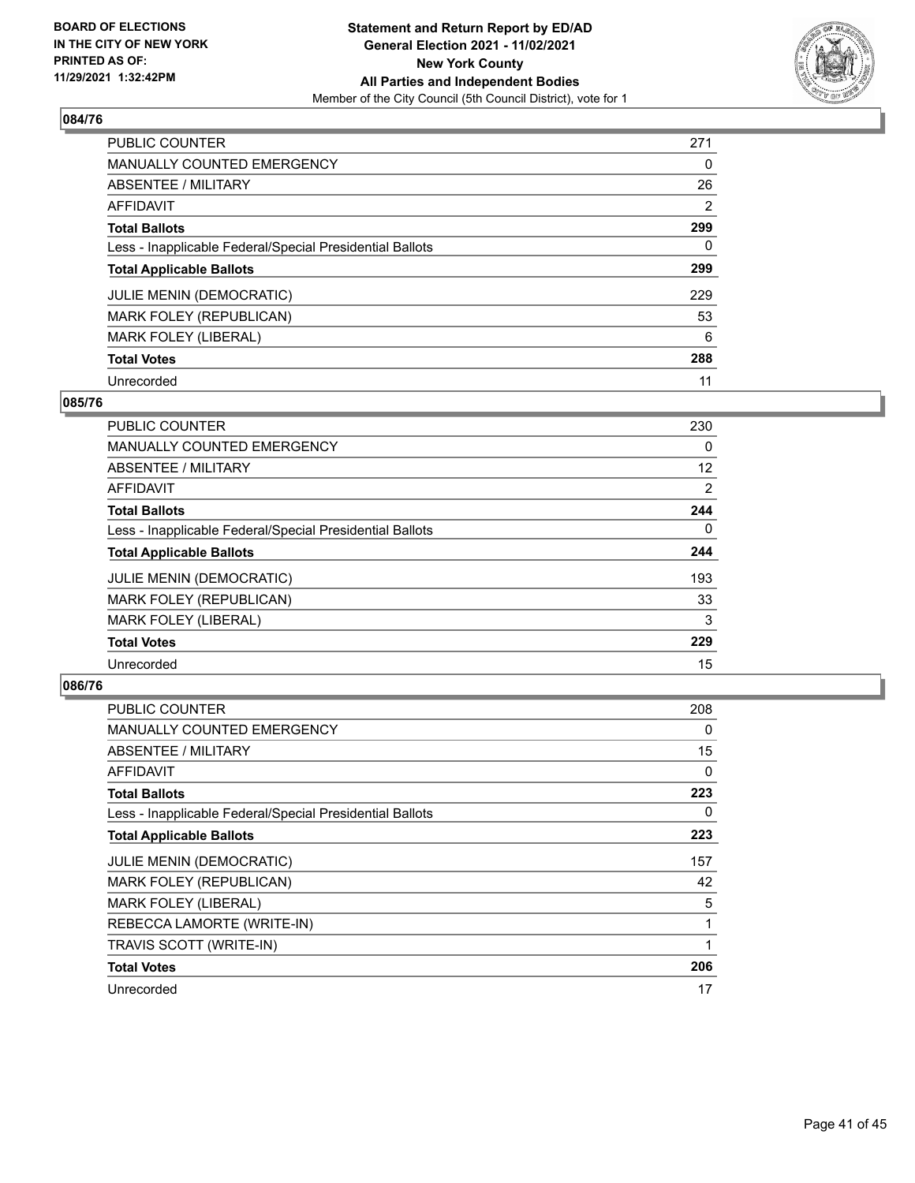**BOARD OF ELECTIONS IN THE CITY OF NEW YORK PRINTED AS OF: 11/29/2021 1:32:42PM**

**Statement and Return Report by ED/AD General Election 2021 - 11/02/2021 New York County All Parties and Independent Bodies**
Member of the City Council (5th Council District), vote for 1

## 084/76

| | |
|---|---|
| PUBLIC COUNTER | 271 |
| MANUALLY COUNTED EMERGENCY | 0 |
| ABSENTEE / MILITARY | 26 |
| AFFIDAVIT | 2 |
| **Total Ballots** | **299** |
| Less - Inapplicable Federal/Special Presidential Ballots | 0 |
| **Total Applicable Ballots** | **299** |
| JULIE MENIN (DEMOCRATIC) | 229 |
| MARK FOLEY (REPUBLICAN) | 53 |
| MARK FOLEY (LIBERAL) | 6 |
| **Total Votes** | **288** |
| Unrecorded | 11 |

## 085/76

| | |
|---|---|
| PUBLIC COUNTER | 230 |
| MANUALLY COUNTED EMERGENCY | 0 |
| ABSENTEE / MILITARY | 12 |
| AFFIDAVIT | 2 |
| **Total Ballots** | **244** |
| Less - Inapplicable Federal/Special Presidential Ballots | 0 |
| **Total Applicable Ballots** | **244** |
| JULIE MENIN (DEMOCRATIC) | 193 |
| MARK FOLEY (REPUBLICAN) | 33 |
| MARK FOLEY (LIBERAL) | 3 |
| **Total Votes** | **229** |
| Unrecorded | 15 |

## 086/76

| | |
|---|---|
| PUBLIC COUNTER | 208 |
| MANUALLY COUNTED EMERGENCY | 0 |
| ABSENTEE / MILITARY | 15 |
| AFFIDAVIT | 0 |
| **Total Ballots** | **223** |
| Less - Inapplicable Federal/Special Presidential Ballots | 0 |
| **Total Applicable Ballots** | **223** |
| JULIE MENIN (DEMOCRATIC) | 157 |
| MARK FOLEY (REPUBLICAN) | 42 |
| MARK FOLEY (LIBERAL) | 5 |
| REBECCA LAMORTE (WRITE-IN) | 1 |
| TRAVIS SCOTT (WRITE-IN) | 1 |
| **Total Votes** | **206** |
| Unrecorded | 17 |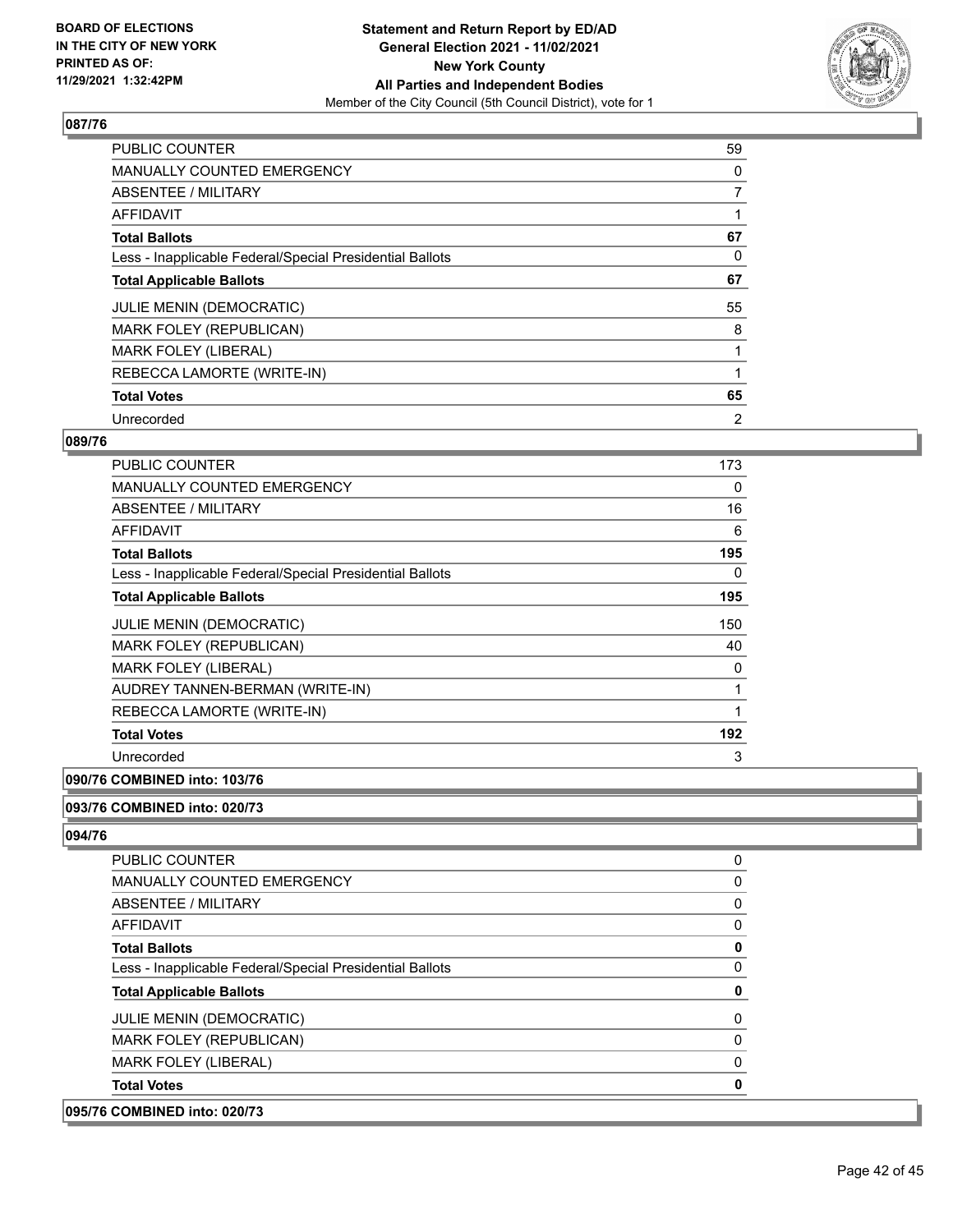**Statement and Return Report by ED/AD**
**General Election 2021 - 11/02/2021**
**New York County**
**All Parties and Independent Bodies**
Member of the City Council (5th Council District), vote for 1

BOARD OF ELECTIONS IN THE CITY OF NEW YORK PRINTED AS OF: 11/29/2021 1:32:42PM

### 087/76

| | |
|---|---|
| PUBLIC COUNTER | 59 |
| MANUALLY COUNTED EMERGENCY | 0 |
| ABSENTEE / MILITARY | 7 |
| AFFIDAVIT | 1 |
| **Total Ballots** | **67** |
| Less - Inapplicable Federal/Special Presidential Ballots | 0 |
| **Total Applicable Ballots** | **67** |
| JULIE MENIN (DEMOCRATIC) | 55 |
| MARK FOLEY (REPUBLICAN) | 8 |
| MARK FOLEY (LIBERAL) | 1 |
| REBECCA LAMORTE (WRITE-IN) | 1 |
| **Total Votes** | **65** |
| Unrecorded | 2 |

### 089/76

| | |
|---|---|
| PUBLIC COUNTER | 173 |
| MANUALLY COUNTED EMERGENCY | 0 |
| ABSENTEE / MILITARY | 16 |
| AFFIDAVIT | 6 |
| **Total Ballots** | **195** |
| Less - Inapplicable Federal/Special Presidential Ballots | 0 |
| **Total Applicable Ballots** | **195** |
| JULIE MENIN (DEMOCRATIC) | 150 |
| MARK FOLEY (REPUBLICAN) | 40 |
| MARK FOLEY (LIBERAL) | 0 |
| AUDREY TANNEN-BERMAN (WRITE-IN) | 1 |
| REBECCA LAMORTE (WRITE-IN) | 1 |
| **Total Votes** | **192** |
| Unrecorded | 3 |

### 090/76 COMBINED into: 103/76

### 093/76 COMBINED into: 020/73

### 094/76

| | |
|---|---|
| PUBLIC COUNTER | 0 |
| MANUALLY COUNTED EMERGENCY | 0 |
| ABSENTEE / MILITARY | 0 |
| AFFIDAVIT | 0 |
| **Total Ballots** | **0** |
| Less - Inapplicable Federal/Special Presidential Ballots | 0 |
| **Total Applicable Ballots** | **0** |
| JULIE MENIN (DEMOCRATIC) | 0 |
| MARK FOLEY (REPUBLICAN) | 0 |
| MARK FOLEY (LIBERAL) | 0 |
| **Total Votes** | **0** |

### 095/76 COMBINED into: 020/73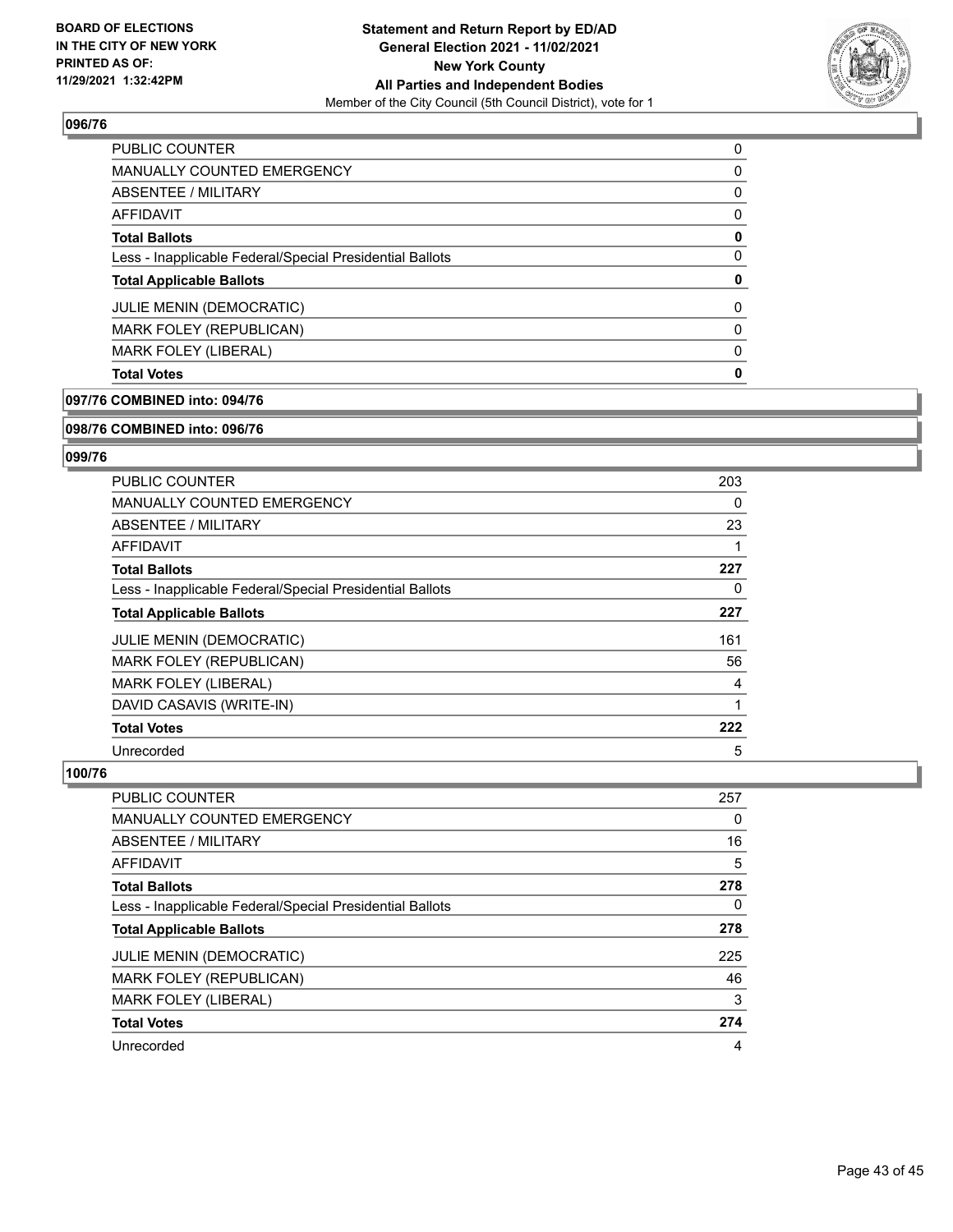## 096/76

| | |
|---|---|
| PUBLIC COUNTER | 0 |
| MANUALLY COUNTED EMERGENCY | 0 |
| ABSENTEE / MILITARY | 0 |
| AFFIDAVIT | 0 |
| **Total Ballots** | **0** |
| Less - Inapplicable Federal/Special Presidential Ballots | 0 |
| **Total Applicable Ballots** | **0** |
| JULIE MENIN (DEMOCRATIC) | 0 |
| MARK FOLEY (REPUBLICAN) | 0 |
| MARK FOLEY (LIBERAL) | 0 |
| **Total Votes** | **0** |

## 097/76 COMBINED into: 094/76

## 098/76 COMBINED into: 096/76

## 099/76

| | |
|---|---|
| PUBLIC COUNTER | 203 |
| MANUALLY COUNTED EMERGENCY | 0 |
| ABSENTEE / MILITARY | 23 |
| AFFIDAVIT | 1 |
| **Total Ballots** | **227** |
| Less - Inapplicable Federal/Special Presidential Ballots | 0 |
| **Total Applicable Ballots** | **227** |
| JULIE MENIN (DEMOCRATIC) | 161 |
| MARK FOLEY (REPUBLICAN) | 56 |
| MARK FOLEY (LIBERAL) | 4 |
| DAVID CASAVIS (WRITE-IN) | 1 |
| **Total Votes** | **222** |
| Unrecorded | 5 |

## 100/76

| | |
|---|---|
| PUBLIC COUNTER | 257 |
| MANUALLY COUNTED EMERGENCY | 0 |
| ABSENTEE / MILITARY | 16 |
| AFFIDAVIT | 5 |
| **Total Ballots** | **278** |
| Less - Inapplicable Federal/Special Presidential Ballots | 0 |
| **Total Applicable Ballots** | **278** |
| JULIE MENIN (DEMOCRATIC) | 225 |
| MARK FOLEY (REPUBLICAN) | 46 |
| MARK FOLEY (LIBERAL) | 3 |
| **Total Votes** | **274** |
| Unrecorded | 4 |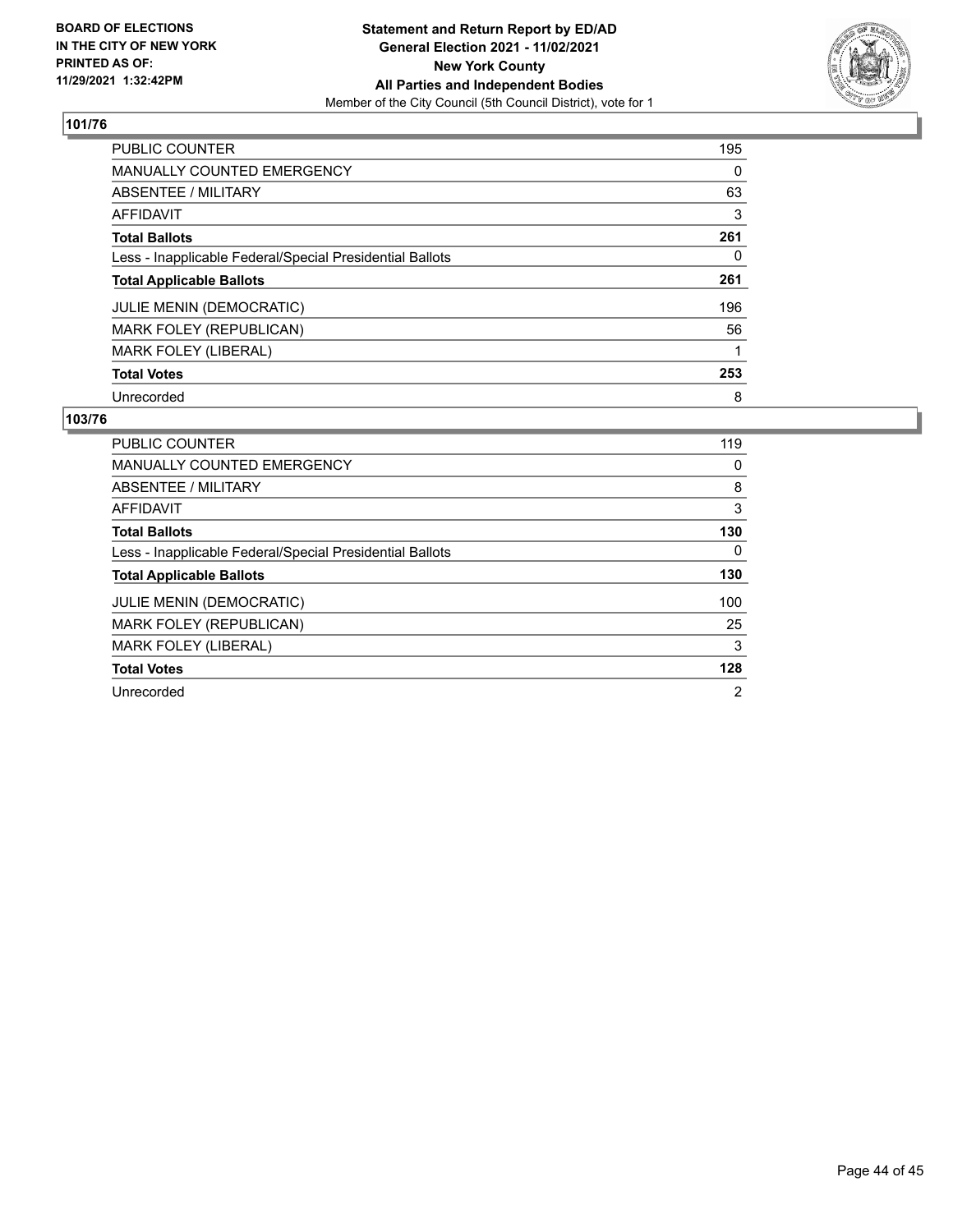**BOARD OF ELECTIONS IN THE CITY OF NEW YORK PRINTED AS OF: 11/29/2021 1:32:42PM**

**Statement and Return Report by ED/AD**
**General Election 2021 - 11/02/2021**
**New York County**
**All Parties and Independent Bodies**
Member of the City Council (5th Council District), vote for 1

## 101/76

| | |
|---|---|
| PUBLIC COUNTER | 195 |
| MANUALLY COUNTED EMERGENCY | 0 |
| ABSENTEE / MILITARY | 63 |
| AFFIDAVIT | 3 |
| **Total Ballots** | **261** |
| Less - Inapplicable Federal/Special Presidential Ballots | 0 |
| **Total Applicable Ballots** | **261** |
| JULIE MENIN (DEMOCRATIC) | 196 |
| MARK FOLEY (REPUBLICAN) | 56 |
| MARK FOLEY (LIBERAL) | 1 |
| **Total Votes** | **253** |
| Unrecorded | 8 |

## 103/76

| | |
|---|---|
| PUBLIC COUNTER | 119 |
| MANUALLY COUNTED EMERGENCY | 0 |
| ABSENTEE / MILITARY | 8 |
| AFFIDAVIT | 3 |
| **Total Ballots** | **130** |
| Less - Inapplicable Federal/Special Presidential Ballots | 0 |
| **Total Applicable Ballots** | **130** |
| JULIE MENIN (DEMOCRATIC) | 100 |
| MARK FOLEY (REPUBLICAN) | 25 |
| MARK FOLEY (LIBERAL) | 3 |
| **Total Votes** | **128** |
| Unrecorded | 2 |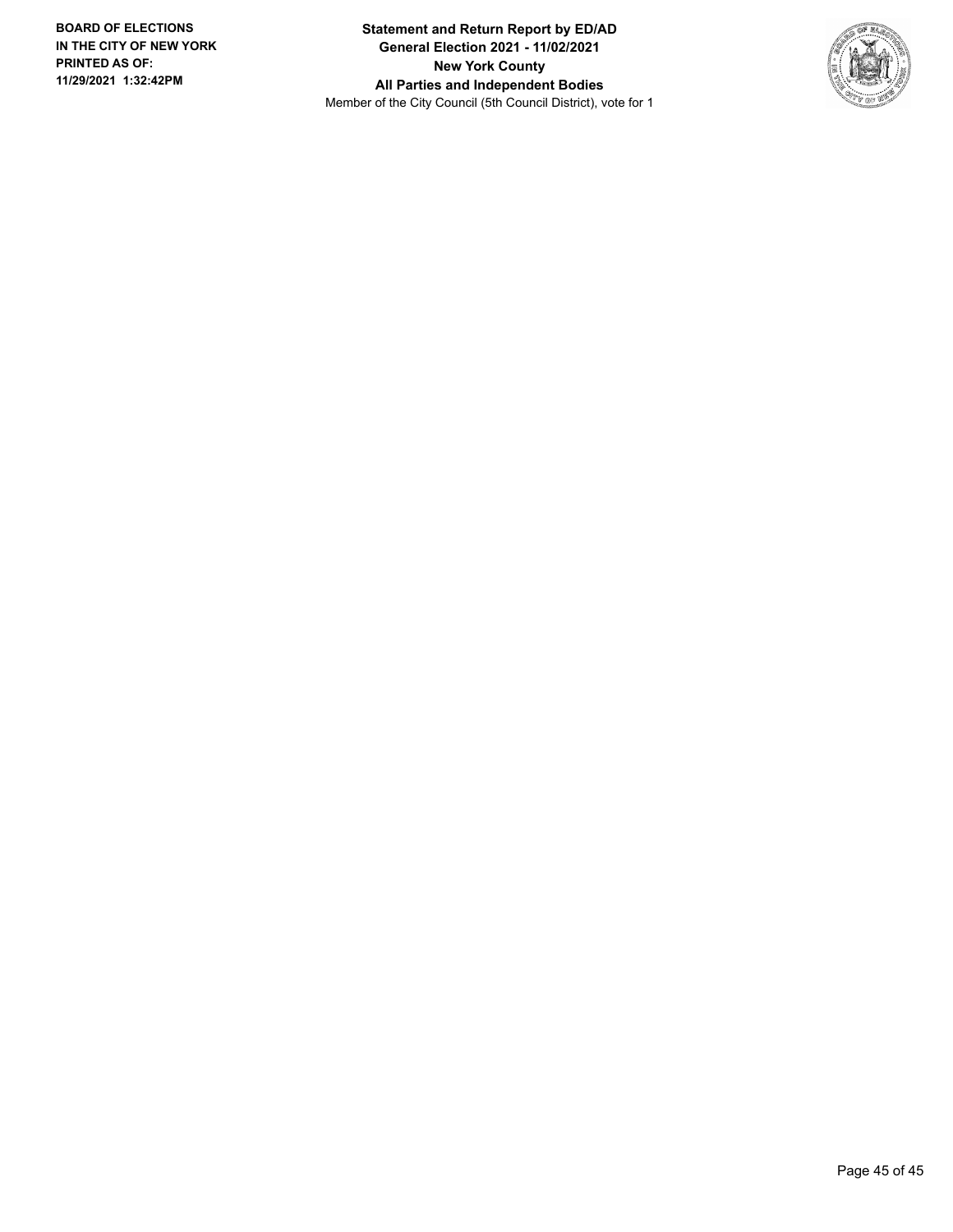**BOARD OF ELECTIONS**
**IN THE CITY OF NEW YORK**
**PRINTED AS OF:**
**11/29/2021 1:32:42PM**

**Statement and Return Report by ED/AD**
**General Election 2021 - 11/02/2021**
**New York County**
**All Parties and Independent Bodies**
Member of the City Council (5th Council District), vote for 1